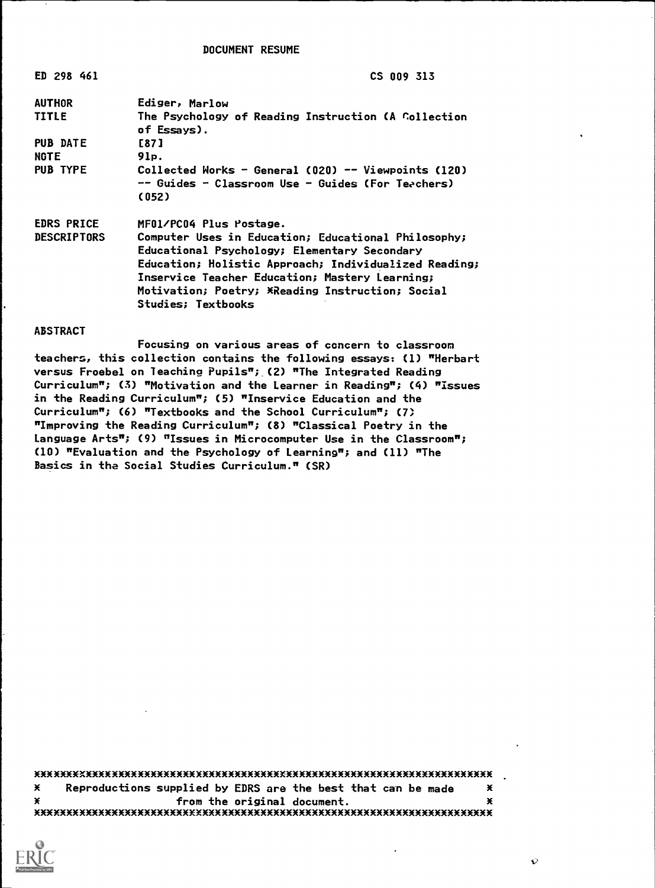# DOCUMENT RESUME

ED 298 461 CS 009 313

| | |
|---|---|
| AUTHOR | Ediger, Marlow |
| TITLE | The Psychology of Reading Instruction (A Collection of Essays). |
| PUB DATE | [87] |
| NOTE | 91p. |
| PUB TYPE | Collected Works - General (020) -- Viewpoints (120) -- Guides - Classroom Use - Guides (For Teachers) (052) |
| EDRS PRICE | MF01/PC04 Plus Postage. |
| DESCRIPTORS | Computer Uses in Education; Educational Philosophy; Educational Psychology; Elementary Secondary Education; Holistic Approach; Individualized Reading; Inservice Teacher Education; Mastery Learning; Motivation; Poetry; *Reading Instruction; Social Studies; Textbooks |

## ABSTRACT

Focusing on various areas of concern to classroom teachers, this collection contains the following essays: (1) "Herbart versus Froebel on Teaching Pupils"; (2) "The Integrated Reading Curriculum"; (3) "Motivation and the Learner in Reading"; (4) "Issues in the Reading Curriculum"; (5) "Inservice Education and the Curriculum"; (6) "Textbooks and the School Curriculum"; (7) "Improving the Reading Curriculum"; (8) "Classical Poetry in the Language Arts"; (9) "Issues in Microcomputer Use in the Classroom"; (10) "Evaluation and the Psychology of Learning"; and (11) "The Basics in the Social Studies Curriculum." (SR)

---

Reproductions supplied by EDRS are the best that can be made from the original document.

---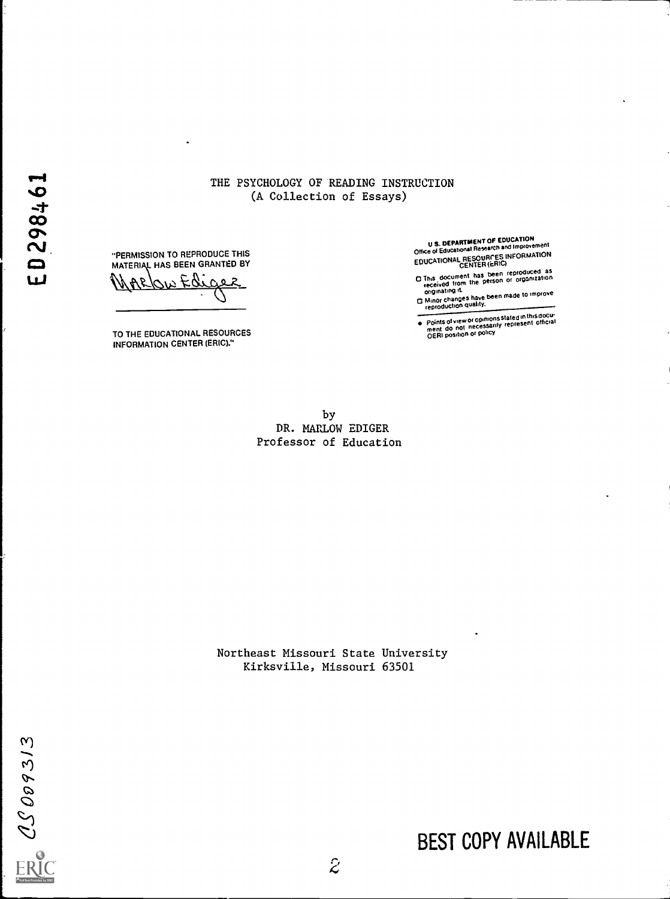# THE PSYCHOLOGY OF READING INSTRUCTION
(A Collection of Essays)

"PERMISSION TO REPRODUCE THIS MATERIAL HAS BEEN GRANTED BY

Marlow Ediger

TO THE EDUCATIONAL RESOURCES INFORMATION CENTER (ERIC)."

U.S. DEPARTMENT OF EDUCATION
Office of Educational Research and Improvement
EDUCATIONAL RESOURCES INFORMATION CENTER (ERIC)

- This document has been reproduced as received from the person or organization originating it.
- Minor changes have been made to improve reproduction quality.
- Points of view or opinions stated in this document do not necessarily represent official OERI position or policy

by
DR. MARLOW EDIGER
Professor of Education

Northeast Missouri State University
Kirksville, Missouri 63501

ED298461

CS009313

BEST COPY AVAILABLE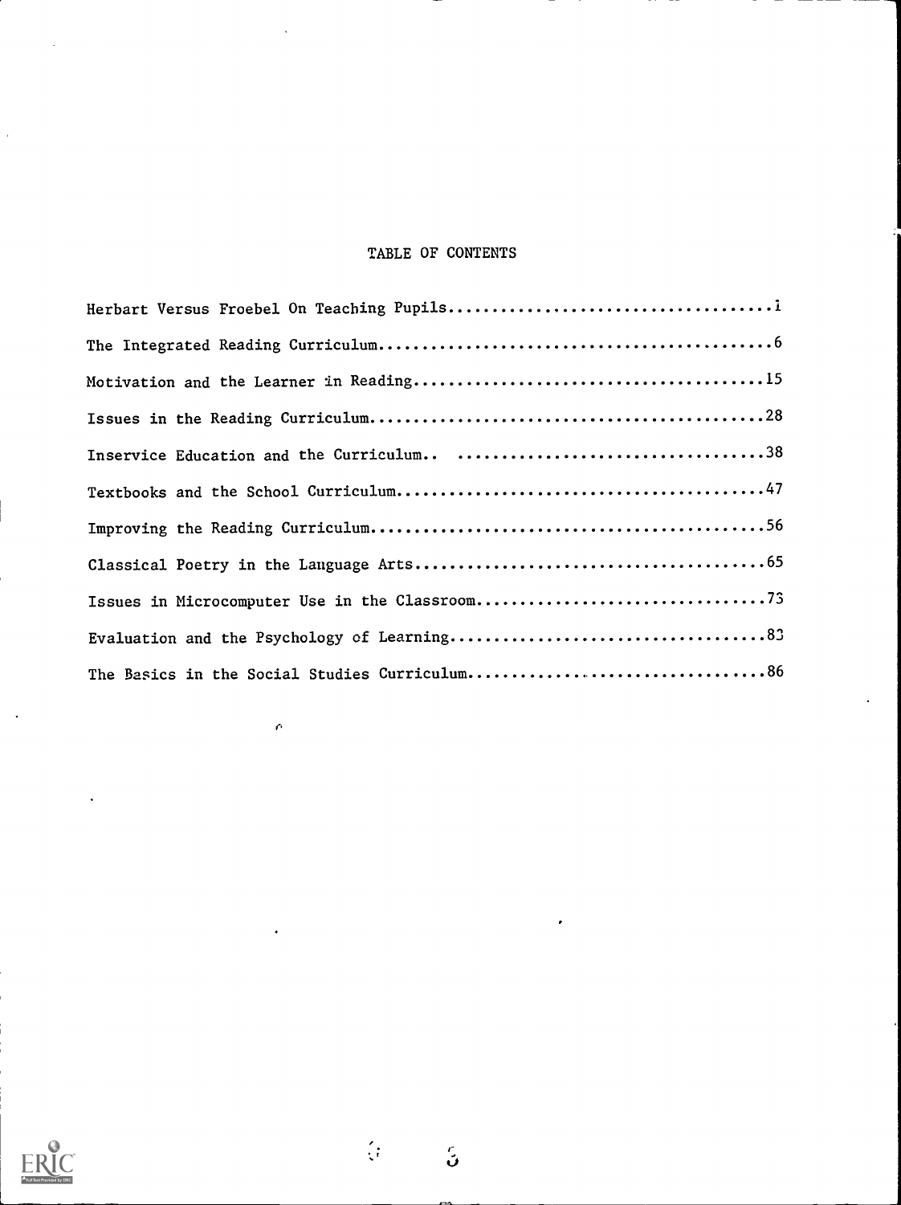# TABLE OF CONTENTS

Herbart Versus Froebel On Teaching Pupils....................................1

The Integrated Reading Curriculum............................................6

Motivation and the Learner in Reading........................................15

Issues in the Reading Curriculum.............................................28

Inservice Education and the Curriculum.. ....................................38

Textbooks and the School Curriculum..........................................47

Improving the Reading Curriculum.............................................56

Classical Poetry in the Language Arts........................................65

Issues in Microcomputer Use in the Classroom.................................73

Evaluation and the Psychology of Learning....................................83

The Basics in the Social Studies Curriculum..................................86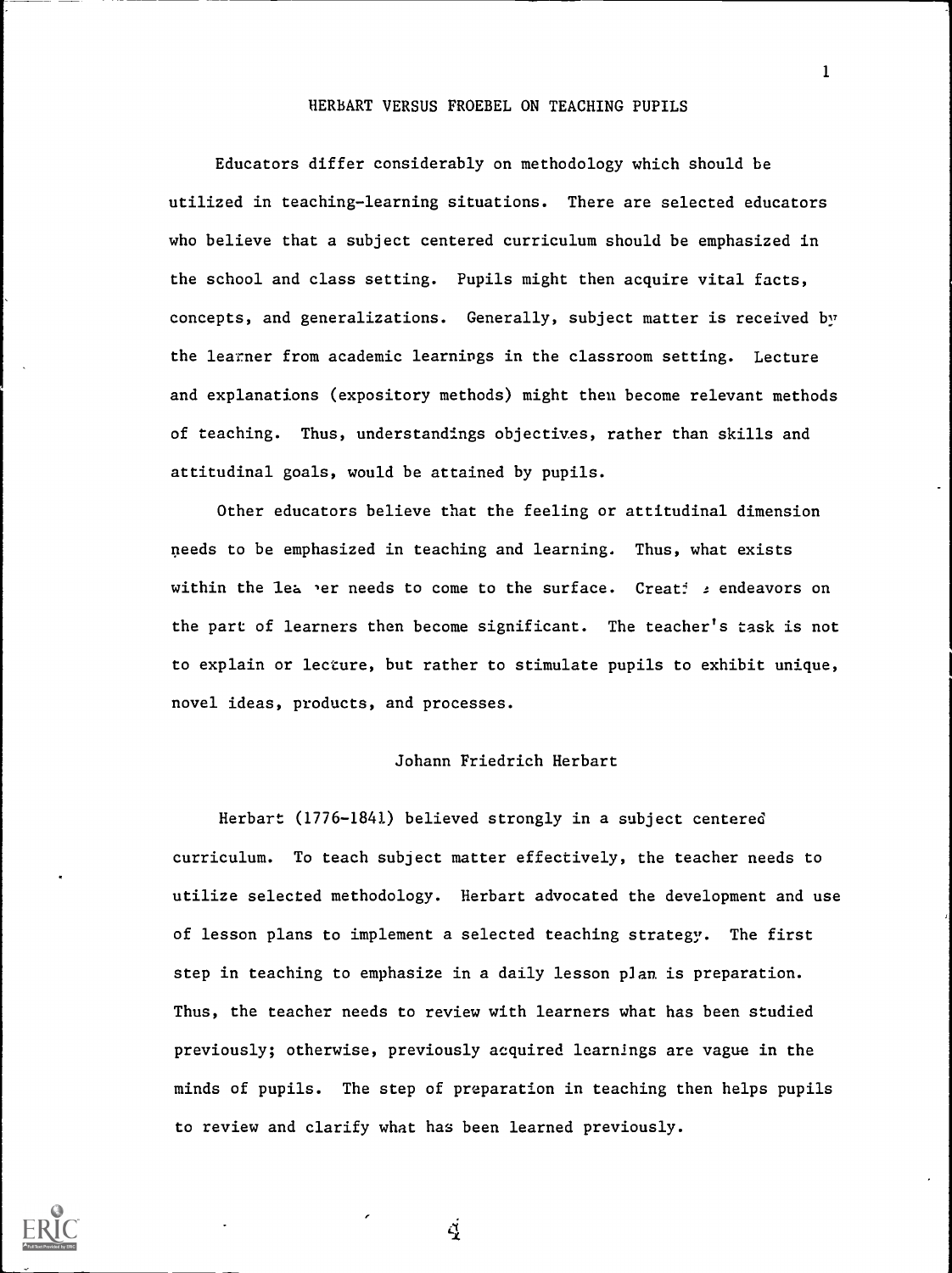# HERBART VERSUS FROEBEL ON TEACHING PUPILS

Educators differ considerably on methodology which should be utilized in teaching-learning situations. There are selected educators who believe that a subject centered curriculum should be emphasized in the school and class setting. Pupils might then acquire vital facts, concepts, and generalizations. Generally, subject matter is received by the learner from academic learnings in the classroom setting. Lecture and explanations (expository methods) might then become relevant methods of teaching. Thus, understandings objectives, rather than skills and attitudinal goals, would be attained by pupils.

Other educators believe that the feeling or attitudinal dimension needs to be emphasized in teaching and learning. Thus, what exists within the learner needs to come to the surface. Creative endeavors on the part of learners then become significant. The teacher's task is not to explain or lecture, but rather to stimulate pupils to exhibit unique, novel ideas, products, and processes.

## Johann Friedrich Herbart

Herbart (1776-1841) believed strongly in a subject centered curriculum. To teach subject matter effectively, the teacher needs to utilize selected methodology. Herbart advocated the development and use of lesson plans to implement a selected teaching strategy. The first step in teaching to emphasize in a daily lesson plan is preparation. Thus, the teacher needs to review with learners what has been studied previously; otherwise, previously acquired learnings are vague in the minds of pupils. The step of preparation in teaching then helps pupils to review and clarify what has been learned previously.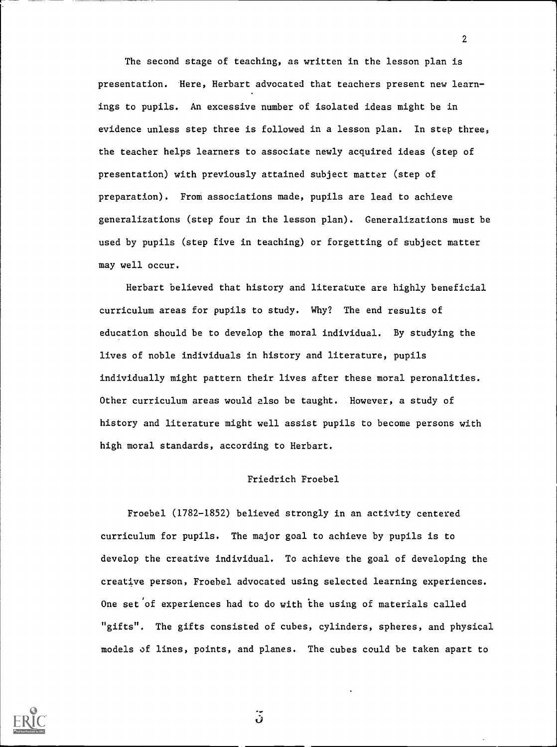The second stage of teaching, as written in the lesson plan is presentation. Here, Herbart advocated that teachers present new learnings to pupils. An excessive number of isolated ideas might be in evidence unless step three is followed in a lesson plan. In step three, the teacher helps learners to associate newly acquired ideas (step of presentation) with previously attained subject matter (step of preparation). From associations made, pupils are lead to achieve generalizations (step four in the lesson plan). Generalizations must be used by pupils (step five in teaching) or forgetting of subject matter may well occur.

Herbart believed that history and literature are highly beneficial curriculum areas for pupils to study. Why? The end results of education should be to develop the moral individual. By studying the lives of noble individuals in history and literature, pupils individually might pattern their lives after these moral peronalities. Other curriculum areas would also be taught. However, a study of history and literature might well assist pupils to become persons with high moral standards, according to Herbart.

## Friedrich Froebel

Froebel (1782-1852) believed strongly in an activity centered curriculum for pupils. The major goal to achieve by pupils is to develop the creative individual. To achieve the goal of developing the creative person, Froebel advocated using selected learning experiences. One set of experiences had to do with the using of materials called "gifts". The gifts consisted of cubes, cylinders, spheres, and physical models of lines, points, and planes. The cubes could be taken apart to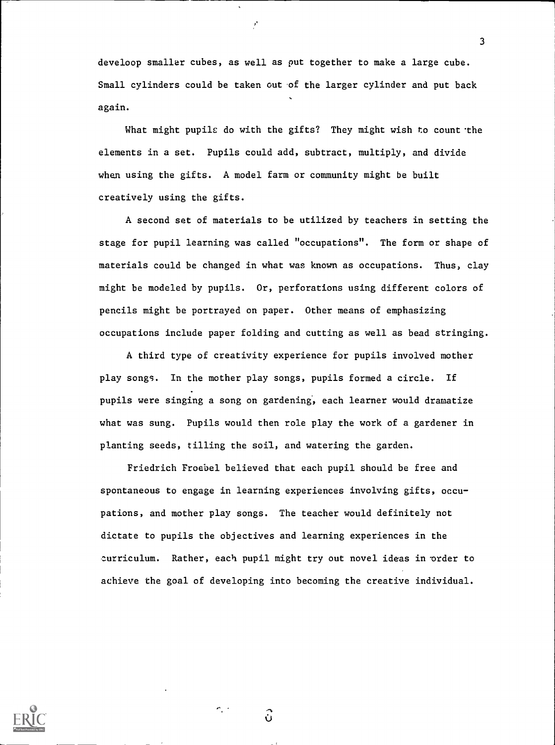develoop smaller cubes, as well as put together to make a large cube. Small cylinders could be taken out of the larger cylinder and put back again.

What might pupils do with the gifts? They might wish to count the elements in a set. Pupils could add, subtract, multiply, and divide when using the gifts. A model farm or community might be built creatively using the gifts.

A second set of materials to be utilized by teachers in setting the stage for pupil learning was called "occupations". The form or shape of materials could be changed in what was known as occupations. Thus, clay might be modeled by pupils. Or, perforations using different colors of pencils might be portrayed on paper. Other means of emphasizing occupations include paper folding and cutting as well as bead stringing.

A third type of creativity experience for pupils involved mother play songs. In the mother play songs, pupils formed a circle. If pupils were singing a song on gardening, each learner would dramatize what was sung. Pupils would then role play the work of a gardener in planting seeds, tilling the soil, and watering the garden.

Friedrich Froebel believed that each pupil should be free and spontaneous to engage in learning experiences involving gifts, occupations, and mother play songs. The teacher would definitely not dictate to pupils the objectives and learning experiences in the curriculum. Rather, each pupil might try out novel ideas in order to achieve the goal of developing into becoming the creative individual.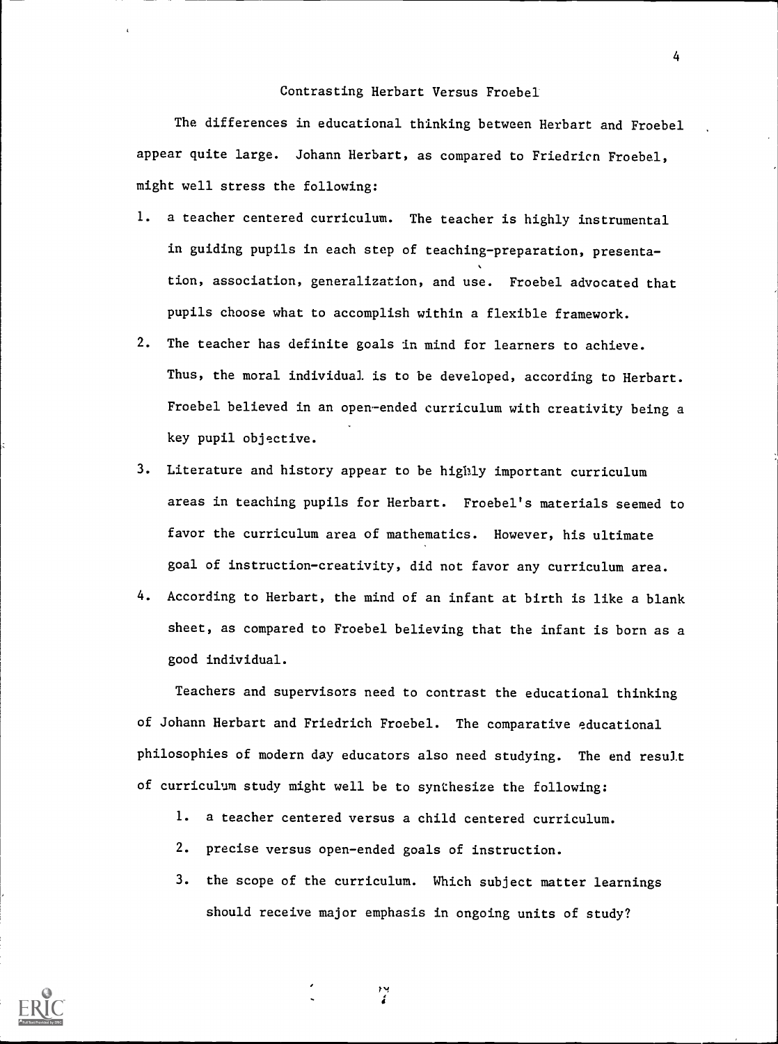## Contrasting Herbart Versus Froebel

The differences in educational thinking between Herbart and Froebel appear quite large. Johann Herbart, as compared to Friedricn Froebel, might well stress the following:

1. a teacher centered curriculum. The teacher is highly instrumental in guiding pupils in each step of teaching-preparation, presentation, association, generalization, and use. Froebel advocated that pupils choose what to accomplish within a flexible framework.
2. The teacher has definite goals in mind for learners to achieve. Thus, the moral individual is to be developed, according to Herbart. Froebel believed in an open-ended curriculum with creativity being a key pupil objective.
3. Literature and history appear to be highly important curriculum areas in teaching pupils for Herbart. Froebel's materials seemed to favor the curriculum area of mathematics. However, his ultimate goal of instruction-creativity, did not favor any curriculum area.
4. According to Herbart, the mind of an infant at birth is like a blank sheet, as compared to Froebel believing that the infant is born as a good individual.

Teachers and supervisors need to contrast the educational thinking of Johann Herbart and Friedrich Froebel. The comparative educational philosophies of modern day educators also need studying. The end result of curriculum study might well be to synthesize the following:

1. a teacher centered versus a child centered curriculum.
2. precise versus open-ended goals of instruction.
3. the scope of the curriculum. Which subject matter learnings should receive major emphasis in ongoing units of study?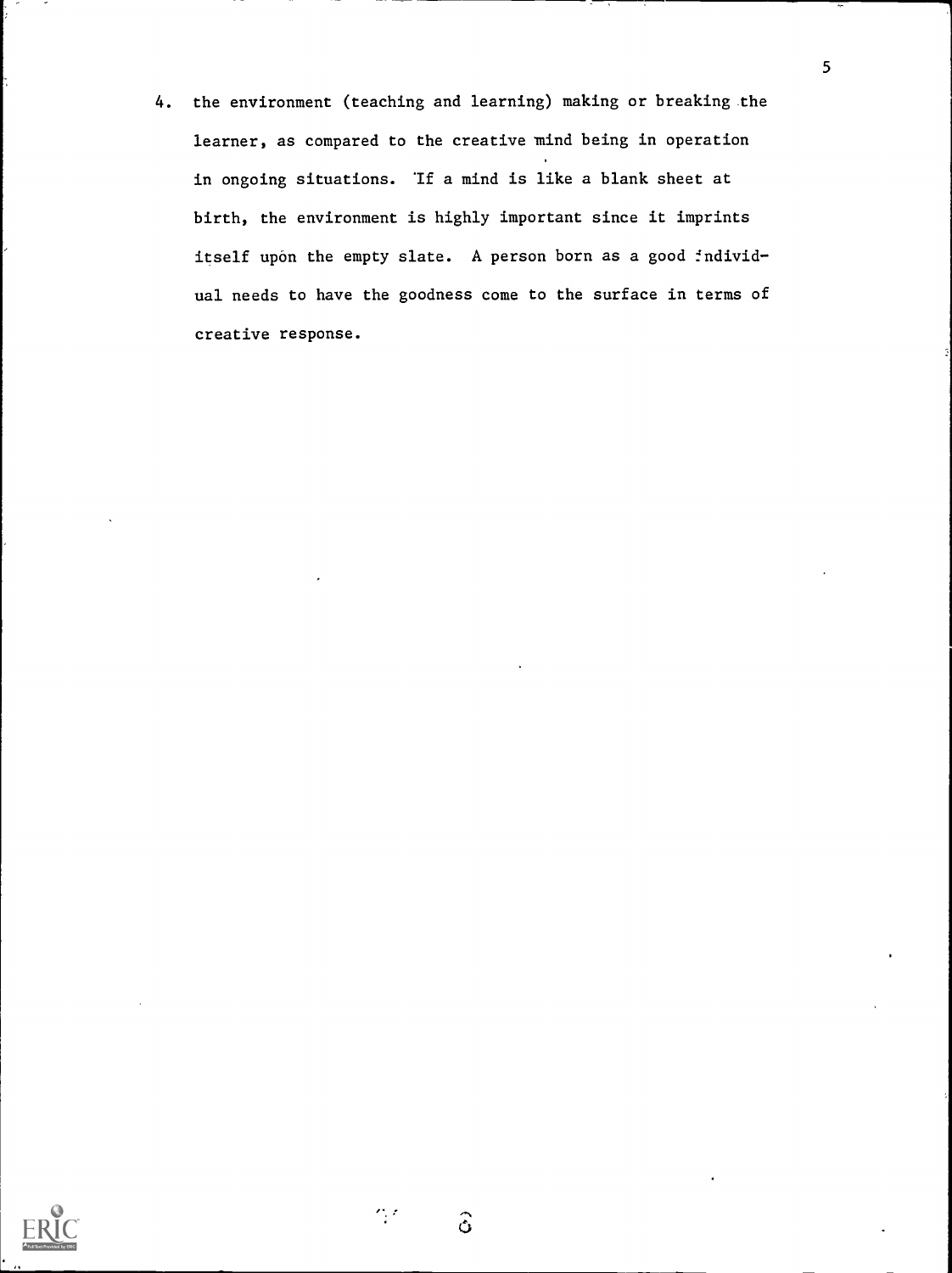4. the environment (teaching and learning) making or breaking the learner, as compared to the creative mind being in operation in ongoing situations. If a mind is like a blank sheet at birth, the environment is highly important since it imprints itself upon the empty slate. A person born as a good individual needs to have the goodness come to the surface in terms of creative response.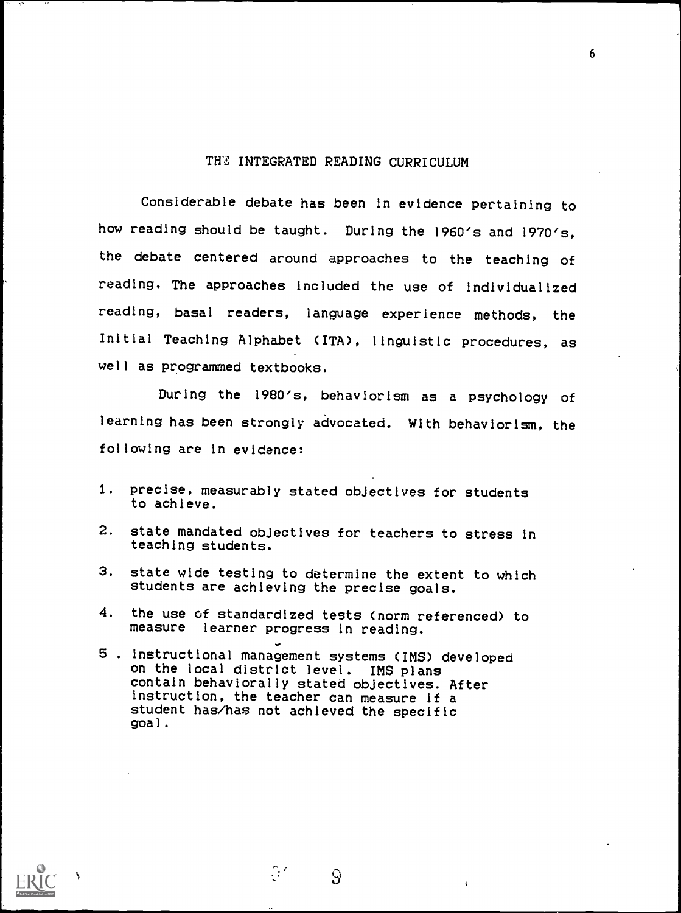## THE INTEGRATED READING CURRICULUM

Considerable debate has been in evidence pertaining to how reading should be taught. During the 1960's and 1970's, the debate centered around approaches to the teaching of reading. The approaches included the use of individualized reading, basal readers, language experience methods, the Initial Teaching Alphabet (ITA), linguistic procedures, as well as programmed textbooks.

During the 1980's, behaviorism as a psychology of learning has been strongly advocated. With behaviorism, the following are in evidence:

1. precise, measurably stated objectives for students to achieve.
2. state mandated objectives for teachers to stress in teaching students.
3. state wide testing to determine the extent to which students are achieving the precise goals.
4. the use of standardized tests (norm referenced) to measure learner progress in reading.
5. instructional management systems (IMS) developed on the local district level. IMS plans contain behaviorally stated objectives. After instruction, the teacher can measure if a student has/has not achieved the specific goal.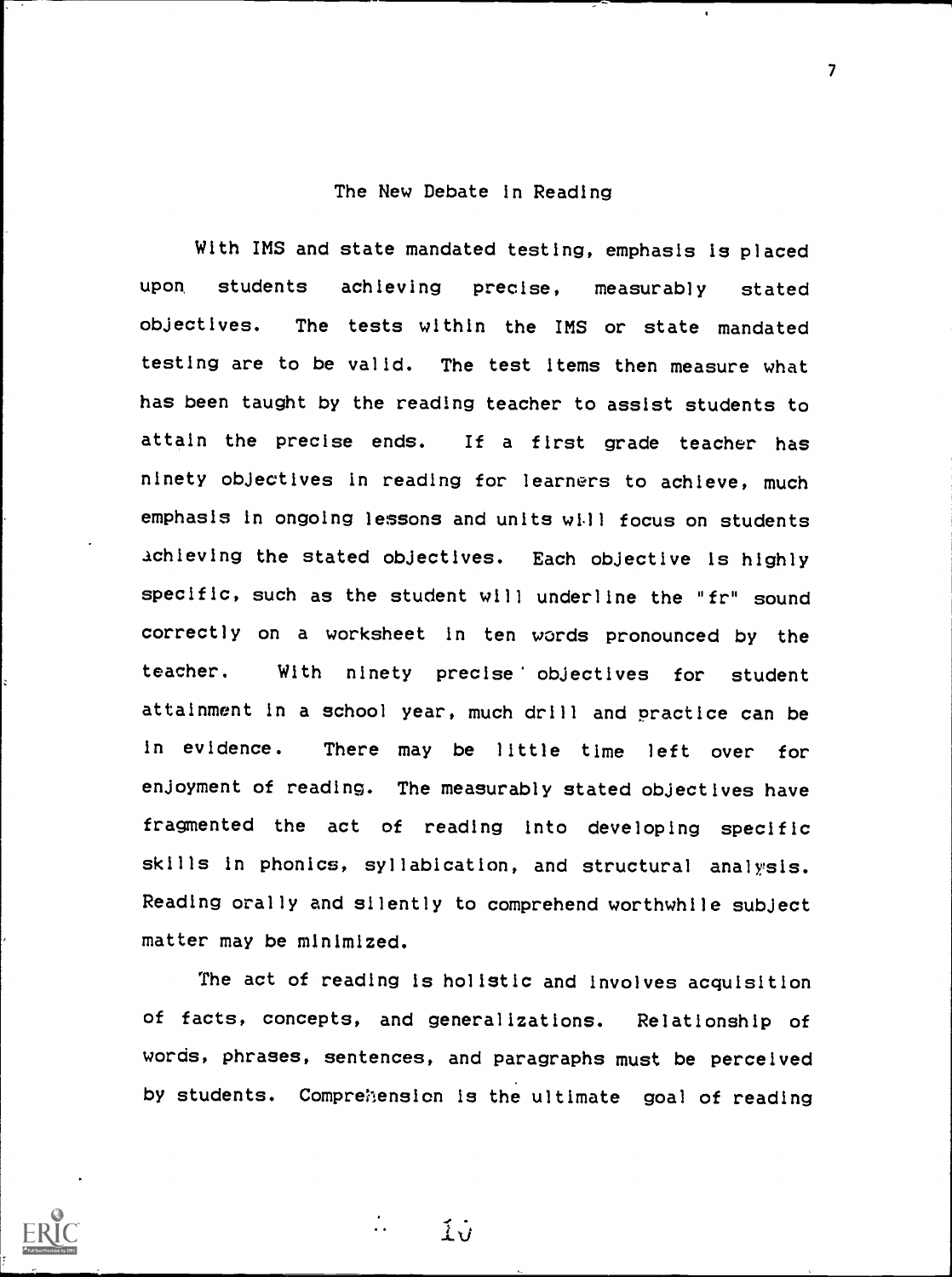## The New Debate in Reading

With IMS and state mandated testing, emphasis is placed upon students achieving precise, measurably stated objectives. The tests within the IMS or state mandated testing are to be valid. The test items then measure what has been taught by the reading teacher to assist students to attain the precise ends. If a first grade teacher has ninety objectives in reading for learners to achieve, much emphasis in ongoing lessons and units will focus on students achieving the stated objectives. Each objective is highly specific, such as the student will underline the "fr" sound correctly on a worksheet in ten words pronounced by the teacher. With ninety precise objectives for student attainment in a school year, much drill and practice can be in evidence. There may be little time left over for enjoyment of reading. The measurably stated objectives have fragmented the act of reading into developing specific skills in phonics, syllabication, and structural analysis. Reading orally and silently to comprehend worthwhile subject matter may be minimized.

The act of reading is holistic and involves acquisition of facts, concepts, and generalizations. Relationship of words, phrases, sentences, and paragraphs must be perceived by students. Comprehension is the ultimate goal of reading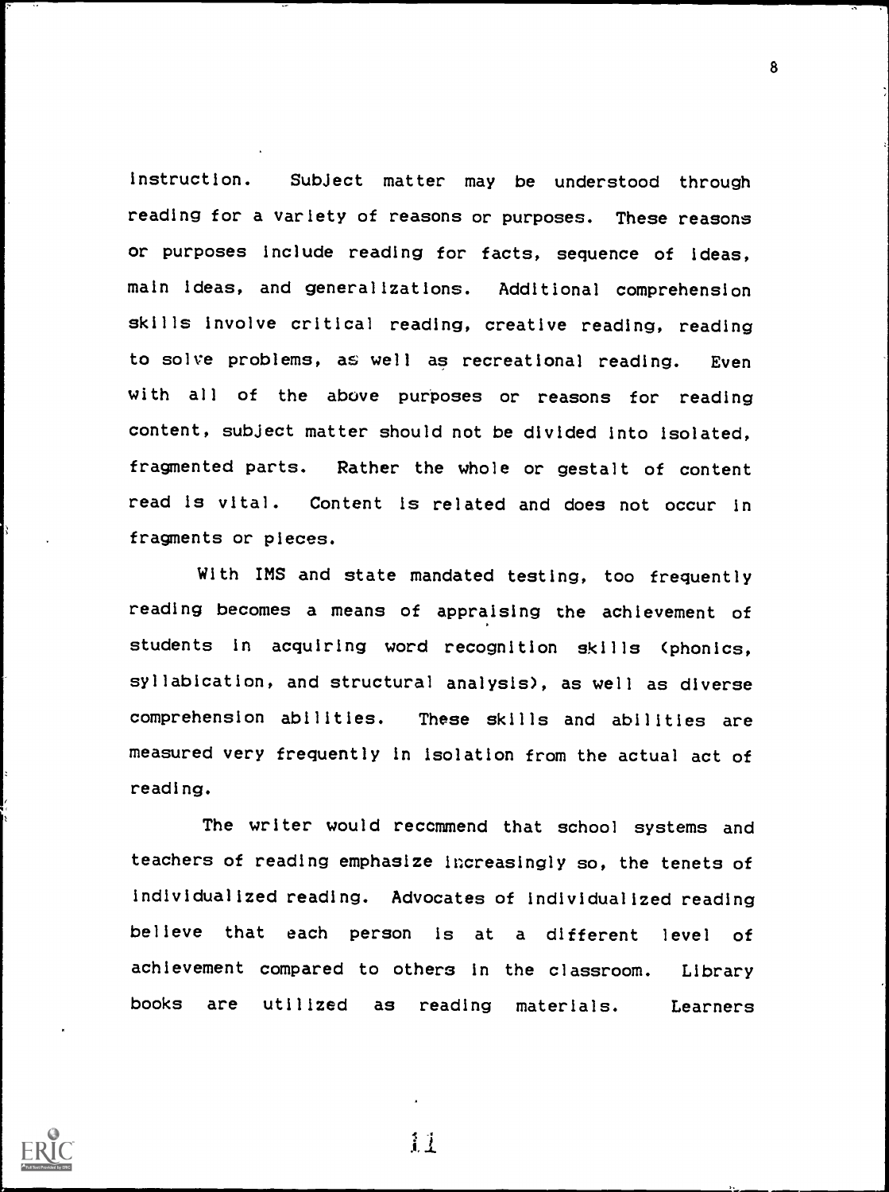instruction. Subject matter may be understood through reading for a variety of reasons or purposes. These reasons or purposes include reading for facts, sequence of ideas, main ideas, and generalizations. Additional comprehension skills involve critical reading, creative reading, reading to solve problems, as well as recreational reading. Even with all of the above purposes or reasons for reading content, subject matter should not be divided into isolated, fragmented parts. Rather the whole or gestalt of content read is vital. Content is related and does not occur in fragments or pieces.

With IMS and state mandated testing, too frequently reading becomes a means of appraising the achievement of students in acquiring word recognition skills (phonics, syllabication, and structural analysis), as well as diverse comprehension abilities. These skills and abilities are measured very frequently in isolation from the actual act of reading.

The writer would recommend that school systems and teachers of reading emphasize increasingly so, the tenets of individualized reading. Advocates of individualized reading believe that each person is at a different level of achievement compared to others in the classroom. Library books are utilized as reading materials. Learners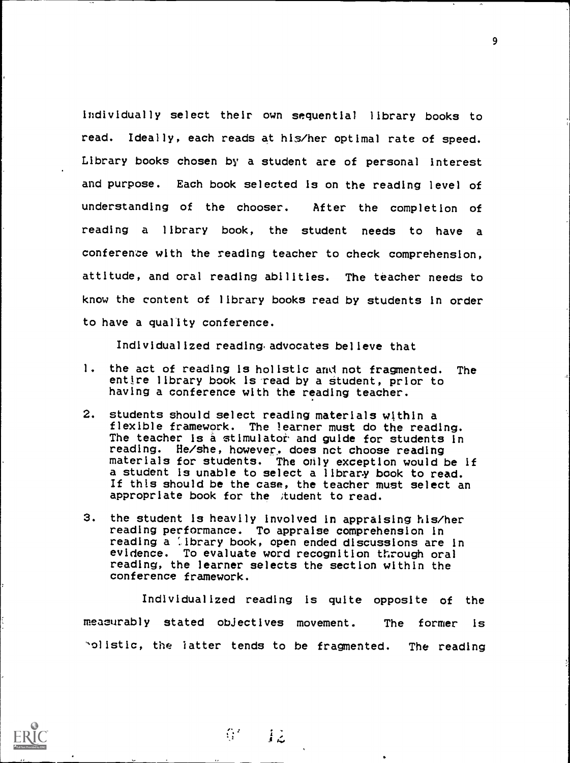individually select their own sequential library books to read. Ideally, each reads at his/her optimal rate of speed. Library books chosen by a student are of personal interest and purpose. Each book selected is on the reading level of understanding of the chooser. After the completion of reading a library book, the student needs to have a conference with the reading teacher to check comprehension, attitude, and oral reading abilities. The teacher needs to know the content of library books read by students in order to have a quality conference.

Individualized reading advocates believe that

1. the act of reading is holistic and not fragmented. The entire library book is read by a student, prior to having a conference with the reading teacher.
2. students should select reading materials within a flexible framework. The learner must do the reading. The teacher is a stimulator and guide for students in reading. He/she, however, does not choose reading materials for students. The only exception would be if a student is unable to select a library book to read. If this should be the case, the teacher must select an appropriate book for the student to read.
3. the student is heavily involved in appraising his/her reading performance. To appraise comprehension in reading a library book, open ended discussions are in evidence. To evaluate word recognition through oral reading, the learner selects the section within the conference framework.

Individualized reading is quite opposite of the measurably stated objectives movement. The former is holistic, the latter tends to be fragmented. The reading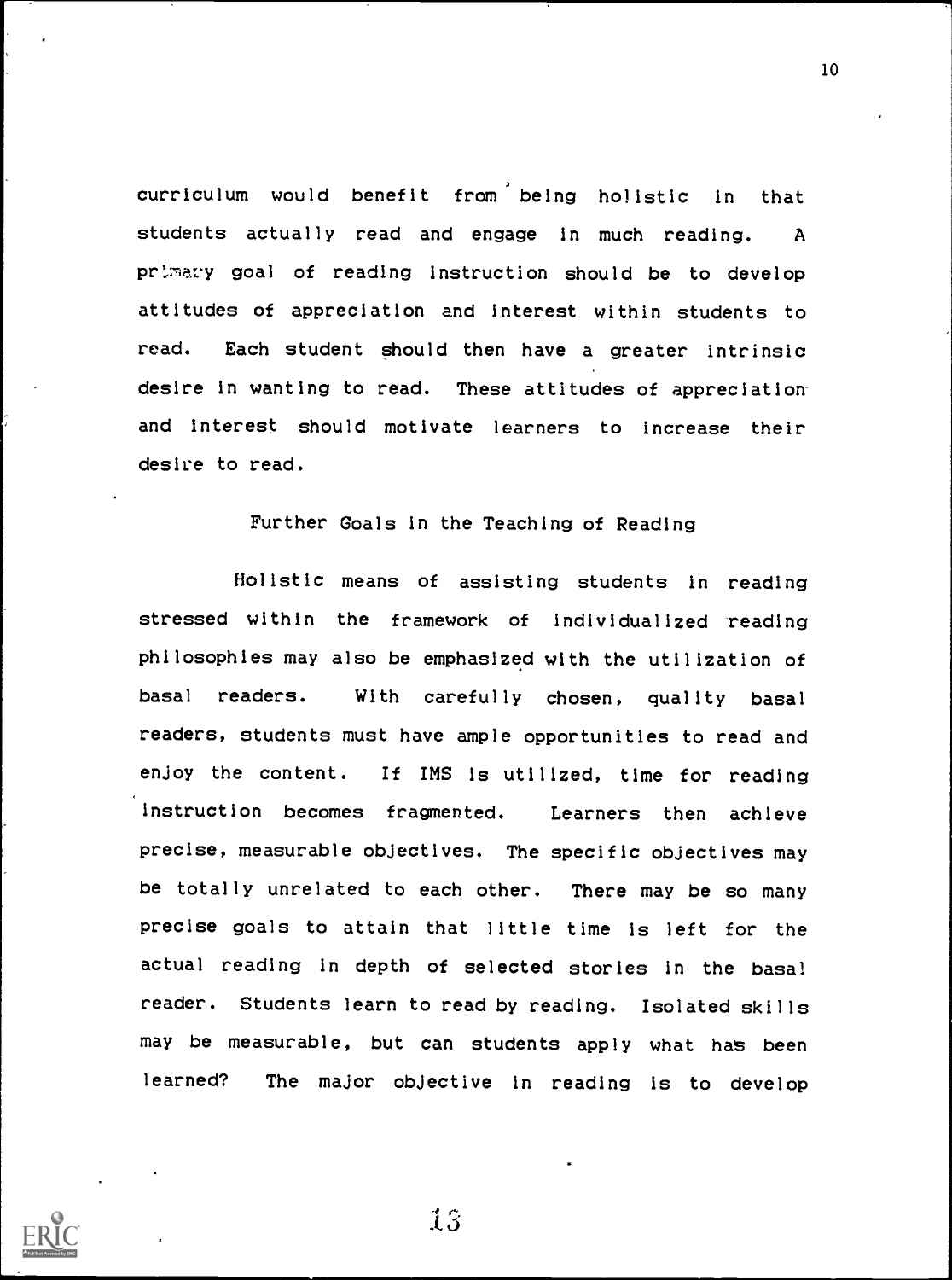curriculum would benefit from being holistic in that students actually read and engage in much reading. A primary goal of reading instruction should be to develop attitudes of appreciation and interest within students to read. Each student should then have a greater intrinsic desire in wanting to read. These attitudes of appreciation and interest should motivate learners to increase their desire to read.

## Further Goals in the Teaching of Reading

Holistic means of assisting students in reading stressed within the framework of individualized reading philosophies may also be emphasized with the utilization of basal readers. With carefully chosen, quality basal readers, students must have ample opportunities to read and enjoy the content. If IMS is utilized, time for reading instruction becomes fragmented. Learners then achieve precise, measurable objectives. The specific objectives may be totally unrelated to each other. There may be so many precise goals to attain that little time is left for the actual reading in depth of selected stories in the basal reader. Students learn to read by reading. Isolated skills may be measurable, but can students apply what has been learned? The major objective in reading is to develop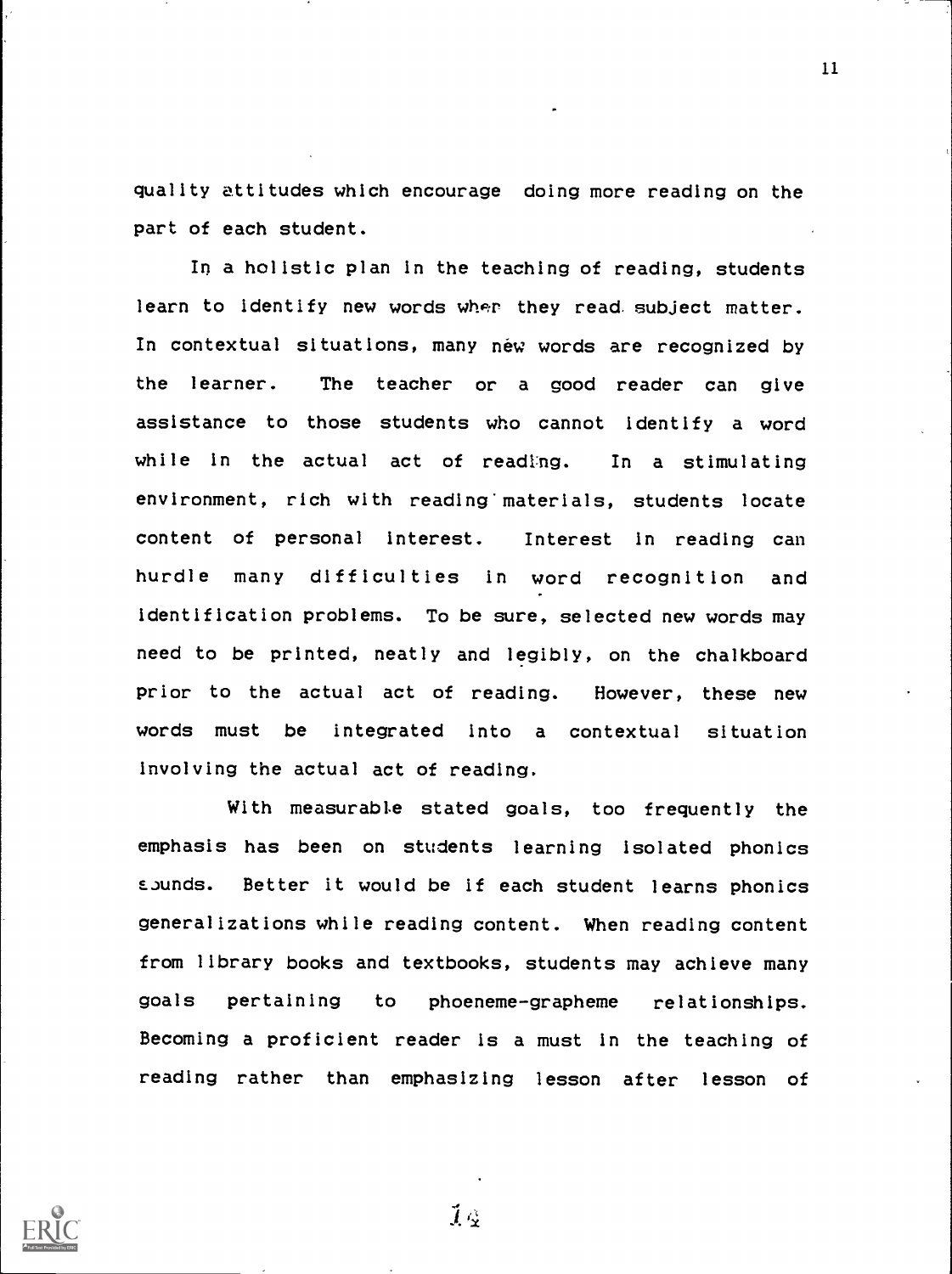quality attitudes which encourage doing more reading on the part of each student.

In a holistic plan in the teaching of reading, students learn to identify new words when they read subject matter. In contextual situations, many new words are recognized by the learner. The teacher or a good reader can give assistance to those students who cannot identify a word while in the actual act of reading. In a stimulating environment, rich with reading materials, students locate content of personal interest. Interest in reading can hurdle many difficulties in word recognition and identification problems. To be sure, selected new words may need to be printed, neatly and legibly, on the chalkboard prior to the actual act of reading. However, these new words must be integrated into a contextual situation involving the actual act of reading.

With measurable stated goals, too frequently the emphasis has been on students learning isolated phonics sounds. Better it would be if each student learns phonics generalizations while reading content. When reading content from library books and textbooks, students may achieve many goals pertaining to phoeneme-grapheme relationships. Becoming a proficient reader is a must in the teaching of reading rather than emphasizing lesson after lesson of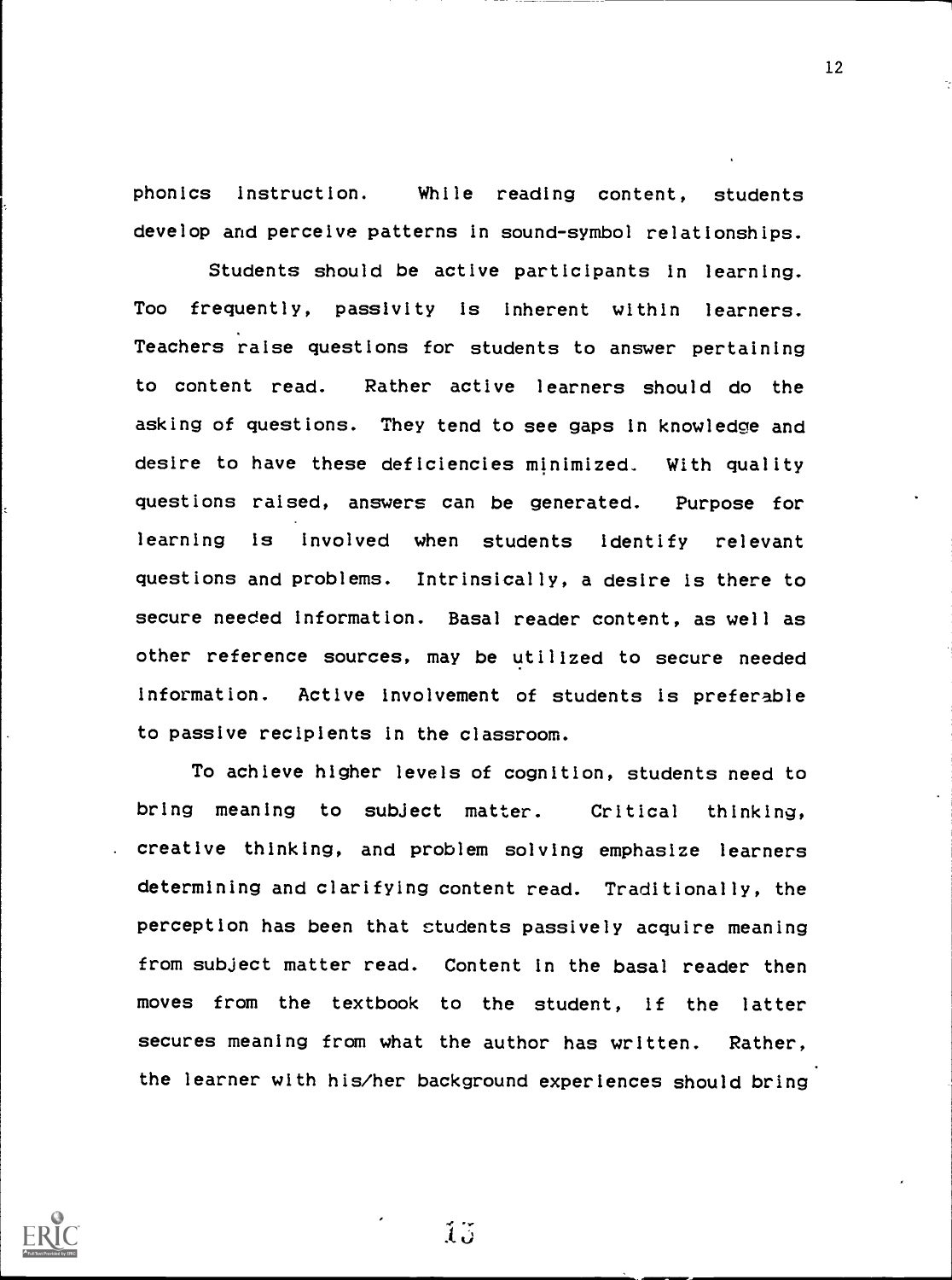phonics instruction. While reading content, students develop and perceive patterns in sound-symbol relationships.

Students should be active participants in learning. Too frequently, passivity is inherent within learners. Teachers raise questions for students to answer pertaining to content read. Rather active learners should do the asking of questions. They tend to see gaps in knowledge and desire to have these deficiencies minimized. With quality questions raised, answers can be generated. Purpose for learning is involved when students identify relevant questions and problems. Intrinsically, a desire is there to secure needed information. Basal reader content, as well as other reference sources, may be utilized to secure needed information. Active involvement of students is preferable to passive recipients in the classroom.

To achieve higher levels of cognition, students need to bring meaning to subject matter. Critical thinking, creative thinking, and problem solving emphasize learners determining and clarifying content read. Traditionally, the perception has been that students passively acquire meaning from subject matter read. Content in the basal reader then moves from the textbook to the student, if the latter secures meaning from what the author has written. Rather, the learner with his/her background experiences should bring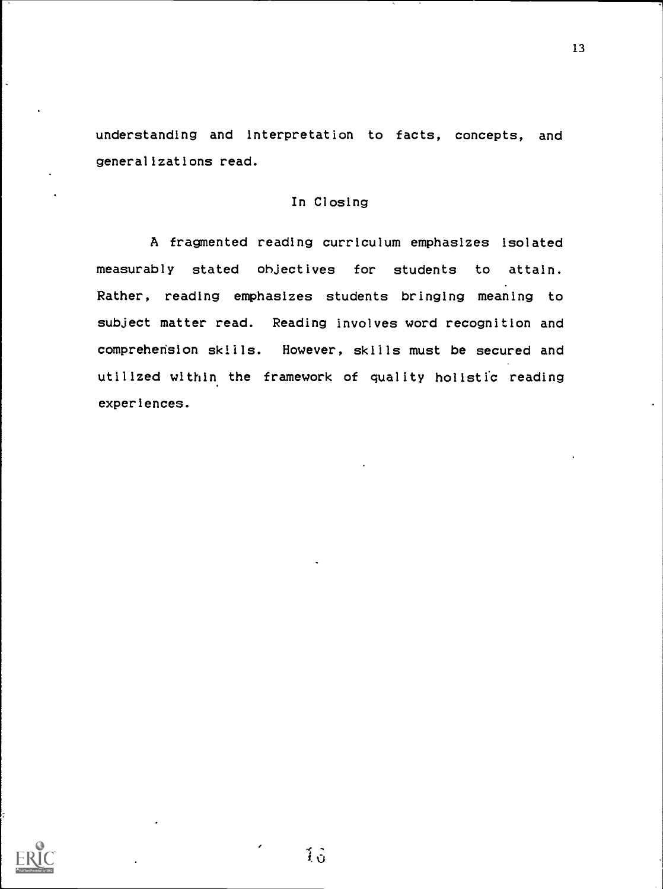understanding and interpretation to facts, concepts, and generalizations read.

## In Closing

A fragmented reading curriculum emphasizes isolated measurably stated objectives for students to attain. Rather, reading emphasizes students bringing meaning to subject matter read. Reading involves word recognition and comprehension skills. However, skills must be secured and utilized within the framework of quality holistic reading experiences.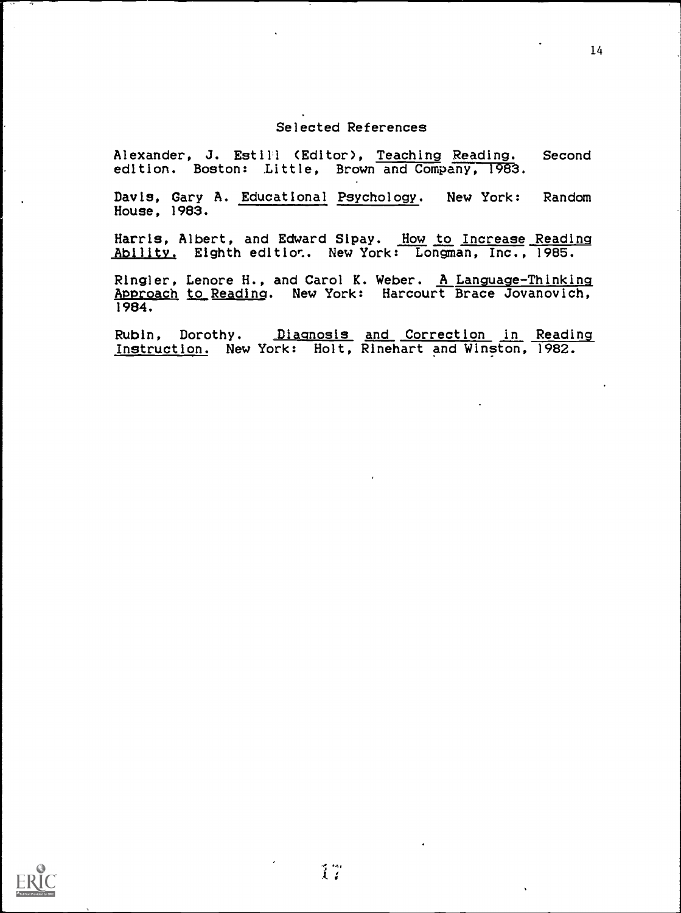## Selected References

Alexander, J. Estill (Editor), Teaching Reading. Second edition. Boston: Little, Brown and Company, 1983.

Davis, Gary A. Educational Psychology. New York: Random House, 1983.

Harris, Albert, and Edward Sipay. How to Increase Reading Ability. Eighth edition. New York: Longman, Inc., 1985.

Ringler, Lenore H., and Carol K. Weber. A Language-Thinking Approach to Reading. New York: Harcourt Brace Jovanovich, 1984.

Rubin, Dorothy. Diagnosis and Correction in Reading Instruction. New York: Holt, Rinehart and Winston, 1982.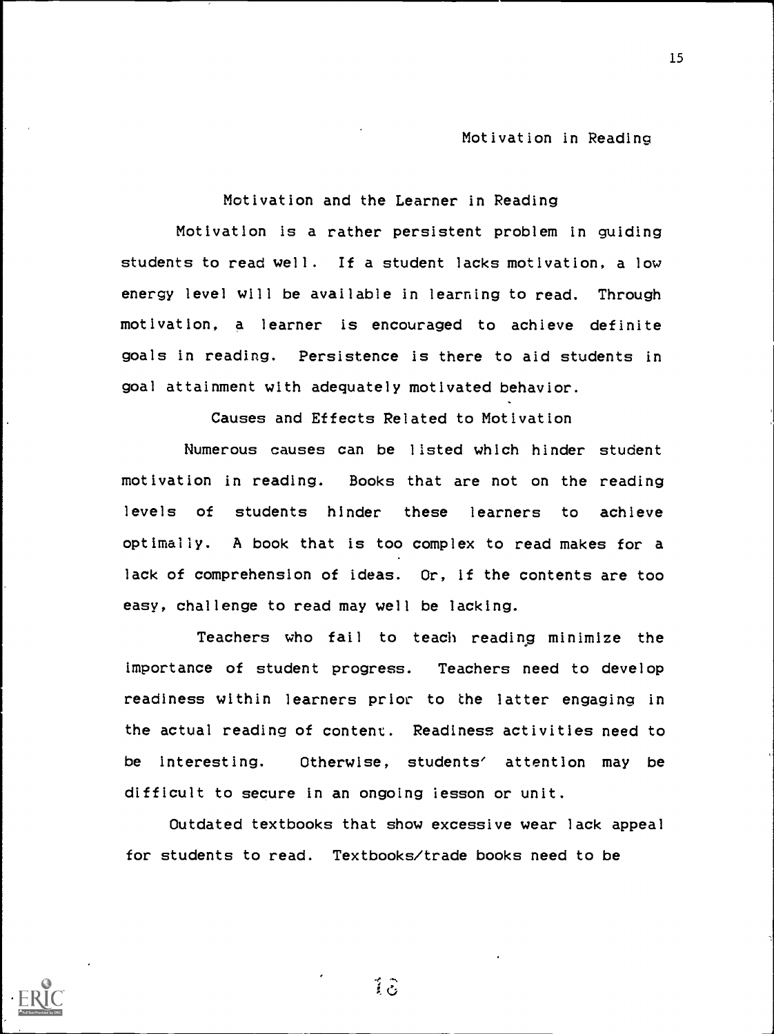## Motivation and the Learner in Reading

Motivation is a rather persistent problem in guiding students to read well. If a student lacks motivation, a low energy level will be available in learning to read. Through motivation, a learner is encouraged to achieve definite goals in reading. Persistence is there to aid students in goal attainment with adequately motivated behavior.

### Causes and Effects Related to Motivation

Numerous causes can be listed which hinder student motivation in reading. Books that are not on the reading levels of students hinder these learners to achieve optimally. A book that is too complex to read makes for a lack of comprehension of ideas. Or, if the contents are too easy, challenge to read may well be lacking.

Teachers who fail to teach reading minimize the importance of student progress. Teachers need to develop readiness within learners prior to the latter engaging in the actual reading of content. Readiness activities need to be interesting. Otherwise, students' attention may be difficult to secure in an ongoing lesson or unit.

Outdated textbooks that show excessive wear lack appeal for students to read. Textbooks/trade books need to be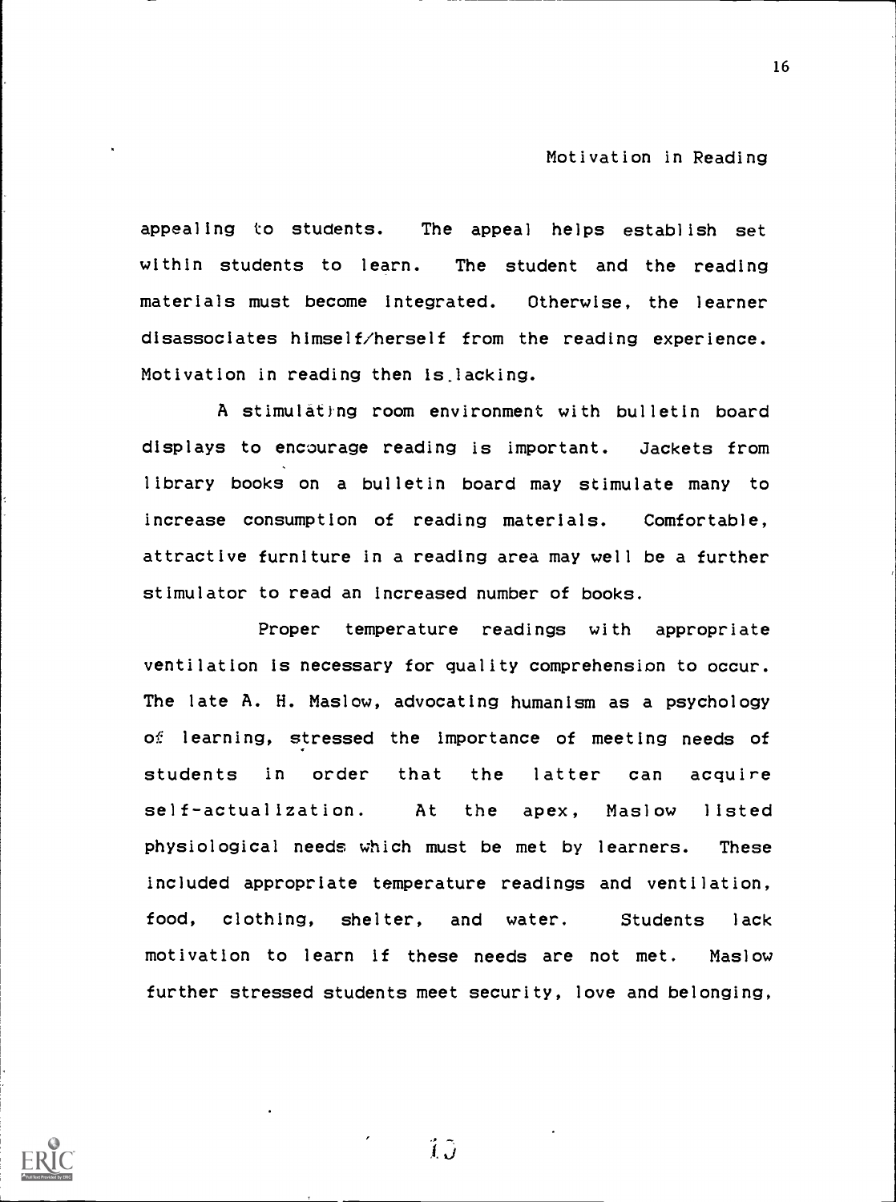appealing to students. The appeal helps establish set within students to learn. The student and the reading materials must become integrated. Otherwise, the learner disassociates himself/herself from the reading experience. Motivation in reading then is lacking.

A stimulating room environment with bulletin board displays to encourage reading is important. Jackets from library books on a bulletin board may stimulate many to increase consumption of reading materials. Comfortable, attractive furniture in a reading area may well be a further stimulator to read an increased number of books.

Proper temperature readings with appropriate ventilation is necessary for quality comprehension to occur. The late A. H. Maslow, advocating humanism as a psychology of learning, stressed the importance of meeting needs of students in order that the latter can acquire self-actualization. At the apex, Maslow listed physiological needs which must be met by learners. These included appropriate temperature readings and ventilation, food, clothing, shelter, and water. Students lack motivation to learn if these needs are not met. Maslow further stressed students meet security, love and belonging,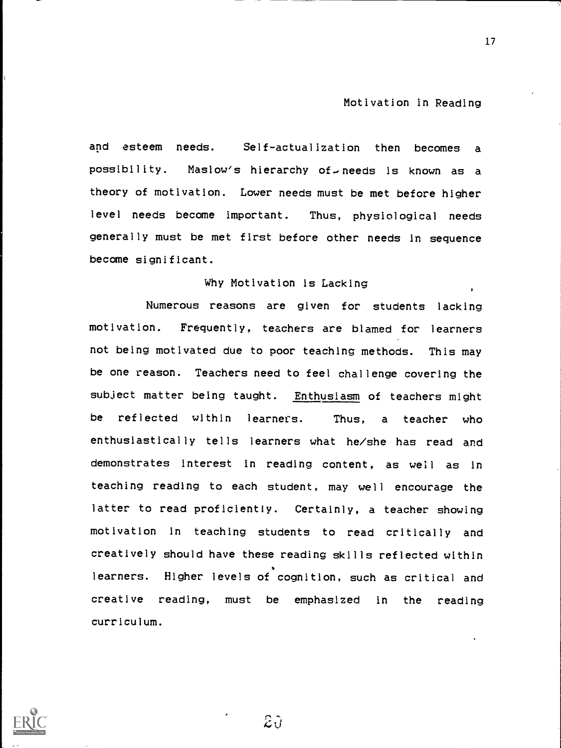and esteem needs. Self-actualization then becomes a possibility. Maslow's hierarchy of needs is known as a theory of motivation. Lower needs must be met before higher level needs become important. Thus, physiological needs generally must be met first before other needs in sequence become significant.

## Why Motivation is Lacking

Numerous reasons are given for students lacking motivation. Frequently, teachers are blamed for learners not being motivated due to poor teaching methods. This may be one reason. Teachers need to feel challenge covering the subject matter being taught. Enthusiasm of teachers might be reflected within learners. Thus, a teacher who enthusiastically tells learners what he/she has read and demonstrates interest in reading content, as well as in teaching reading to each student, may well encourage the latter to read proficiently. Certainly, a teacher showing motivation in teaching students to read critically and creatively should have these reading skills reflected within learners. Higher levels of cognition, such as critical and creative reading, must be emphasized in the reading curriculum.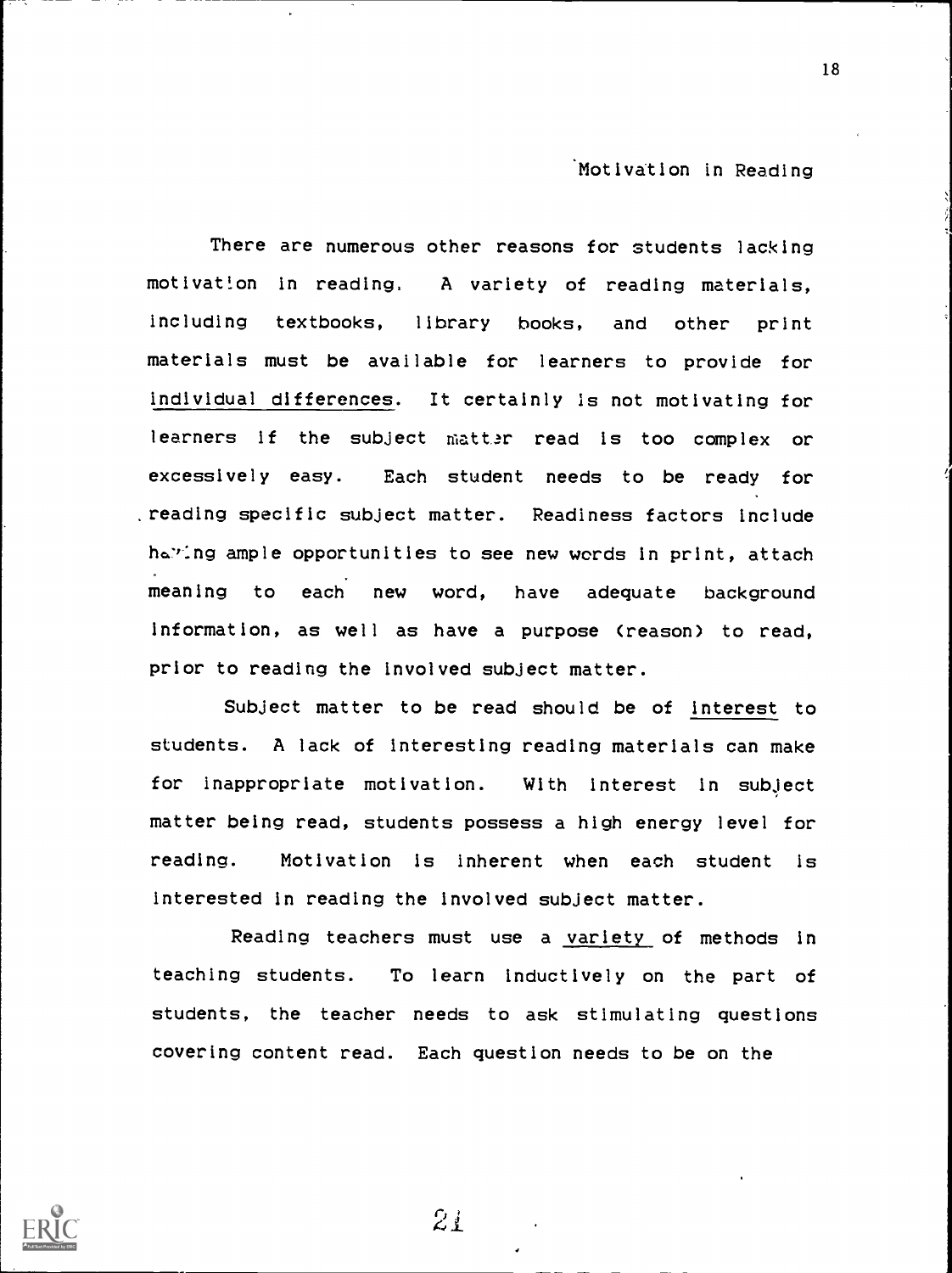Motivation in Reading

There are numerous other reasons for students lacking motivation in reading. A variety of reading materials, including textbooks, library books, and other print materials must be available for learners to provide for individual differences. It certainly is not motivating for learners if the subject matter read is too complex or excessively easy. Each student needs to be ready for reading specific subject matter. Readiness factors include having ample opportunities to see new words in print, attach meaning to each new word, have adequate background information, as well as have a purpose (reason) to read, prior to reading the involved subject matter.

Subject matter to be read should be of interest to students. A lack of interesting reading materials can make for inappropriate motivation. With interest in subject matter being read, students possess a high energy level for reading. Motivation is inherent when each student is interested in reading the involved subject matter.

Reading teachers must use a variety of methods in teaching students. To learn inductively on the part of students, the teacher needs to ask stimulating questions covering content read. Each question needs to be on the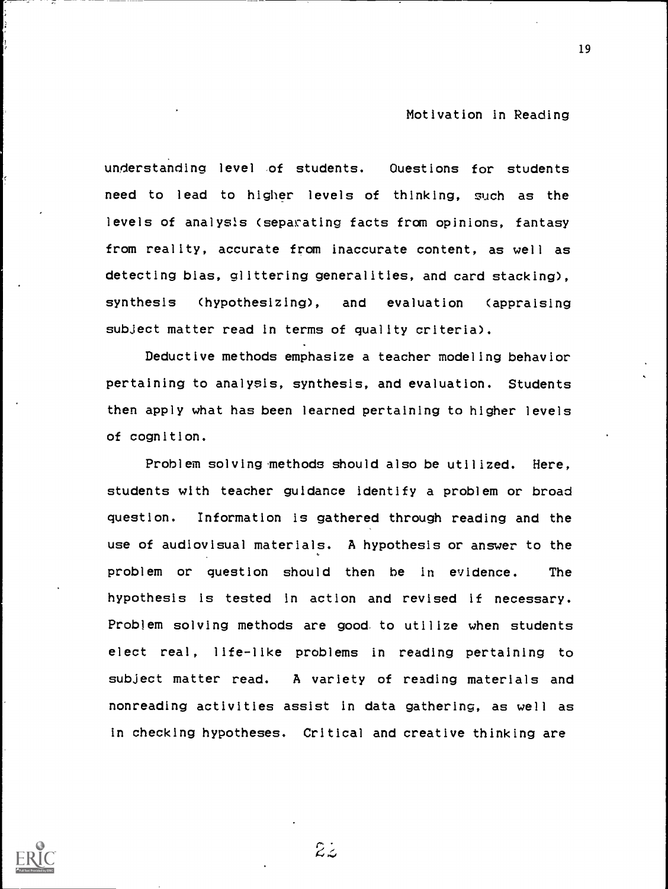understanding level of students. Questions for students need to lead to higher levels of thinking, such as the levels of analysis (separating facts from opinions, fantasy from reality, accurate from inaccurate content, as well as detecting bias, glittering generalities, and card stacking), synthesis (hypothesizing), and evaluation (appraising subject matter read in terms of quality criteria).

Deductive methods emphasize a teacher modeling behavior pertaining to analysis, synthesis, and evaluation. Students then apply what has been learned pertaining to higher levels of cognition.

Problem solving methods should also be utilized. Here, students with teacher guidance identify a problem or broad question. Information is gathered through reading and the use of audiovisual materials. A hypothesis or answer to the problem or question should then be in evidence. The hypothesis is tested in action and revised if necessary. Problem solving methods are good to utilize when students elect real, life-like problems in reading pertaining to subject matter read. A variety of reading materials and nonreading activities assist in data gathering, as well as in checking hypotheses. Critical and creative thinking are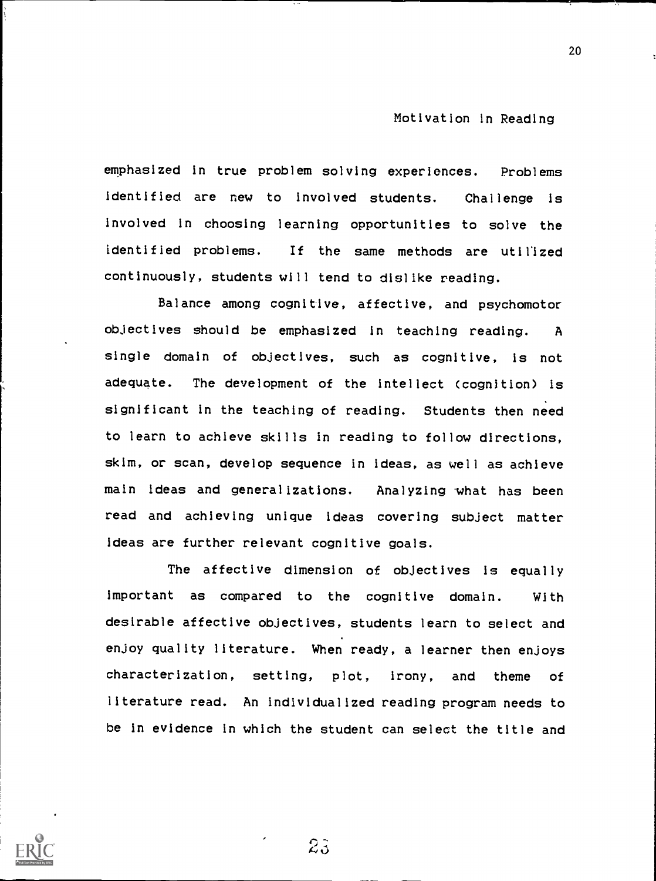emphasized in true problem solving experiences. Problems identified are new to involved students. Challenge is involved in choosing learning opportunities to solve the identified problems. If the same methods are utilized continuously, students will tend to dislike reading.

Balance among cognitive, affective, and psychomotor objectives should be emphasized in teaching reading. A single domain of objectives, such as cognitive, is not adequate. The development of the intellect (cognition) is significant in the teaching of reading. Students then need to learn to achieve skills in reading to follow directions, skim, or scan, develop sequence in ideas, as well as achieve main ideas and generalizations. Analyzing what has been read and achieving unique ideas covering subject matter ideas are further relevant cognitive goals.

The affective dimension of objectives is equally important as compared to the cognitive domain. With desirable affective objectives, students learn to select and enjoy quality literature. When ready, a learner then enjoys characterization, setting, plot, irony, and theme of literature read. An individualized reading program needs to be in evidence in which the student can select the title and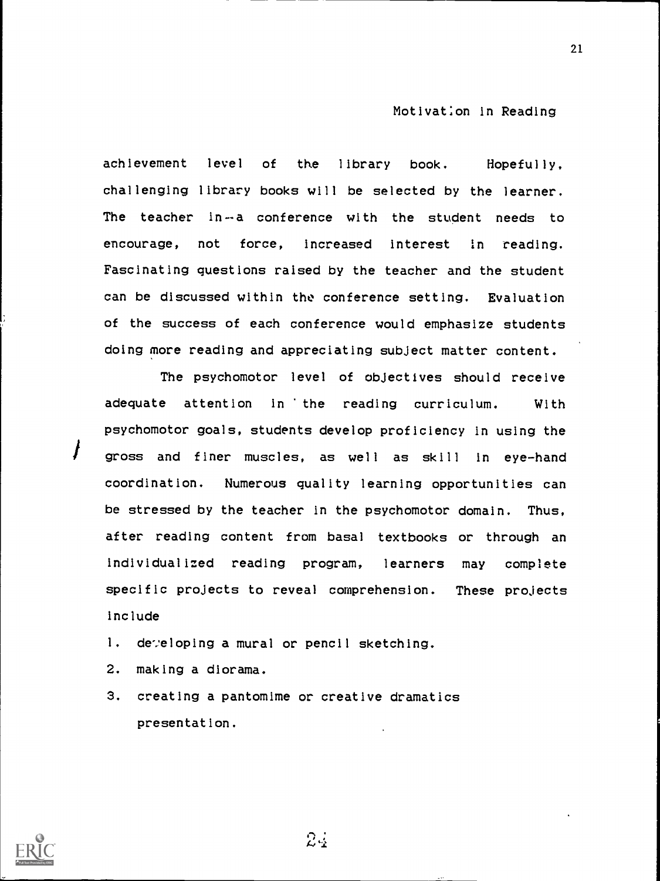achievement level of the library book. Hopefully, challenging library books will be selected by the learner. The teacher in a conference with the student needs to encourage, not force, increased interest in reading. Fascinating questions raised by the teacher and the student can be discussed within the conference setting. Evaluation of the success of each conference would emphasize students doing more reading and appreciating subject matter content.

The psychomotor level of objectives should receive adequate attention in the reading curriculum. With psychomotor goals, students develop proficiency in using the gross and finer muscles, as well as skill in eye-hand coordination. Numerous quality learning opportunities can be stressed by the teacher in the psychomotor domain. Thus, after reading content from basal textbooks or through an individualized reading program, learners may complete specific projects to reveal comprehension. These projects include

1. developing a mural or pencil sketching.
2. making a diorama.
3. creating a pantomime or creative dramatics presentation.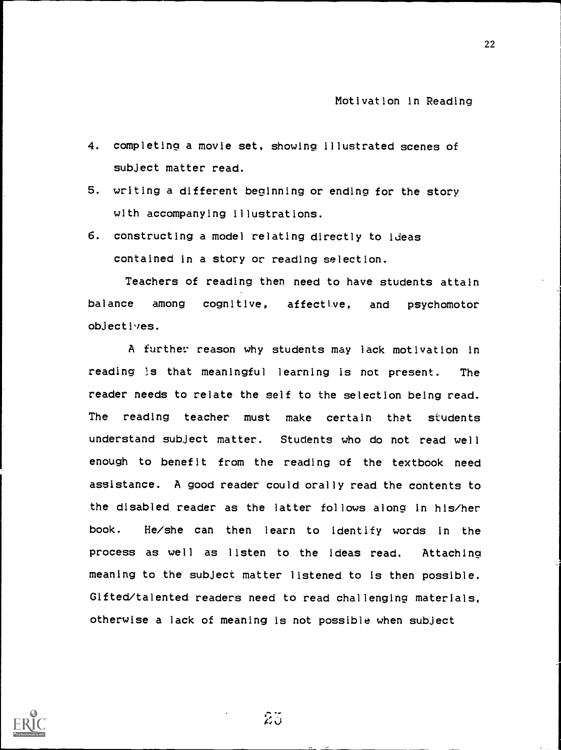4. completing a movie set, showing illustrated scenes of subject matter read.
5. writing a different beginning or ending for the story with accompanying illustrations.
6. constructing a model relating directly to ideas contained in a story or reading selection.

Teachers of reading then need to have students attain balance among cognitive, affective, and psychomotor objectives.

A further reason why students may lack motivation in reading is that meaningful learning is not present. The reader needs to relate the self to the selection being read. The reading teacher must make certain that students understand subject matter. Students who do not read well enough to benefit from the reading of the textbook need assistance. A good reader could orally read the contents to the disabled reader as the latter follows along in his/her book. He/she can then learn to identify words in the process as well as listen to the ideas read. Attaching meaning to the subject matter listened to is then possible. Gifted/talented readers need to read challenging materials, otherwise a lack of meaning is not possible when subject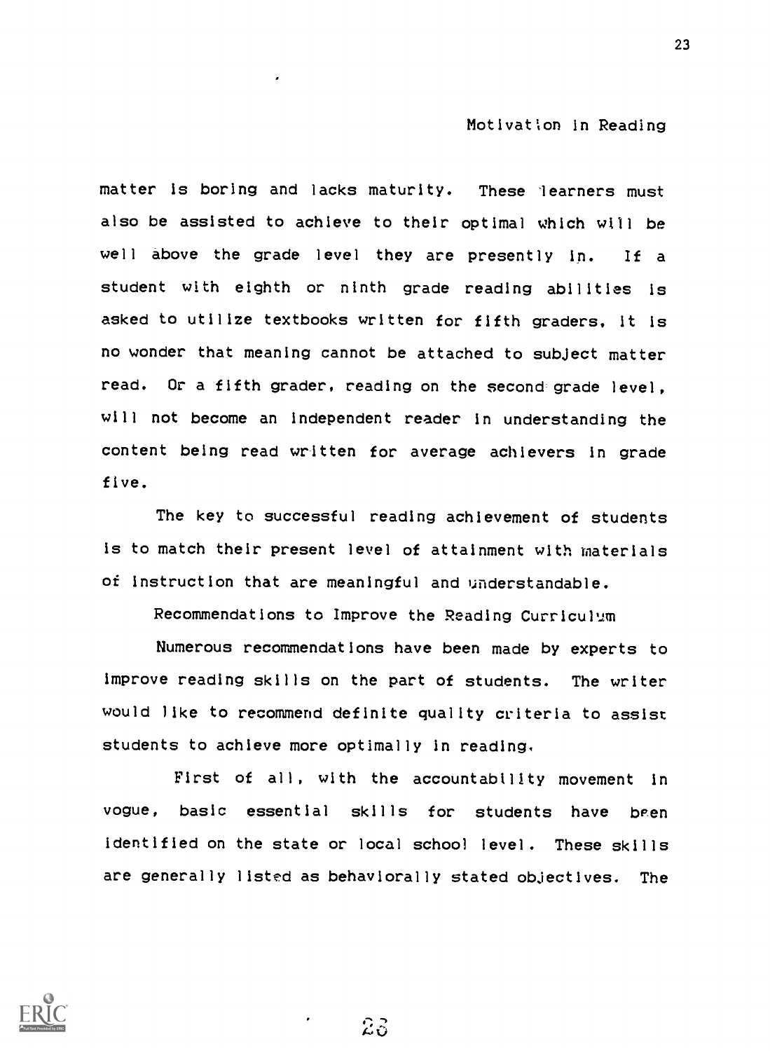matter is boring and lacks maturity. These learners must also be assisted to achieve to their optimal which will be well above the grade level they are presently in. If a student with eighth or ninth grade reading abilities is asked to utilize textbooks written for fifth graders, it is no wonder that meaning cannot be attached to subject matter read. Or a fifth grader, reading on the second grade level, will not become an independent reader in understanding the content being read written for average achievers in grade five.

The key to successful reading achievement of students is to match their present level of attainment with materials of instruction that are meaningful and understandable.

## Recommendations to Improve the Reading Curriculum

Numerous recommendations have been made by experts to improve reading skills on the part of students. The writer would like to recommend definite quality criteria to assist students to achieve more optimally in reading.

First of all, with the accountability movement in vogue, basic essential skills for students have been identified on the state or local school level. These skills are generally listed as behaviorally stated objectives. The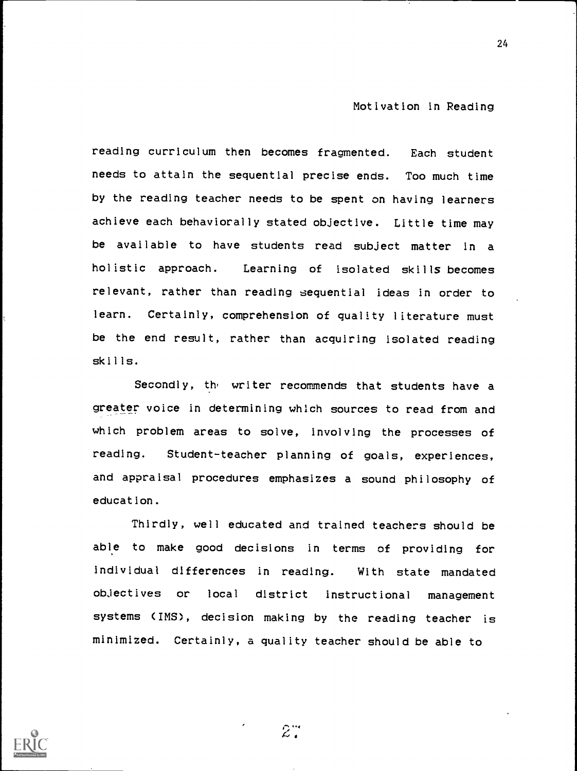reading curriculum then becomes fragmented. Each student needs to attain the sequential precise ends. Too much time by the reading teacher needs to be spent on having learners achieve each behaviorally stated objective. Little time may be available to have students read subject matter in a holistic approach. Learning of isolated skills becomes relevant, rather than reading sequential ideas in order to learn. Certainly, comprehension of quality literature must be the end result, rather than acquiring isolated reading skills.

Secondly, the writer recommends that students have a greater voice in determining which sources to read from and which problem areas to solve, involving the processes of reading. Student-teacher planning of goals, experiences, and appraisal procedures emphasizes a sound philosophy of education.

Thirdly, well educated and trained teachers should be able to make good decisions in terms of providing for individual differences in reading. With state mandated objectives or local district instructional management systems (IMS), decision making by the reading teacher is minimized. Certainly, a quality teacher should be able to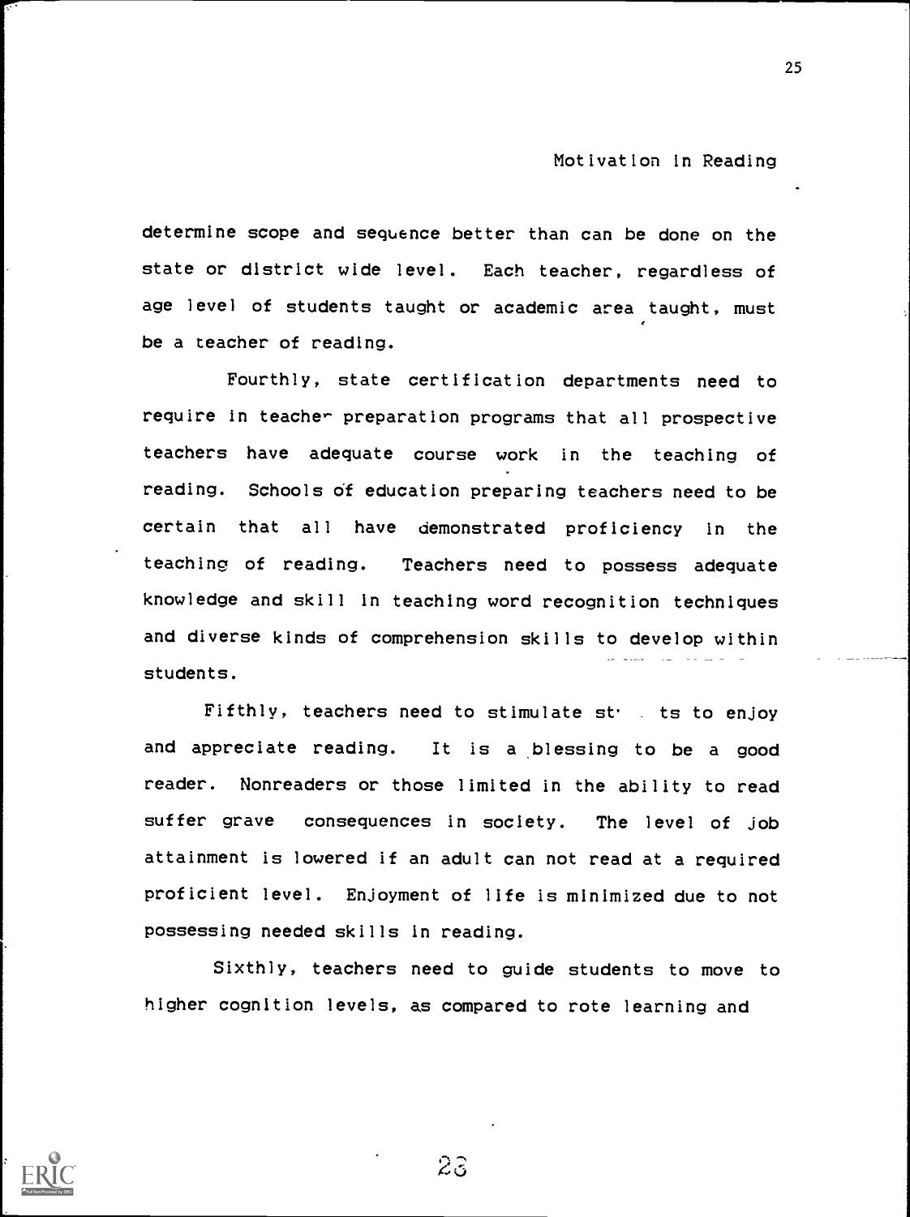determine scope and sequence better than can be done on the state or district wide level. Each teacher, regardless of age level of students taught or academic area taught, must be a teacher of reading.

Fourthly, state certification departments need to require in teacher preparation programs that all prospective teachers have adequate course work in the teaching of reading. Schools of education preparing teachers need to be certain that all have demonstrated proficiency in the teaching of reading. Teachers need to possess adequate knowledge and skill in teaching word recognition techniques and diverse kinds of comprehension skills to develop within students.

Fifthly, teachers need to stimulate st· . ts to enjoy and appreciate reading. It is a blessing to be a good reader. Nonreaders or those limited in the ability to read suffer grave consequences in society. The level of job attainment is lowered if an adult can not read at a required proficient level. Enjoyment of life is minimized due to not possessing needed skills in reading.

Sixthly, teachers need to guide students to move to higher cognition levels, as compared to rote learning and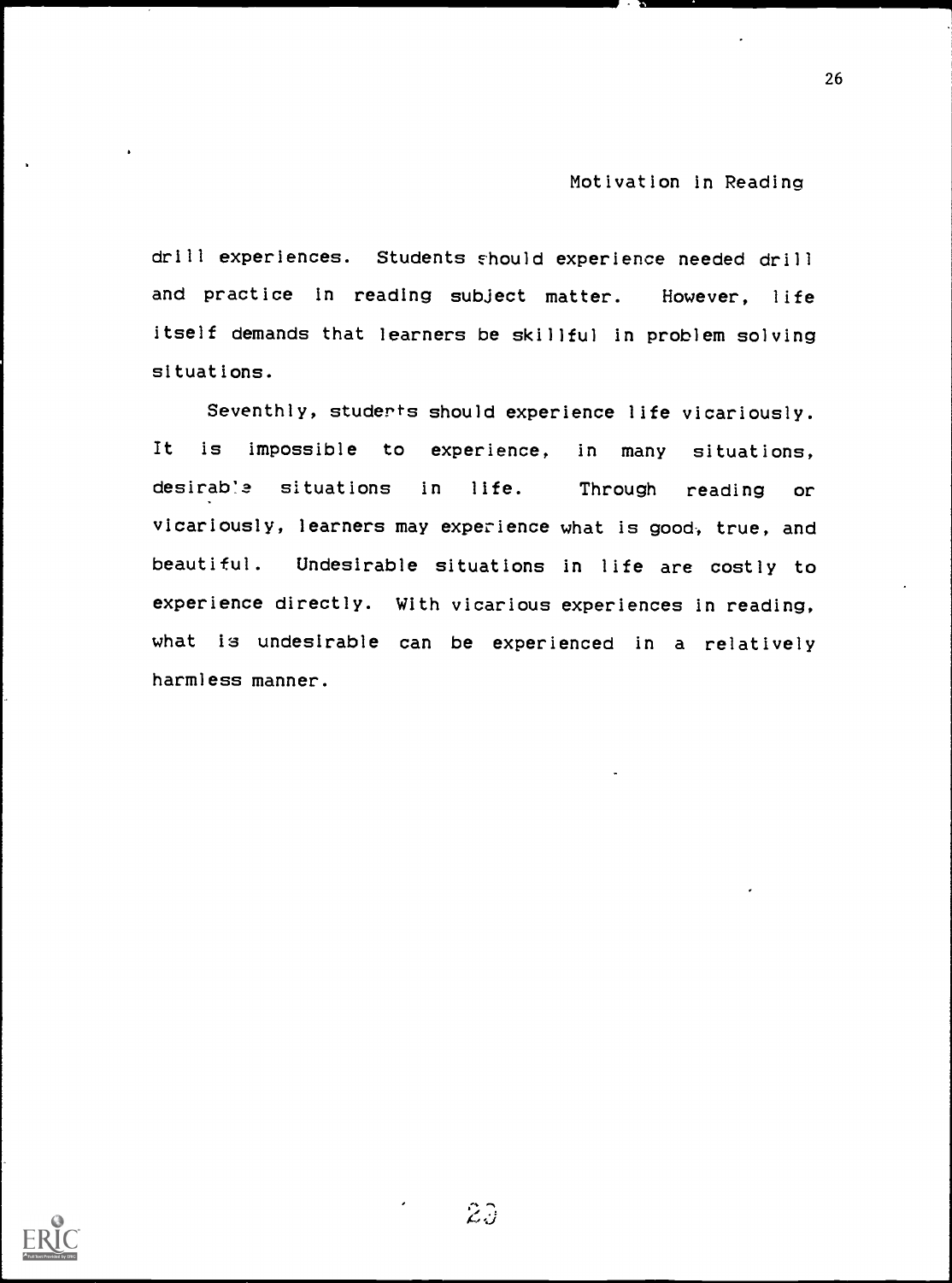drill experiences. Students should experience needed drill and practice in reading subject matter. However, life itself demands that learners be skillful in problem solving situations.

Seventhly, students should experience life vicariously. It is impossible to experience, in many situations, desirable situations in life. Through reading or vicariously, learners may experience what is good, true, and beautiful. Undesirable situations in life are costly to experience directly. With vicarious experiences in reading, what is undesirable can be experienced in a relatively harmless manner.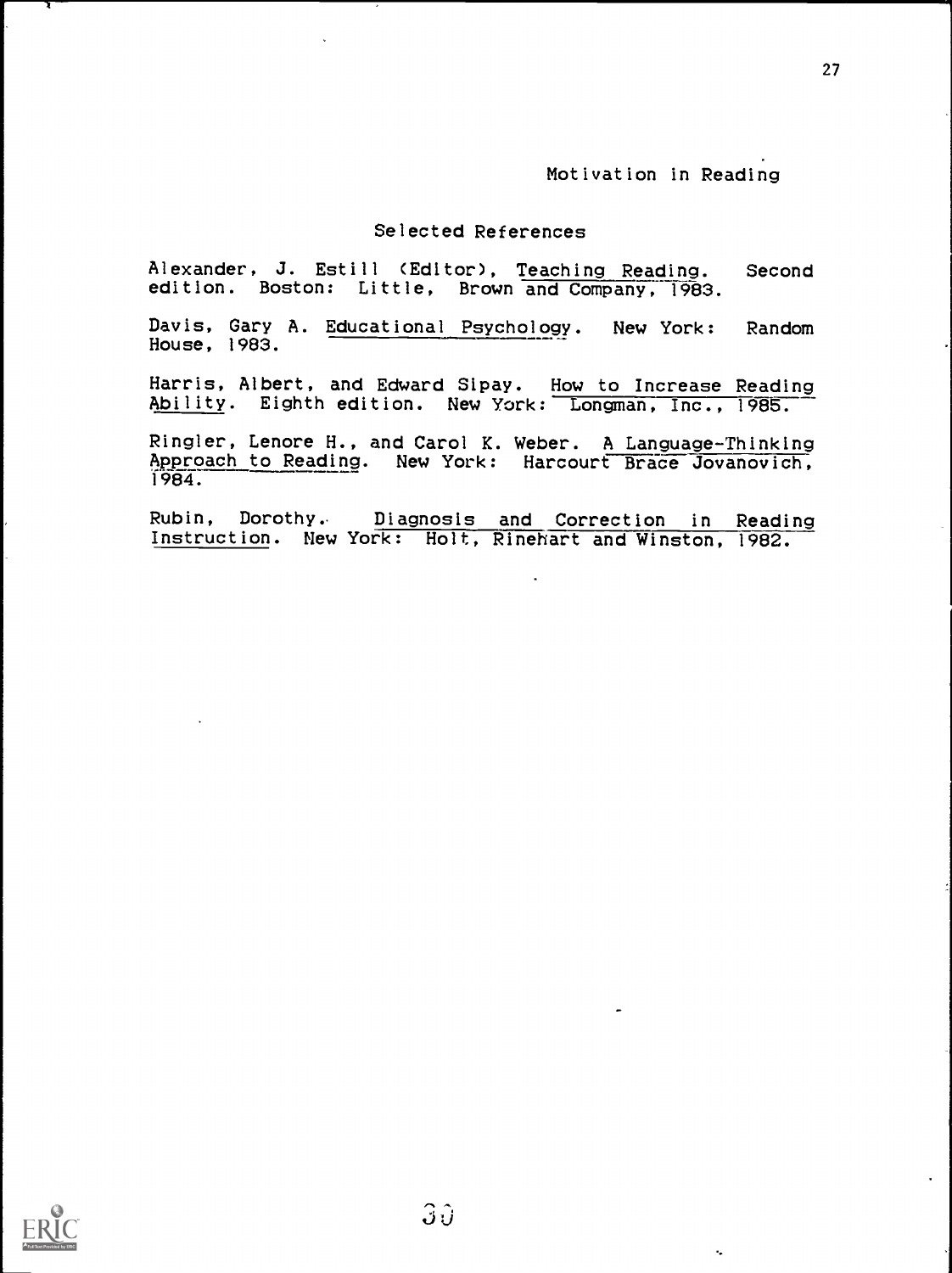## Selected References

Alexander, J. Estill (Editor), Teaching Reading. Second edition. Boston: Little, Brown and Company, 1983.

Davis, Gary A. Educational Psychology. New York: Random House, 1983.

Harris, Albert, and Edward Sipay. How to Increase Reading Ability. Eighth edition. New York: Longman, Inc., 1985.

Ringler, Lenore H., and Carol K. Weber. A Language-Thinking Approach to Reading. New York: Harcourt Brace Jovanovich, 1984.

Rubin, Dorothy. Diagnosis and Correction in Reading Instruction. New York: Holt, Rinehart and Winston, 1982.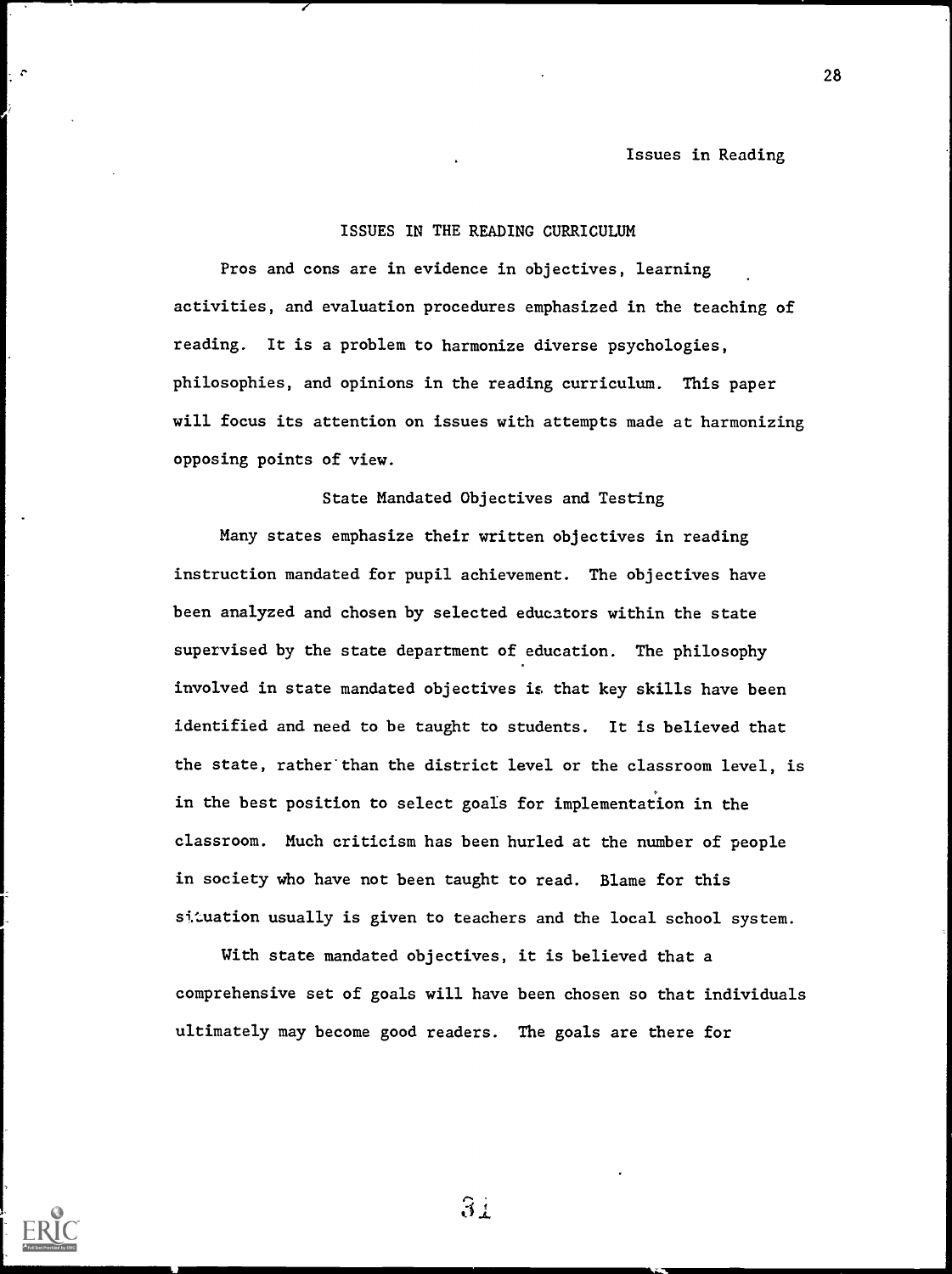## ISSUES IN THE READING CURRICULUM

Pros and cons are in evidence in objectives, learning activities, and evaluation procedures emphasized in the teaching of reading. It is a problem to harmonize diverse psychologies, philosophies, and opinions in the reading curriculum. This paper will focus its attention on issues with attempts made at harmonizing opposing points of view.

### State Mandated Objectives and Testing

Many states emphasize their written objectives in reading instruction mandated for pupil achievement. The objectives have been analyzed and chosen by selected educators within the state supervised by the state department of education. The philosophy involved in state mandated objectives is that key skills have been identified and need to be taught to students. It is believed that the state, rather than the district level or the classroom level, is in the best position to select goals for implementation in the classroom. Much criticism has been hurled at the number of people in society who have not been taught to read. Blame for this situation usually is given to teachers and the local school system.

With state mandated objectives, it is believed that a comprehensive set of goals will have been chosen so that individuals ultimately may become good readers. The goals are there for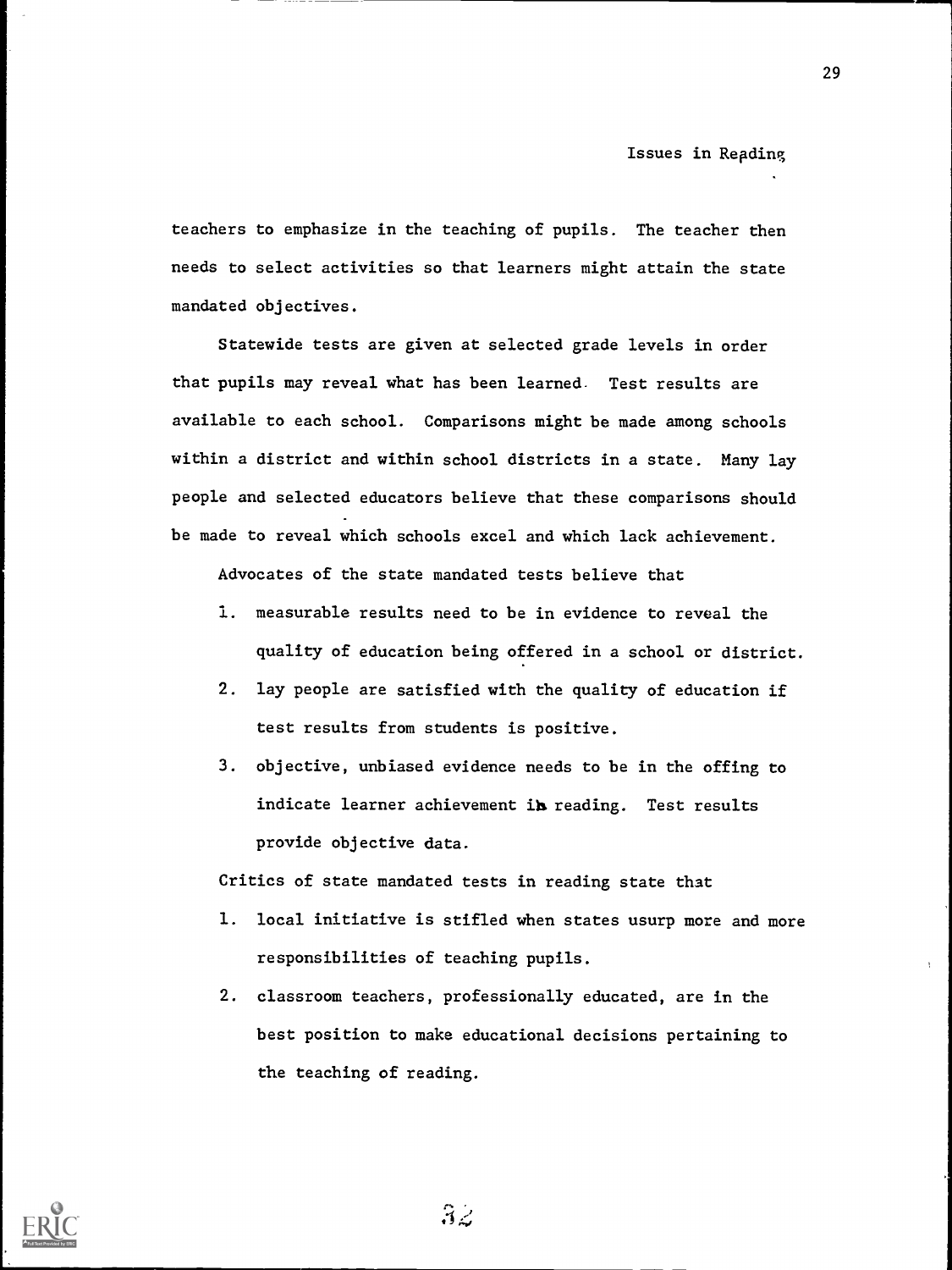teachers to emphasize in the teaching of pupils. The teacher then needs to select activities so that learners might attain the state mandated objectives.

Statewide tests are given at selected grade levels in order that pupils may reveal what has been learned. Test results are available to each school. Comparisons might be made among schools within a district and within school districts in a state. Many lay people and selected educators believe that these comparisons should be made to reveal which schools excel and which lack achievement.

Advocates of the state mandated tests believe that

1. measurable results need to be in evidence to reveal the quality of education being offered in a school or district.
2. lay people are satisfied with the quality of education if test results from students is positive.
3. objective, unbiased evidence needs to be in the offing to indicate learner achievement in reading. Test results provide objective data.

Critics of state mandated tests in reading state that

1. local initiative is stifled when states usurp more and more responsibilities of teaching pupils.
2. classroom teachers, professionally educated, are in the best position to make educational decisions pertaining to the teaching of reading.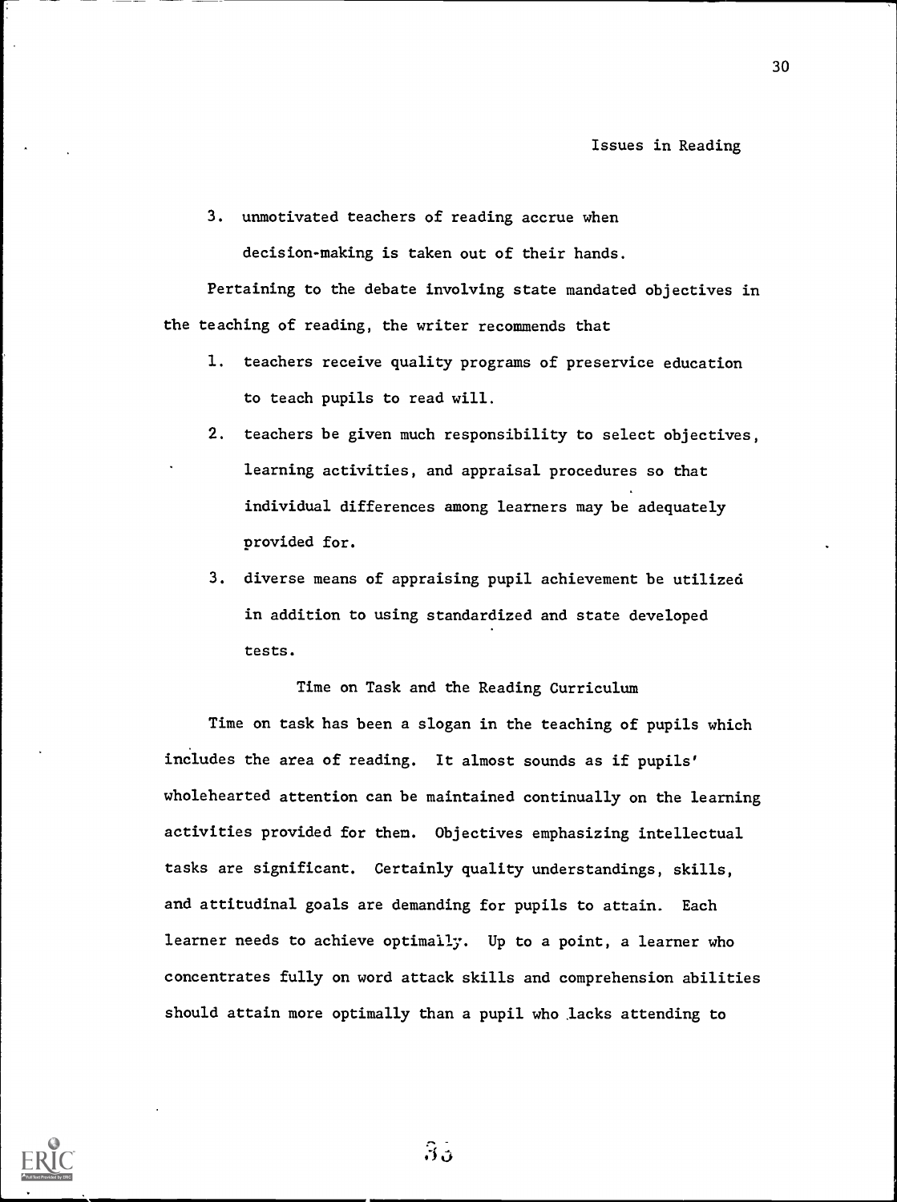3. unmotivated teachers of reading accrue when decision-making is taken out of their hands.

Pertaining to the debate involving state mandated objectives in the teaching of reading, the writer recommends that

1. teachers receive quality programs of preservice education to teach pupils to read will.
2. teachers be given much responsibility to select objectives, learning activities, and appraisal procedures so that individual differences among learners may be adequately provided for.
3. diverse means of appraising pupil achievement be utilized in addition to using standardized and state developed tests.

## Time on Task and the Reading Curriculum

Time on task has been a slogan in the teaching of pupils which includes the area of reading. It almost sounds as if pupils' wholehearted attention can be maintained continually on the learning activities provided for them. Objectives emphasizing intellectual tasks are significant. Certainly quality understandings, skills, and attitudinal goals are demanding for pupils to attain. Each learner needs to achieve optimally. Up to a point, a learner who concentrates fully on word attack skills and comprehension abilities should attain more optimally than a pupil who lacks attending to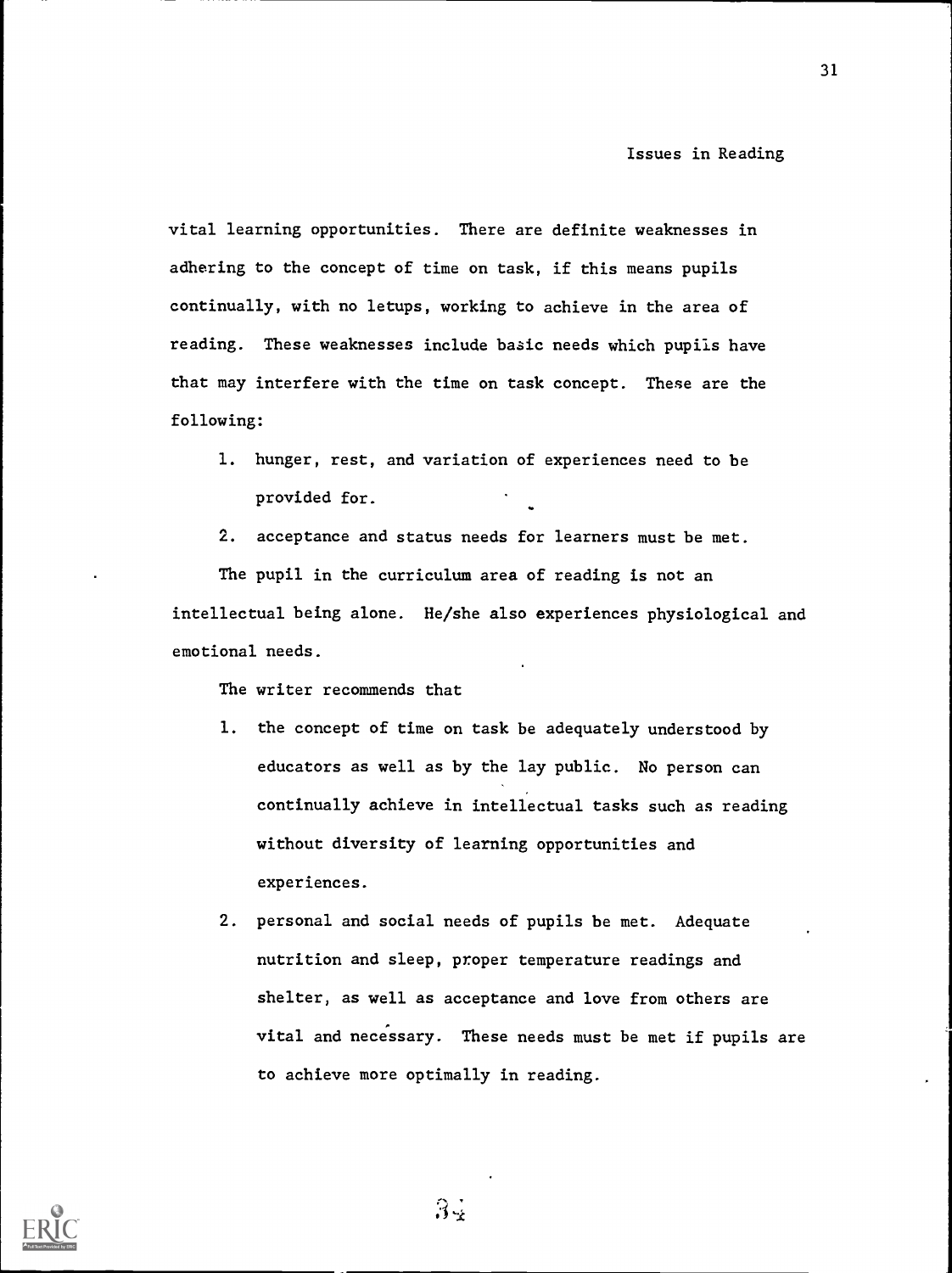vital learning opportunities. There are definite weaknesses in adhering to the concept of time on task, if this means pupils continually, with no letups, working to achieve in the area of reading. These weaknesses include basic needs which pupils have that may interfere with the time on task concept. These are the following:

1. hunger, rest, and variation of experiences need to be provided for.
2. acceptance and status needs for learners must be met.

The pupil in the curriculum area of reading is not an intellectual being alone. He/she also experiences physiological and emotional needs.

The writer recommends that

1. the concept of time on task be adequately understood by educators as well as by the lay public. No person can continually achieve in intellectual tasks such as reading without diversity of learning opportunities and experiences.
2. personal and social needs of pupils be met. Adequate nutrition and sleep, proper temperature readings and shelter, as well as acceptance and love from others are vital and necessary. These needs must be met if pupils are to achieve more optimally in reading.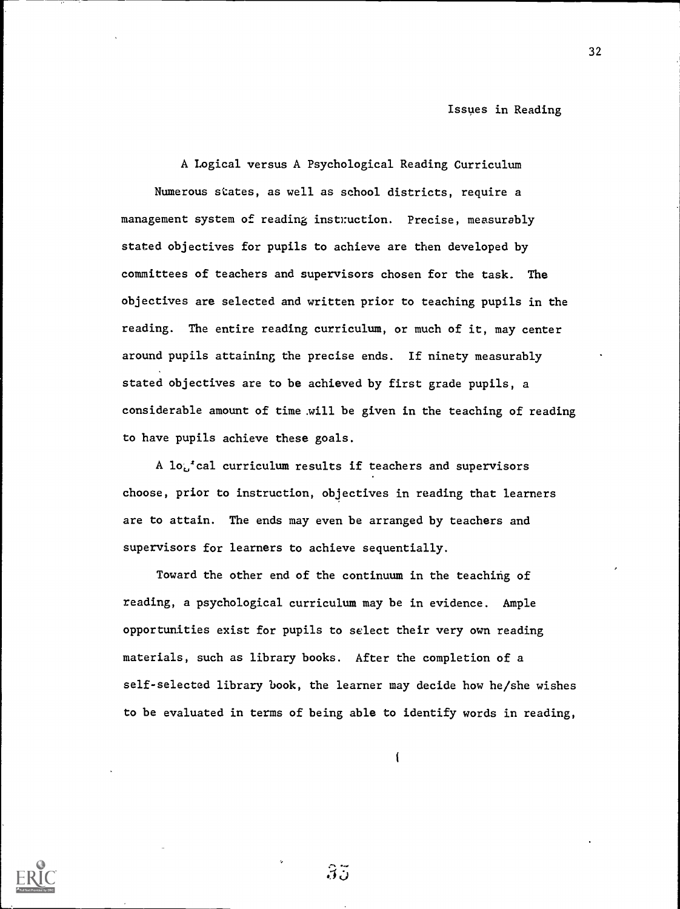## A Logical versus A Psychological Reading Curriculum

Numerous states, as well as school districts, require a management system of reading instruction. Precise, measurably stated objectives for pupils to achieve are then developed by committees of teachers and supervisors chosen for the task. The objectives are selected and written prior to teaching pupils in the reading. The entire reading curriculum, or much of it, may center around pupils attaining the precise ends. If ninety measurably stated objectives are to be achieved by first grade pupils, a considerable amount of time will be given in the teaching of reading to have pupils achieve these goals.

A logical curriculum results if teachers and supervisors choose, prior to instruction, objectives in reading that learners are to attain. The ends may even be arranged by teachers and supervisors for learners to achieve sequentially.

Toward the other end of the continuum in the teaching of reading, a psychological curriculum may be in evidence. Ample opportunities exist for pupils to select their very own reading materials, such as library books. After the completion of a self-selected library book, the learner may decide how he/she wishes to be evaluated in terms of being able to identify words in reading,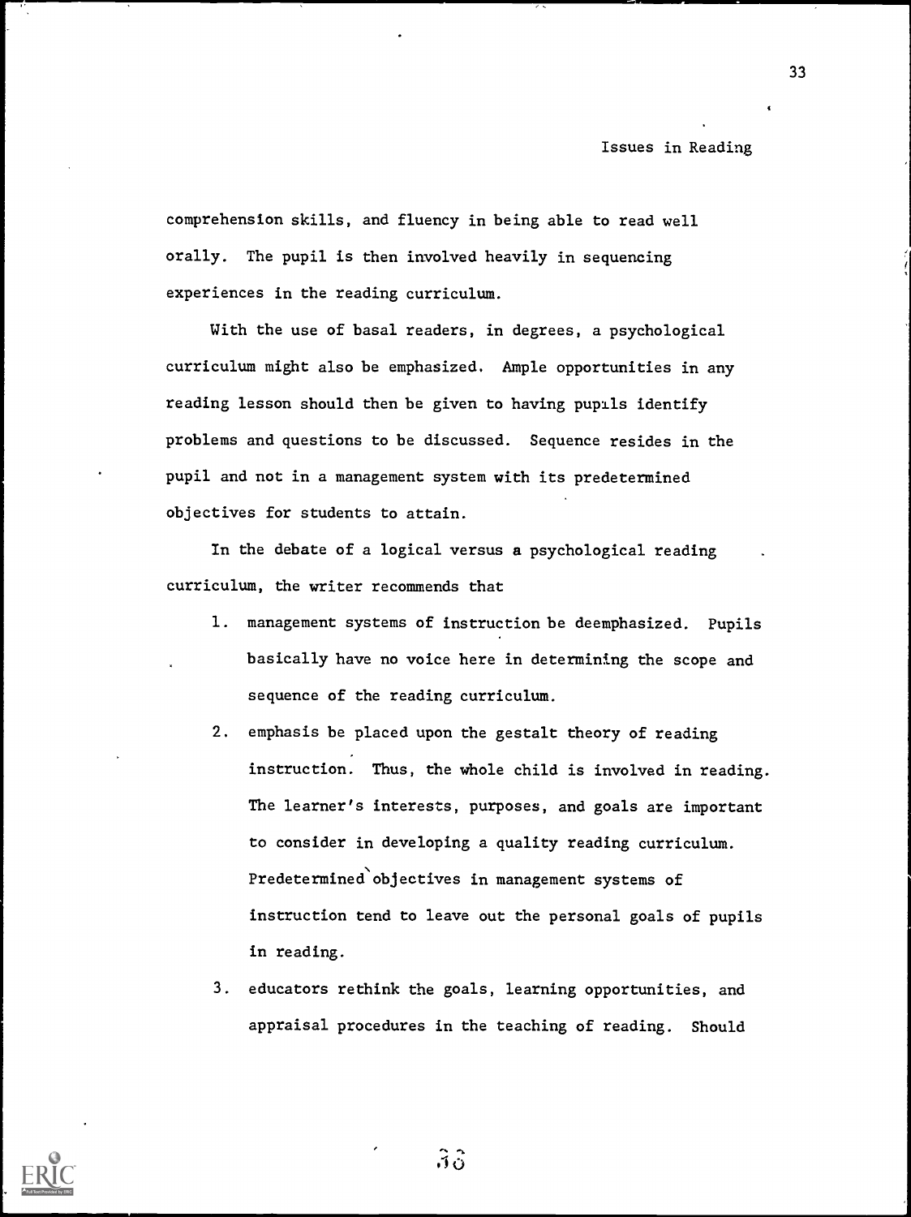comprehension skills, and fluency in being able to read well orally. The pupil is then involved heavily in sequencing experiences in the reading curriculum.

With the use of basal readers, in degrees, a psychological curriculum might also be emphasized. Ample opportunities in any reading lesson should then be given to having pupils identify problems and questions to be discussed. Sequence resides in the pupil and not in a management system with its predetermined objectives for students to attain.

In the debate of a logical versus a psychological reading curriculum, the writer recommends that

1. management systems of instruction be deemphasized. Pupils basically have no voice here in determining the scope and sequence of the reading curriculum.
2. emphasis be placed upon the gestalt theory of reading instruction. Thus, the whole child is involved in reading. The learner's interests, purposes, and goals are important to consider in developing a quality reading curriculum. Predetermined objectives in management systems of instruction tend to leave out the personal goals of pupils in reading.
3. educators rethink the goals, learning opportunities, and appraisal procedures in the teaching of reading. Should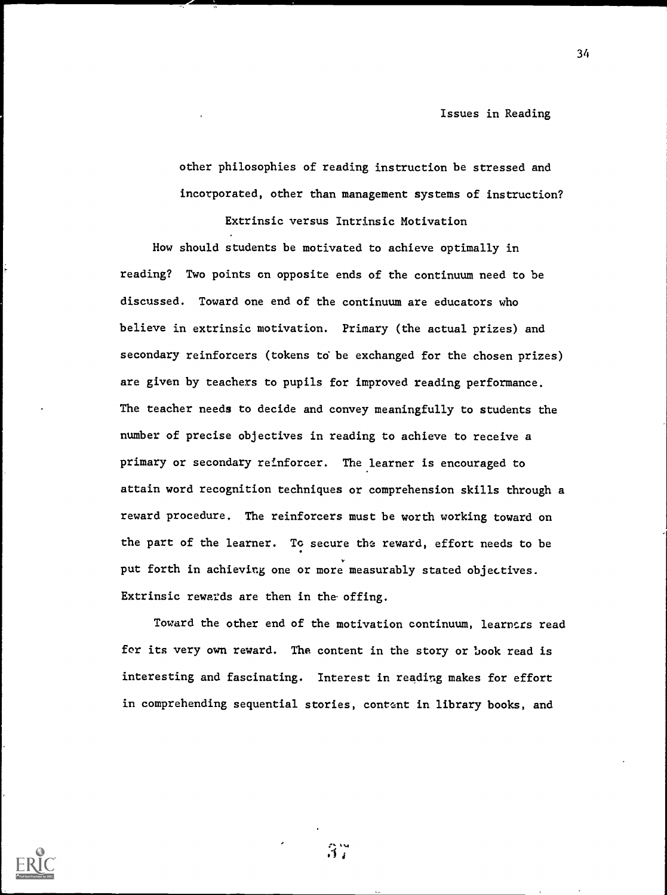other philosophies of reading instruction be stressed and incorporated, other than management systems of instruction?

## Extrinsic versus Intrinsic Motivation

How should students be motivated to achieve optimally in reading? Two points on opposite ends of the continuum need to be discussed. Toward one end of the continuum are educators who believe in extrinsic motivation. Primary (the actual prizes) and secondary reinforcers (tokens to be exchanged for the chosen prizes) are given by teachers to pupils for improved reading performance. The teacher needs to decide and convey meaningfully to students the number of precise objectives in reading to achieve to receive a primary or secondary reinforcer. The learner is encouraged to attain word recognition techniques or comprehension skills through a reward procedure. The reinforcers must be worth working toward on the part of the learner. To secure the reward, effort needs to be put forth in achieving one or more measurably stated objectives. Extrinsic rewards are then in the offing.

Toward the other end of the motivation continuum, learners read for its very own reward. The content in the story or book read is interesting and fascinating. Interest in reading makes for effort in comprehending sequential stories, content in library books, and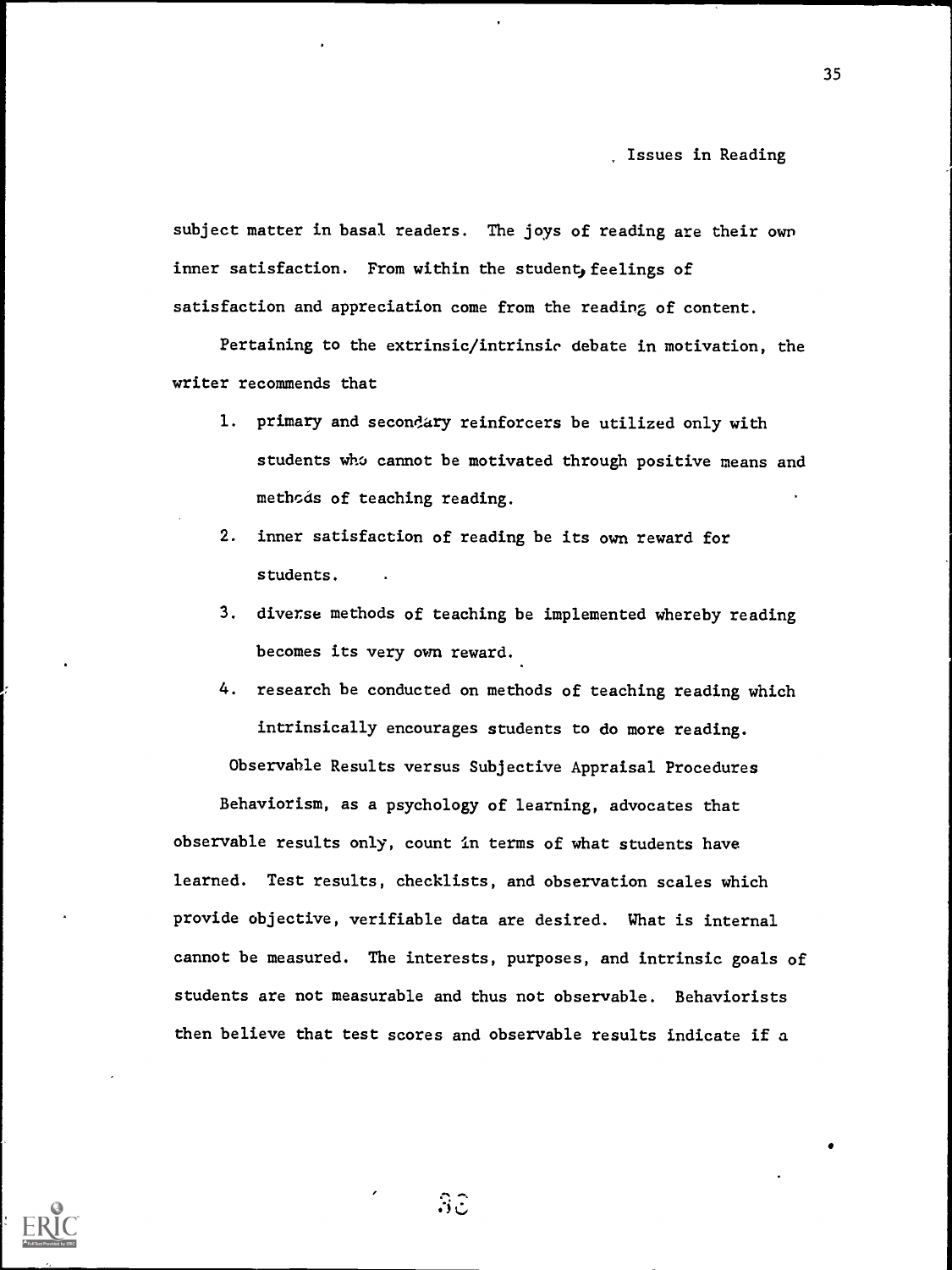subject matter in basal readers. The joys of reading are their own inner satisfaction. From within the student, feelings of satisfaction and appreciation come from the reading of content.

Pertaining to the extrinsic/intrinsic debate in motivation, the writer recommends that

1. primary and secondary reinforcers be utilized only with students who cannot be motivated through positive means and methods of teaching reading.
2. inner satisfaction of reading be its own reward for students.
3. diverse methods of teaching be implemented whereby reading becomes its very own reward.
4. research be conducted on methods of teaching reading which intrinsically encourages students to do more reading.

## Observable Results versus Subjective Appraisal Procedures

Behaviorism, as a psychology of learning, advocates that observable results only, count in terms of what students have learned. Test results, checklists, and observation scales which provide objective, verifiable data are desired. What is internal cannot be measured. The interests, purposes, and intrinsic goals of students are not measurable and thus not observable. Behaviorists then believe that test scores and observable results indicate if a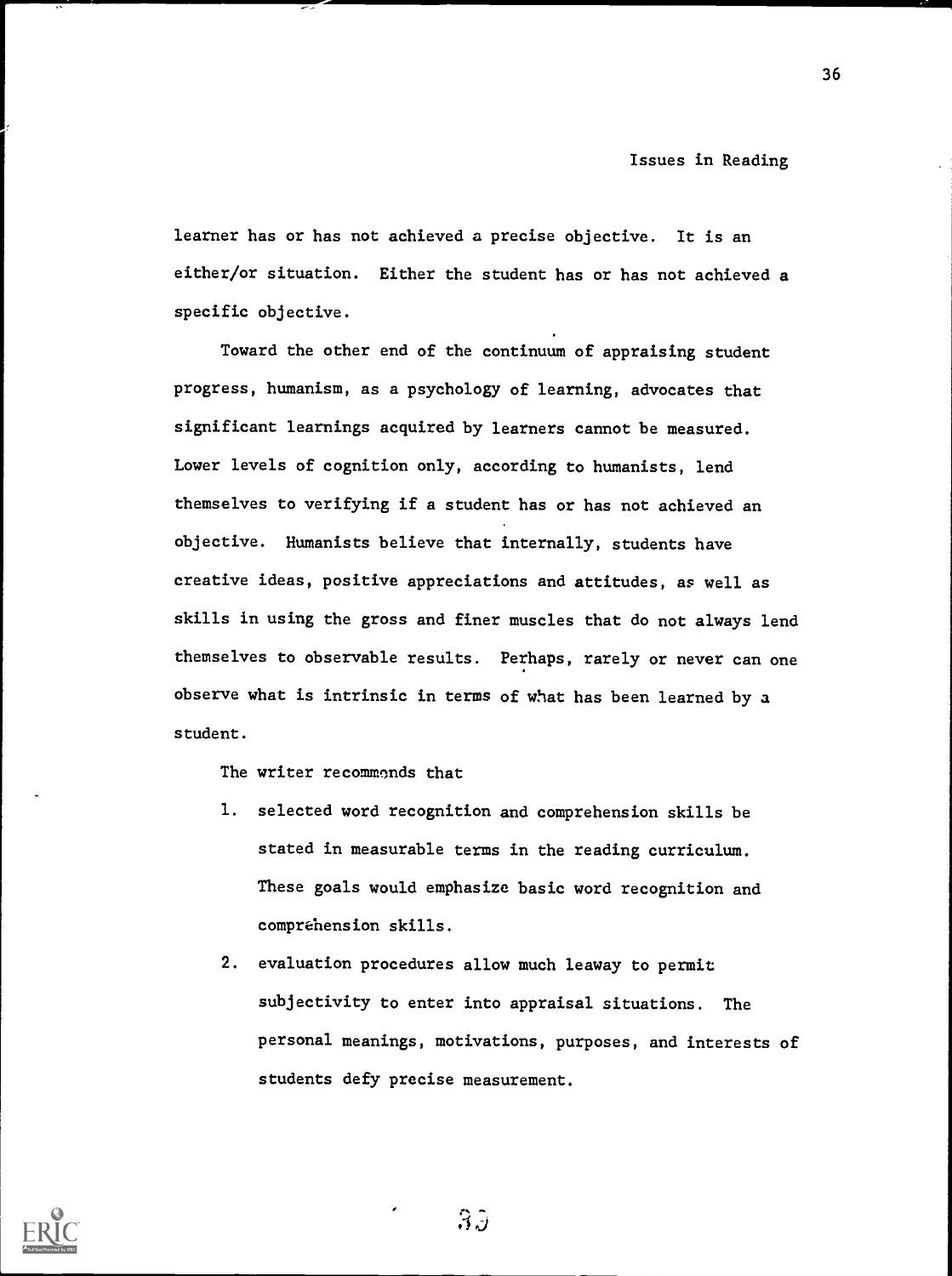learner has or has not achieved a precise objective. It is an either/or situation. Either the student has or has not achieved a specific objective.

Toward the other end of the continuum of appraising student progress, humanism, as a psychology of learning, advocates that significant learnings acquired by learners cannot be measured. Lower levels of cognition only, according to humanists, lend themselves to verifying if a student has or has not achieved an objective. Humanists believe that internally, students have creative ideas, positive appreciations and attitudes, as well as skills in using the gross and finer muscles that do not always lend themselves to observable results. Perhaps, rarely or never can one observe what is intrinsic in terms of what has been learned by a student.

The writer recommends that

1. selected word recognition and comprehension skills be stated in measurable terms in the reading curriculum. These goals would emphasize basic word recognition and comprehension skills.
2. evaluation procedures allow much leaway to permit subjectivity to enter into appraisal situations. The personal meanings, motivations, purposes, and interests of students defy precise measurement.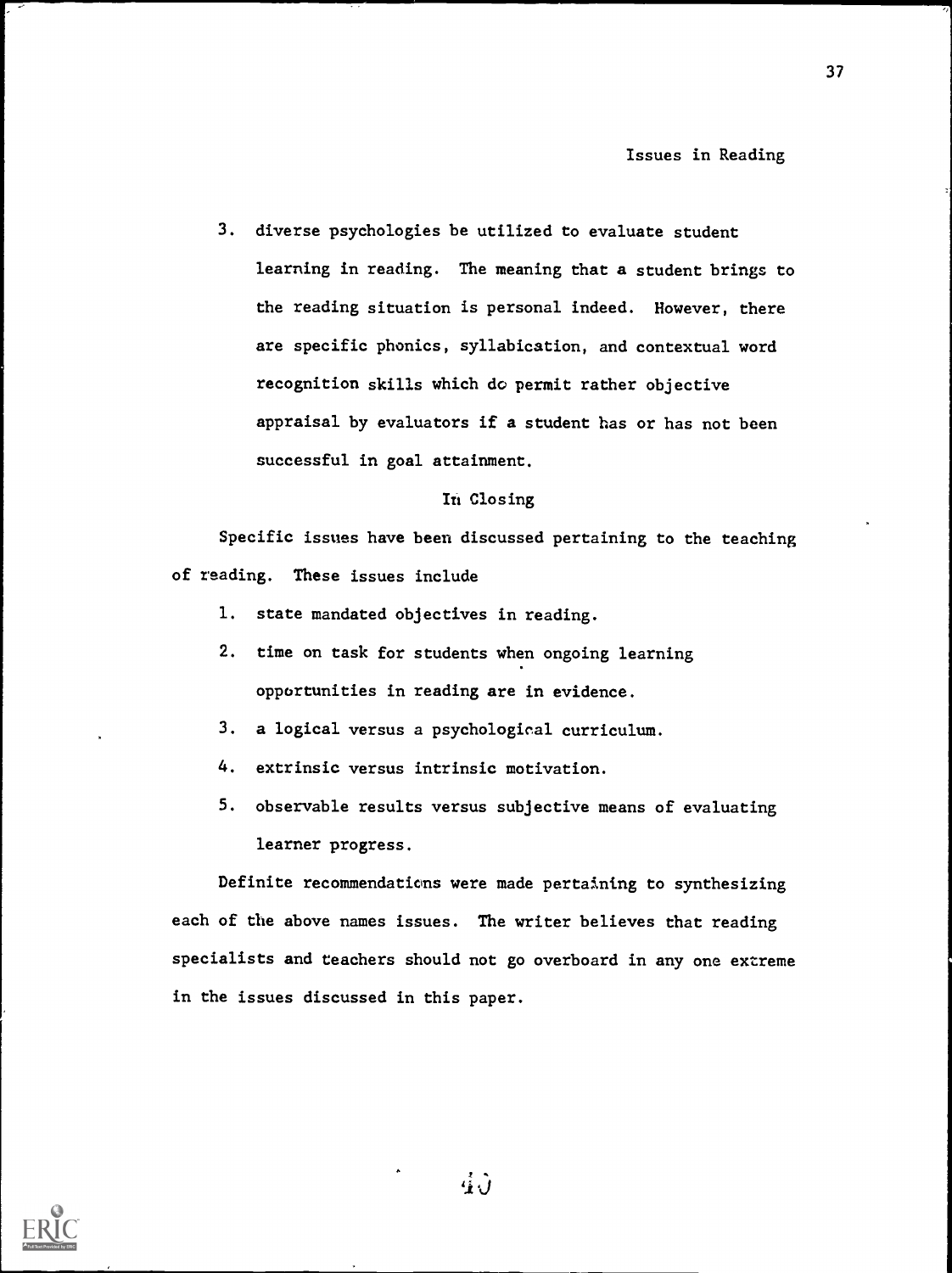3. diverse psychologies be utilized to evaluate student learning in reading. The meaning that a student brings to the reading situation is personal indeed. However, there are specific phonics, syllabication, and contextual word recognition skills which do permit rather objective appraisal by evaluators if a student has or has not been successful in goal attainment.

## In Closing

Specific issues have been discussed pertaining to the teaching of reading. These issues include

1. state mandated objectives in reading.
2. time on task for students when ongoing learning opportunities in reading are in evidence.
3. a logical versus a psychological curriculum.
4. extrinsic versus intrinsic motivation.
5. observable results versus subjective means of evaluating learner progress.

Definite recommendations were made pertaining to synthesizing each of the above names issues. The writer believes that reading specialists and teachers should not go overboard in any one extreme in the issues discussed in this paper.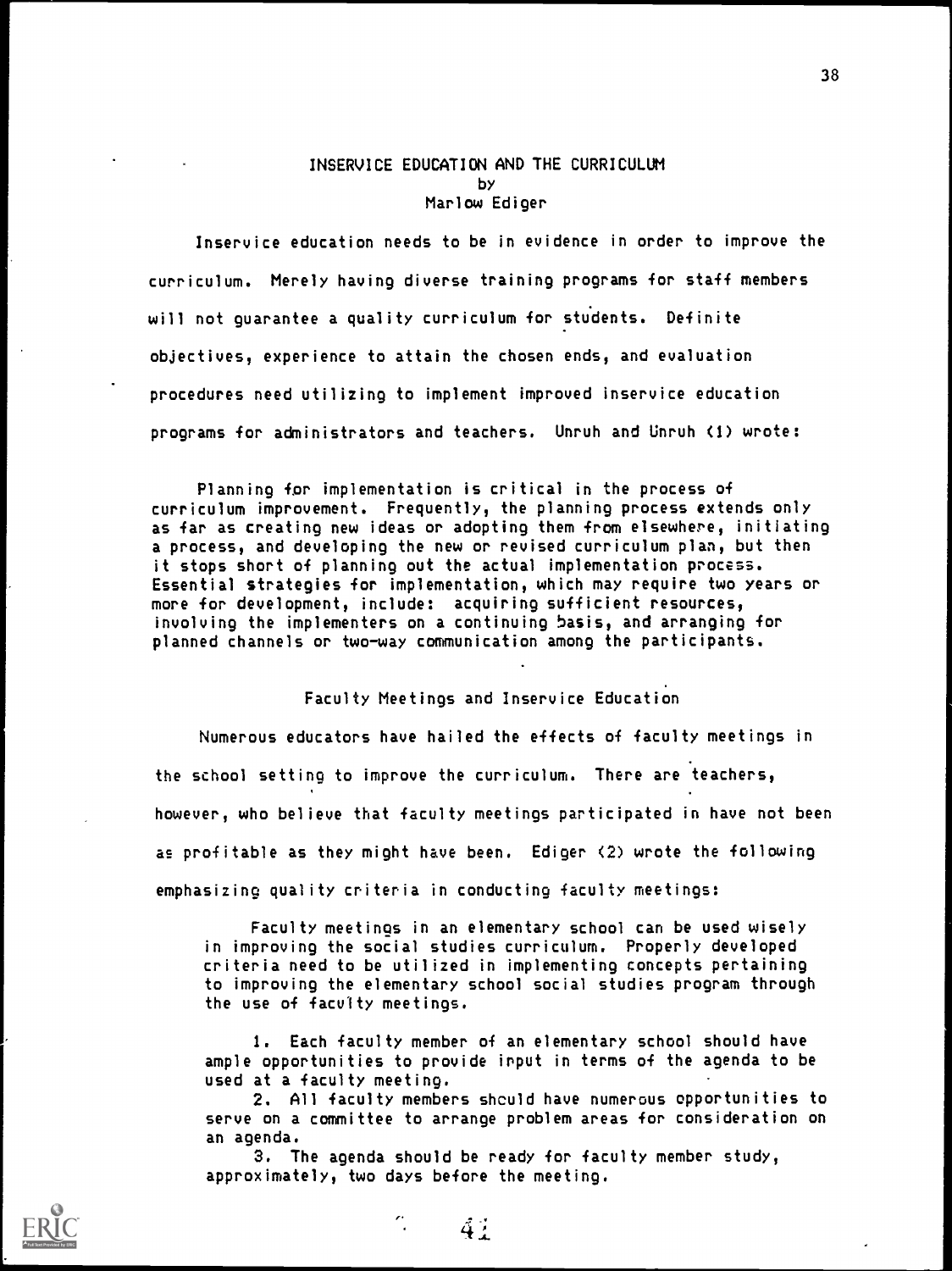## INSERVICE EDUCATION AND THE CURRICULUM

by

Marlow Ediger

Inservice education needs to be in evidence in order to improve the curriculum. Merely having diverse training programs for staff members will not guarantee a quality curriculum for students. Definite objectives, experience to attain the chosen ends, and evaluation procedures need utilizing to implement improved inservice education programs for administrators and teachers. Unruh and Unruh (1) wrote:

> Planning for implementation is critical in the process of curriculum improvement. Frequently, the planning process extends only as far as creating new ideas or adopting them from elsewhere, initiating a process, and developing the new or revised curriculum plan, but then it stops short of planning out the actual implementation process. Essential strategies for implementation, which may require two years or more for development, include: acquiring sufficient resources, involving the implementers on a continuing basis, and arranging for planned channels or two-way communication among the participants.

### Faculty Meetings and Inservice Education

Numerous educators have hailed the effects of faculty meetings in the school setting to improve the curriculum. There are teachers, however, who believe that faculty meetings participated in have not been as profitable as they might have been. Ediger (2) wrote the following emphasizing quality criteria in conducting faculty meetings:

> Faculty meetings in an elementary school can be used wisely in improving the social studies curriculum. Properly developed criteria need to be utilized in implementing concepts pertaining to improving the elementary school social studies program through the use of faculty meetings.
>
> 1. Each faculty member of an elementary school should have ample opportunities to provide input in terms of the agenda to be used at a faculty meeting.
> 2. All faculty members should have numerous opportunities to serve on a committee to arrange problem areas for consideration on an agenda.
> 3. The agenda should be ready for faculty member study, approximately, two days before the meeting.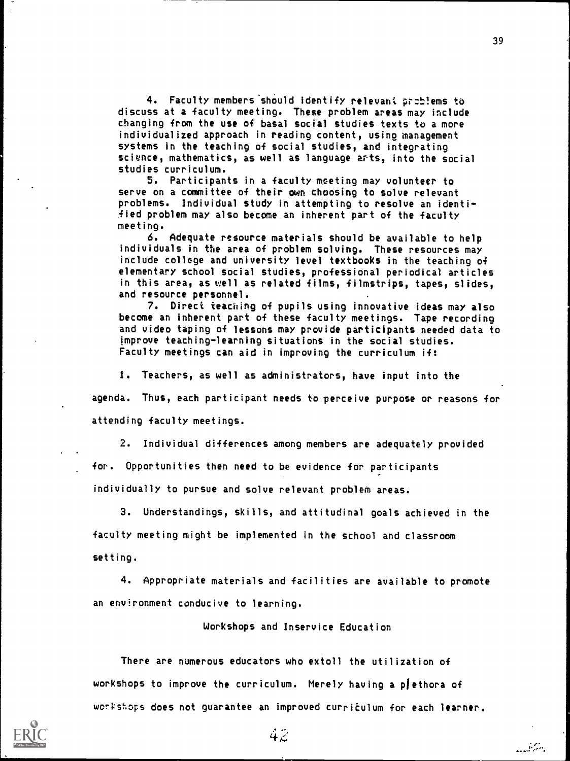4. Faculty members should identify relevant problems to discuss at a faculty meeting. These problem areas may include changing from the use of basal social studies texts to a more individualized approach in reading content, using management systems in the teaching of social studies, and integrating science, mathematics, as well as language arts, into the social studies curriculum.

5. Participants in a faculty meeting may volunteer to serve on a committee of their own choosing to solve relevant problems. Individual study in attempting to resolve an identified problem may also become an inherent part of the faculty meeting.

6. Adequate resource materials should be available to help individuals in the area of problem solving. These resources may include college and university level textbooks in the teaching of elementary school social studies, professional periodical articles in this area, as well as related films, filmstrips, tapes, slides, and resource personnel.

7. Direct teaching of pupils using innovative ideas may also become an inherent part of these faculty meetings. Tape recording and video taping of lessons may provide participants needed data to improve teaching-learning situations in the social studies.

Faculty meetings can aid in improving the curriculum if:

1. Teachers, as well as administrators, have input into the agenda. Thus, each participant needs to perceive purpose or reasons for attending faculty meetings.

2. Individual differences among members are adequately provided for. Opportunities then need to be evidence for participants individually to pursue and solve relevant problem areas.

3. Understandings, skills, and attitudinal goals achieved in the faculty meeting might be implemented in the school and classroom setting.

4. Appropriate materials and facilities are available to promote an environment conducive to learning.

## Workshops and Inservice Education

There are numerous educators who extoll the utilization of workshops to improve the curriculum. Merely having a plethora of workshops does not guarantee an improved curriculum for each learner.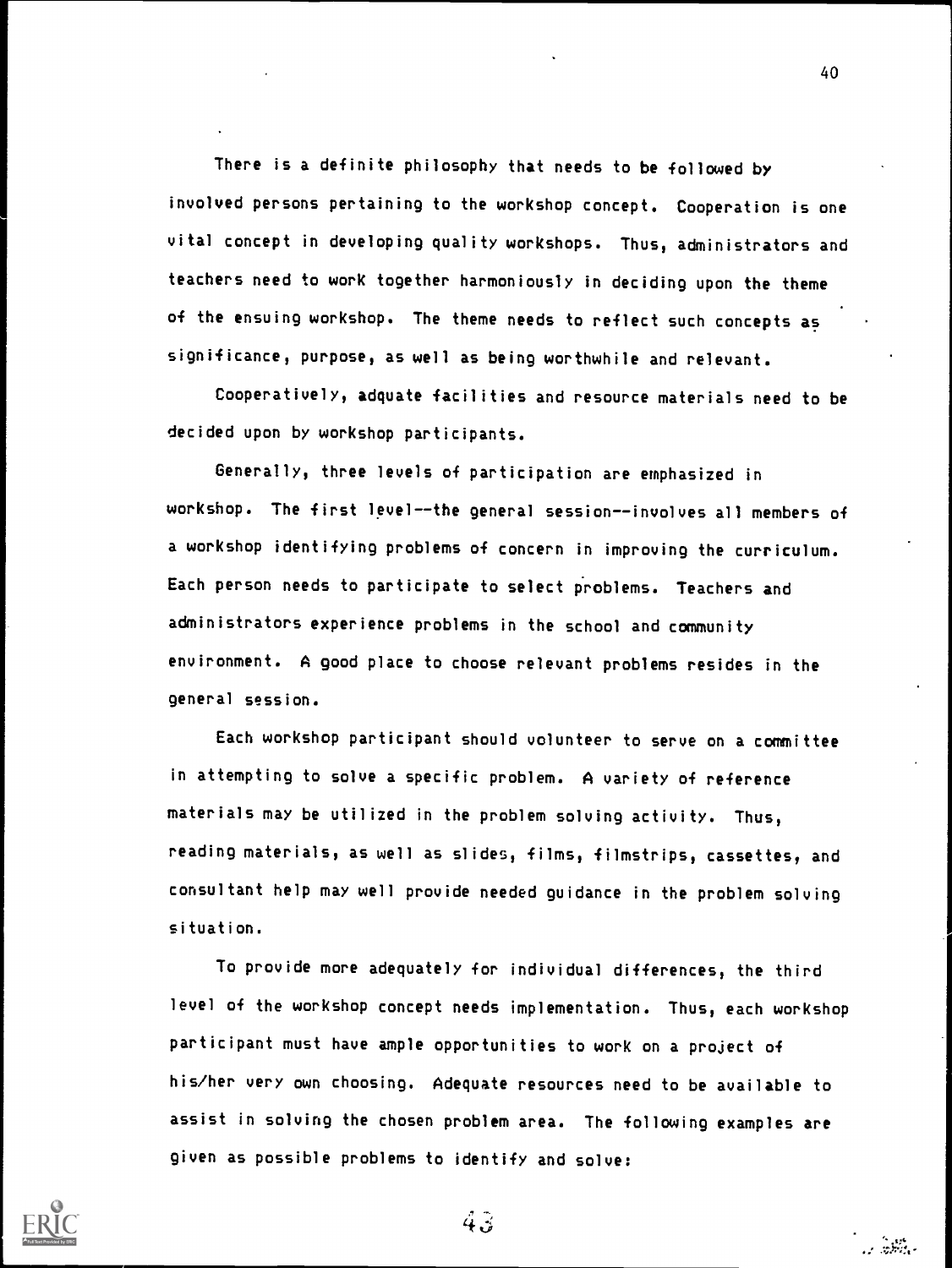There is a definite philosophy that needs to be followed by involved persons pertaining to the workshop concept. Cooperation is one vital concept in developing quality workshops. Thus, administrators and teachers need to work together harmoniously in deciding upon the theme of the ensuing workshop. The theme needs to reflect such concepts as significance, purpose, as well as being worthwhile and relevant.

Cooperatively, adquate facilities and resource materials need to be decided upon by workshop participants.

Generally, three levels of participation are emphasized in workshop. The first level--the general session--involves all members of a workshop identifying problems of concern in improving the curriculum. Each person needs to participate to select problems. Teachers and administrators experience problems in the school and community environment. A good place to choose relevant problems resides in the general session.

Each workshop participant should volunteer to serve on a committee in attempting to solve a specific problem. A variety of reference materials may be utilized in the problem solving activity. Thus, reading materials, as well as slides, films, filmstrips, cassettes, and consultant help may well provide needed guidance in the problem solving situation.

To provide more adequately for individual differences, the third level of the workshop concept needs implementation. Thus, each workshop participant must have ample opportunities to work on a project of his/her very own choosing. Adequate resources need to be available to assist in solving the chosen problem area. The following examples are given as possible problems to identify and solve: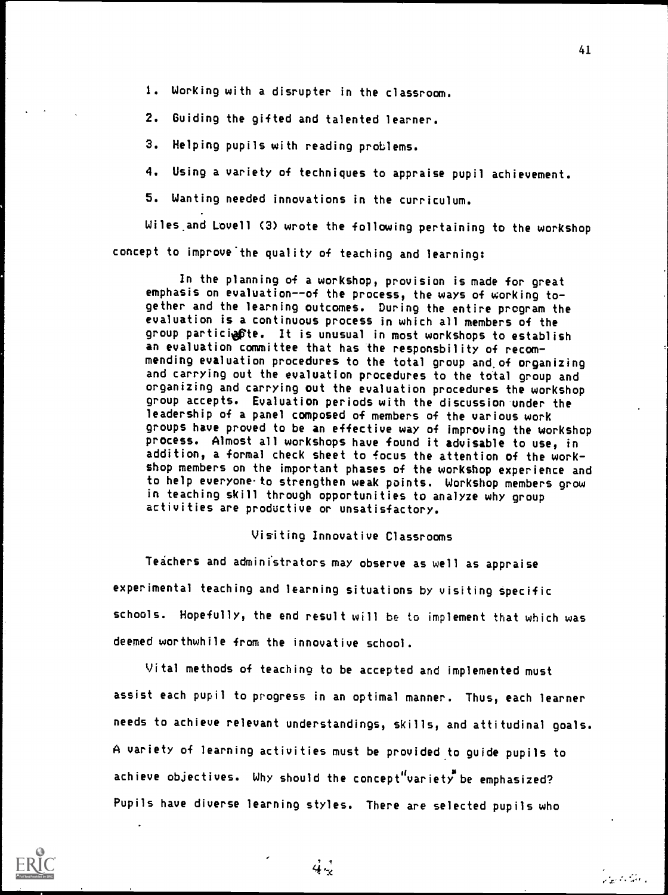1. Working with a disrupter in the classroom.

2. Guiding the gifted and talented learner.

3. Helping pupils with reading problems.

4. Using a variety of techniques to appraise pupil achievement.

5. Wanting needed innovations in the curriculum.

Wiles and Lovell (3) wrote the following pertaining to the workshop concept to improve the quality of teaching and learning:

> In the planning of a workshop, provision is made for great emphasis on evaluation--of the process, the ways of working together and the learning outcomes. During the entire program the evaluation is a continuous process in which all members of the group participate. It is unusual in most workshops to establish an evaluation committee that has the responsbility of recommending evaluation procedures to the total group and of organizing and carrying out the evaluation procedures to the total group and organizing and carrying out the evaluation procedures the workshop group accepts. Evaluation periods with the discussion under the leadership of a panel composed of members of the various work groups have proved to be an effective way of improving the workshop process. Almost all workshops have found it advisable to use, in addition, a formal check sheet to focus the attention of the workshop members on the important phases of the workshop experience and to help everyone to strengthen weak points. Workshop members grow in teaching skill through opportunities to analyze why group activities are productive or unsatisfactory.

## Visiting Innovative Classrooms

Teachers and administrators may observe as well as appraise experimental teaching and learning situations by visiting specific schools. Hopefully, the end result will be to implement that which was deemed worthwhile from the innovative school.

Vital methods of teaching to be accepted and implemented must assist each pupil to progress in an optimal manner. Thus, each learner needs to achieve relevant understandings, skills, and attitudinal goals. A variety of learning activities must be provided to guide pupils to achieve objectives. Why should the concept "variety" be emphasized? Pupils have diverse learning styles. There are selected pupils who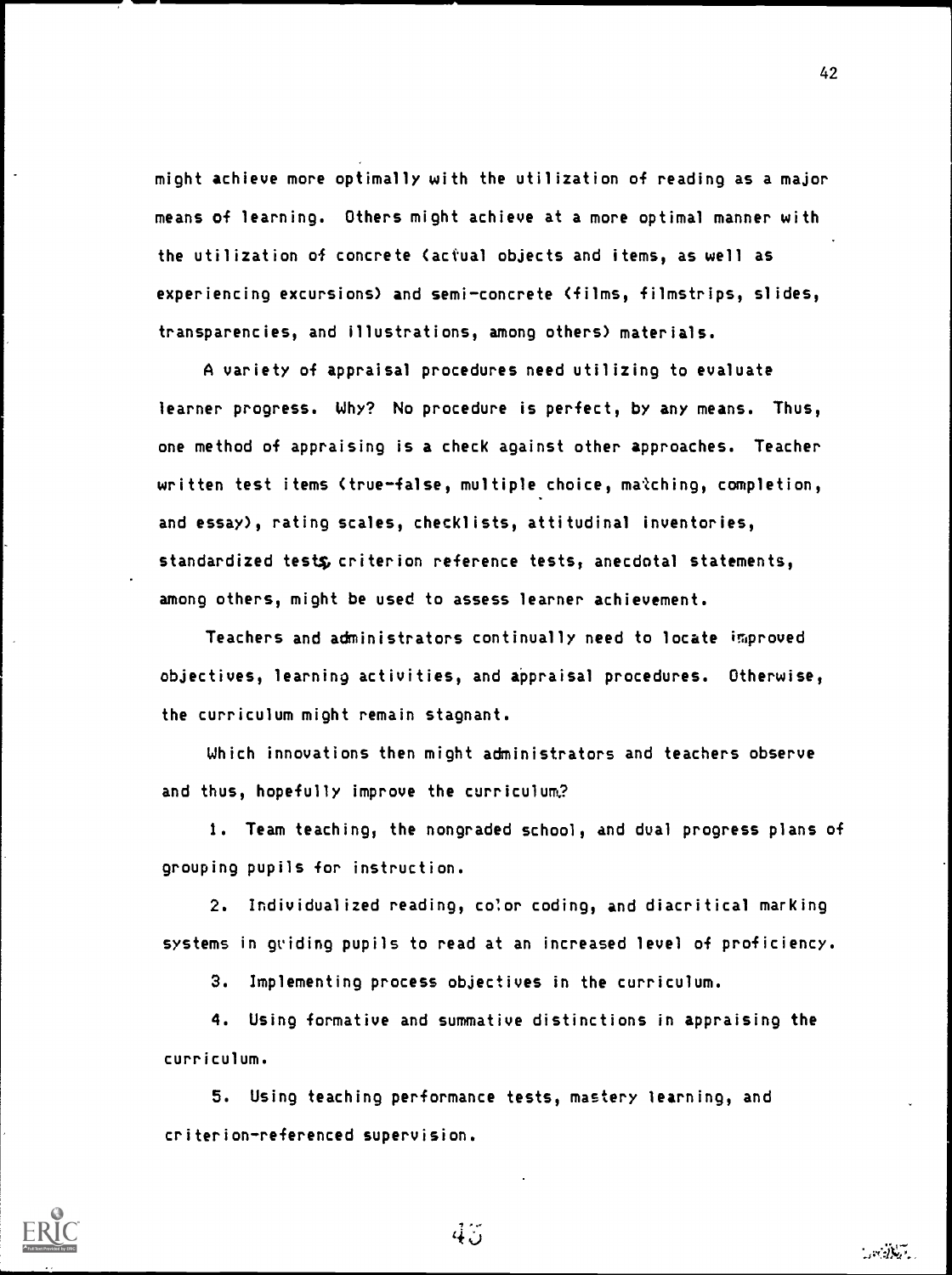might achieve more optimally with the utilization of reading as a major means of learning. Others might achieve at a more optimal manner with the utilization of concrete (actual objects and items, as well as experiencing excursions) and semi-concrete (films, filmstrips, slides, transparencies, and illustrations, among others) materials.

A variety of appraisal procedures need utilizing to evaluate learner progress. Why? No procedure is perfect, by any means. Thus, one method of appraising is a check against other approaches. Teacher written test items (true-false, multiple choice, matching, completion, and essay), rating scales, checklists, attitudinal inventories, standardized tests, criterion reference tests, anecdotal statements, among others, might be used to assess learner achievement.

Teachers and administrators continually need to locate improved objectives, learning activities, and appraisal procedures. Otherwise, the curriculum might remain stagnant.

Which innovations then might administrators and teachers observe and thus, hopefully improve the curriculum?

1. Team teaching, the nongraded school, and dual progress plans of grouping pupils for instruction.

2. Individualized reading, color coding, and diacritical marking systems in guiding pupils to read at an increased level of proficiency.

3. Implementing process objectives in the curriculum.

4. Using formative and summative distinctions in appraising the curriculum.

5. Using teaching performance tests, mastery learning, and criterion-referenced supervision.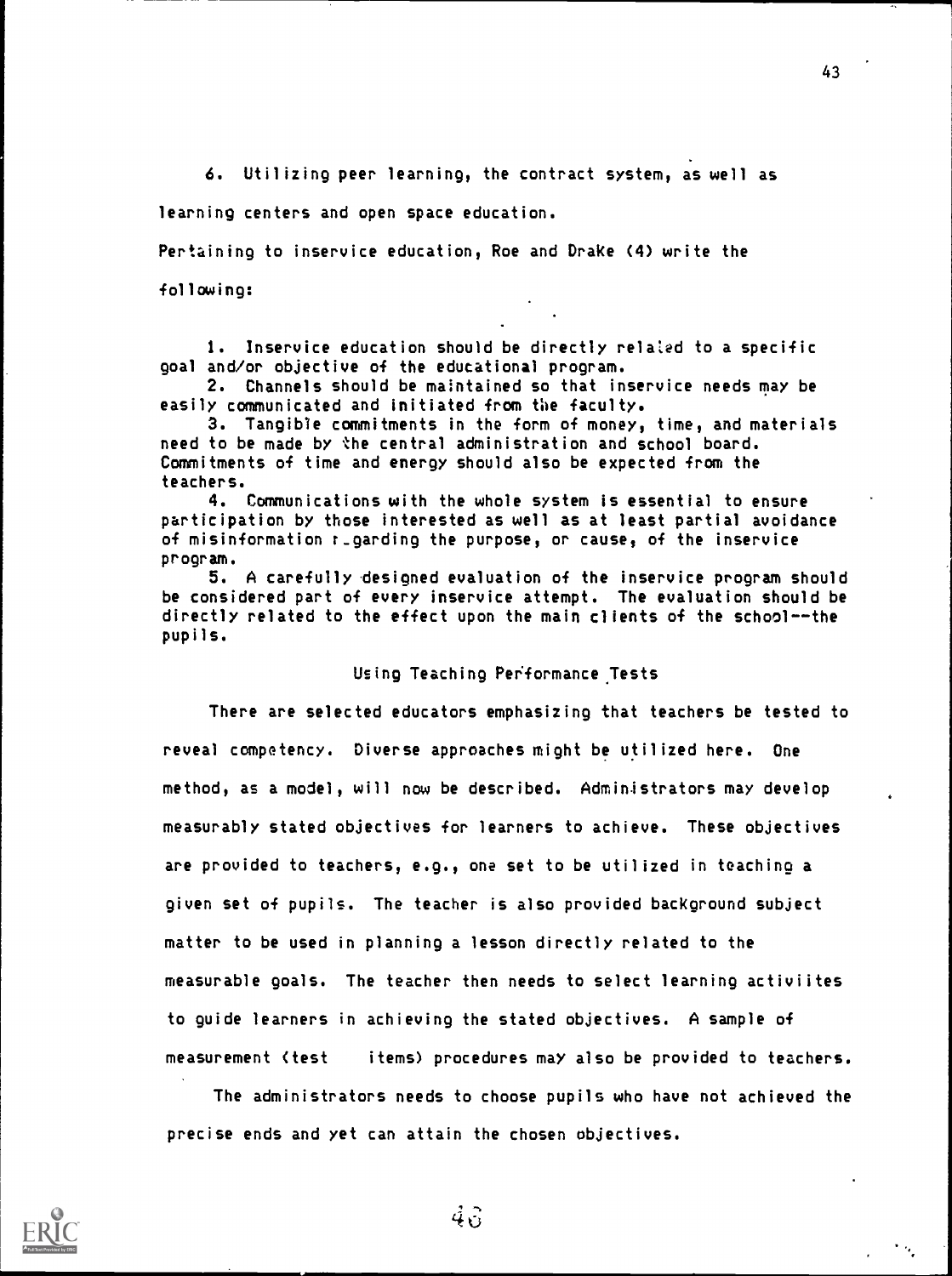6. Utilizing peer learning, the contract system, as well as learning centers and open space education.

Pertaining to inservice education, Roe and Drake (4) write the following:

> 1. Inservice education should be directly related to a specific goal and/or objective of the educational program.
> 2. Channels should be maintained so that inservice needs may be easily communicated and initiated from the faculty.
> 3. Tangible commitments in the form of money, time, and materials need to be made by the central administration and school board. Commitments of time and energy should also be expected from the teachers.
> 4. Communications with the whole system is essential to ensure participation by those interested as well as at least partial avoidance of misinformation regarding the purpose, or cause, of the inservice program.
> 5. A carefully designed evaluation of the inservice program should be considered part of every inservice attempt. The evaluation should be directly related to the effect upon the main clients of the school--the pupils.

## Using Teaching Performance Tests

There are selected educators emphasizing that teachers be tested to reveal competency. Diverse approaches might be utilized here. One method, as a model, will now be described. Administrators may develop measurably stated objectives for learners to achieve. These objectives are provided to teachers, e.g., one set to be utilized in teaching a given set of pupils. The teacher is also provided background subject matter to be used in planning a lesson directly related to the measurable goals. The teacher then needs to select learning activiites to guide learners in achieving the stated objectives. A sample of measurement (test items) procedures may also be provided to teachers.

The administrators needs to choose pupils who have not achieved the precise ends and yet can attain the chosen objectives.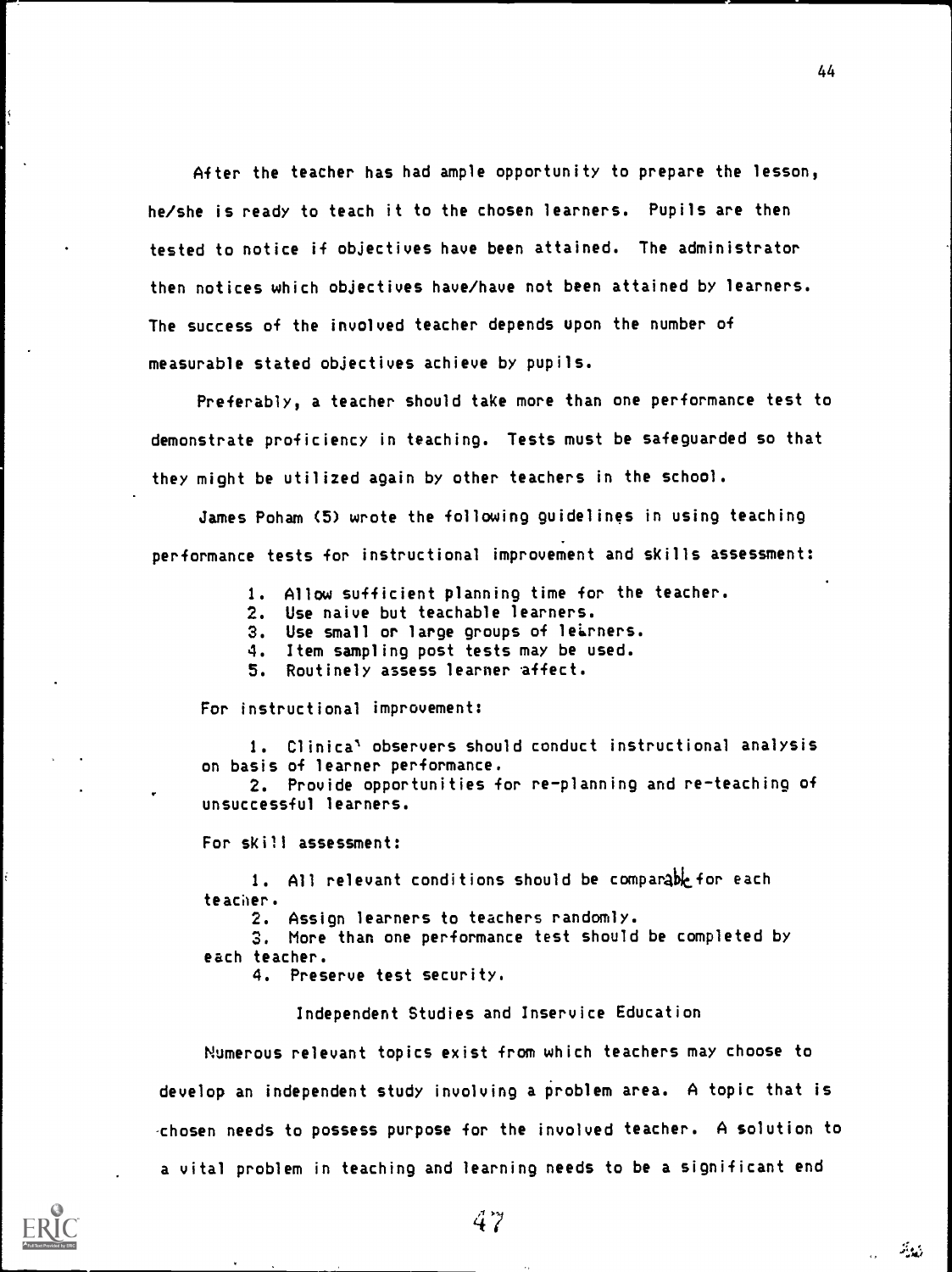After the teacher has had ample opportunity to prepare the lesson, he/she is ready to teach it to the chosen learners. Pupils are then tested to notice if objectives have been attained. The administrator then notices which objectives have/have not been attained by learners. The success of the involved teacher depends upon the number of measurable stated objectives achieve by pupils.

Preferably, a teacher should take more than one performance test to demonstrate proficiency in teaching. Tests must be safeguarded so that they might be utilized again by other teachers in the school.

James Poham (5) wrote the following guidelines in using teaching performance tests for instructional improvement and skills assessment:

1. Allow sufficient planning time for the teacher.
2. Use naive but teachable learners.
3. Use small or large groups of learners.
4. Item sampling post tests may be used.
5. Routinely assess learner affect.

For instructional improvement:

1. Clinical observers should conduct instructional analysis on basis of learner performance.
2. Provide opportunities for re-planning and re-teaching of unsuccessful learners.

For skill assessment:

1. All relevant conditions should be comparable for each teacher.
2. Assign learners to teachers randomly.
3. More than one performance test should be completed by each teacher.
4. Preserve test security.

## Independent Studies and Inservice Education

Numerous relevant topics exist from which teachers may choose to develop an independent study involving a problem area. A topic that is chosen needs to possess purpose for the involved teacher. A solution to a vital problem in teaching and learning needs to be a significant end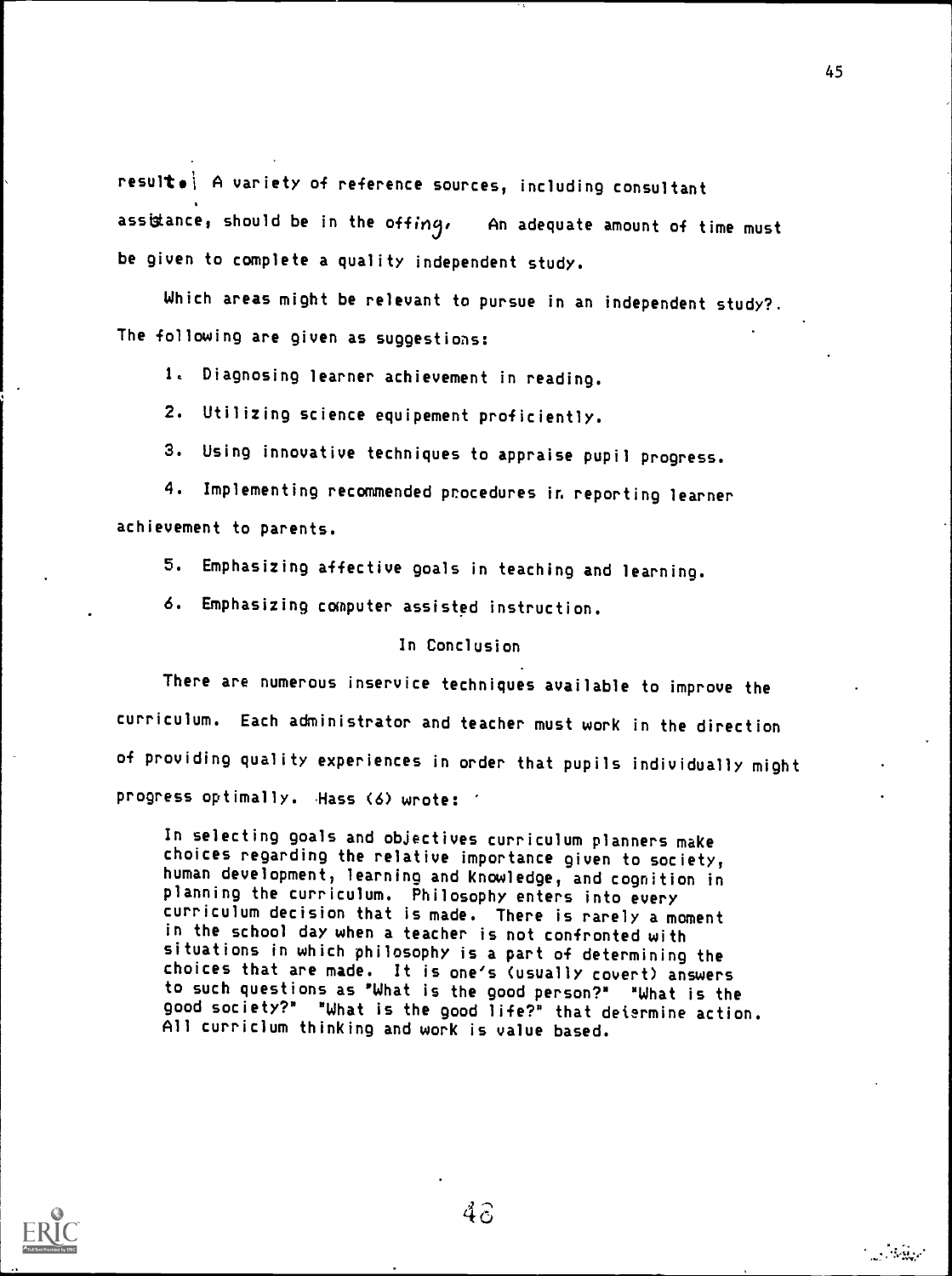results. A variety of reference sources, including consultant assistance, should be in the offing. An adequate amount of time must be given to complete a quality independent study.

Which areas might be relevant to pursue in an independent study?. The following are given as suggestions:

1. Diagnosing learner achievement in reading.
2. Utilizing science equipement proficiently.
3. Using innovative techniques to appraise pupil progress.
4. Implementing recommended procedures in reporting learner achievement to parents.
5. Emphasizing affective goals in teaching and learning.
6. Emphasizing computer assisted instruction.

## In Conclusion

There are numerous inservice techniques available to improve the curriculum. Each administrator and teacher must work in the direction of providing quality experiences in order that pupils individually might progress optimally. Hass (6) wrote:

> In selecting goals and objectives curriculum planners make choices regarding the relative importance given to society, human development, learning and knowledge, and cognition in planning the curriculum. Philosophy enters into every curriculum decision that is made. There is rarely a moment in the school day when a teacher is not confronted with situations in which philosophy is a part of determining the choices that are made. It is one's (usually covert) answers to such questions as "What is the good person?" "What is the good society?" "What is the good life?" that determine action. All curriclum thinking and work is value based.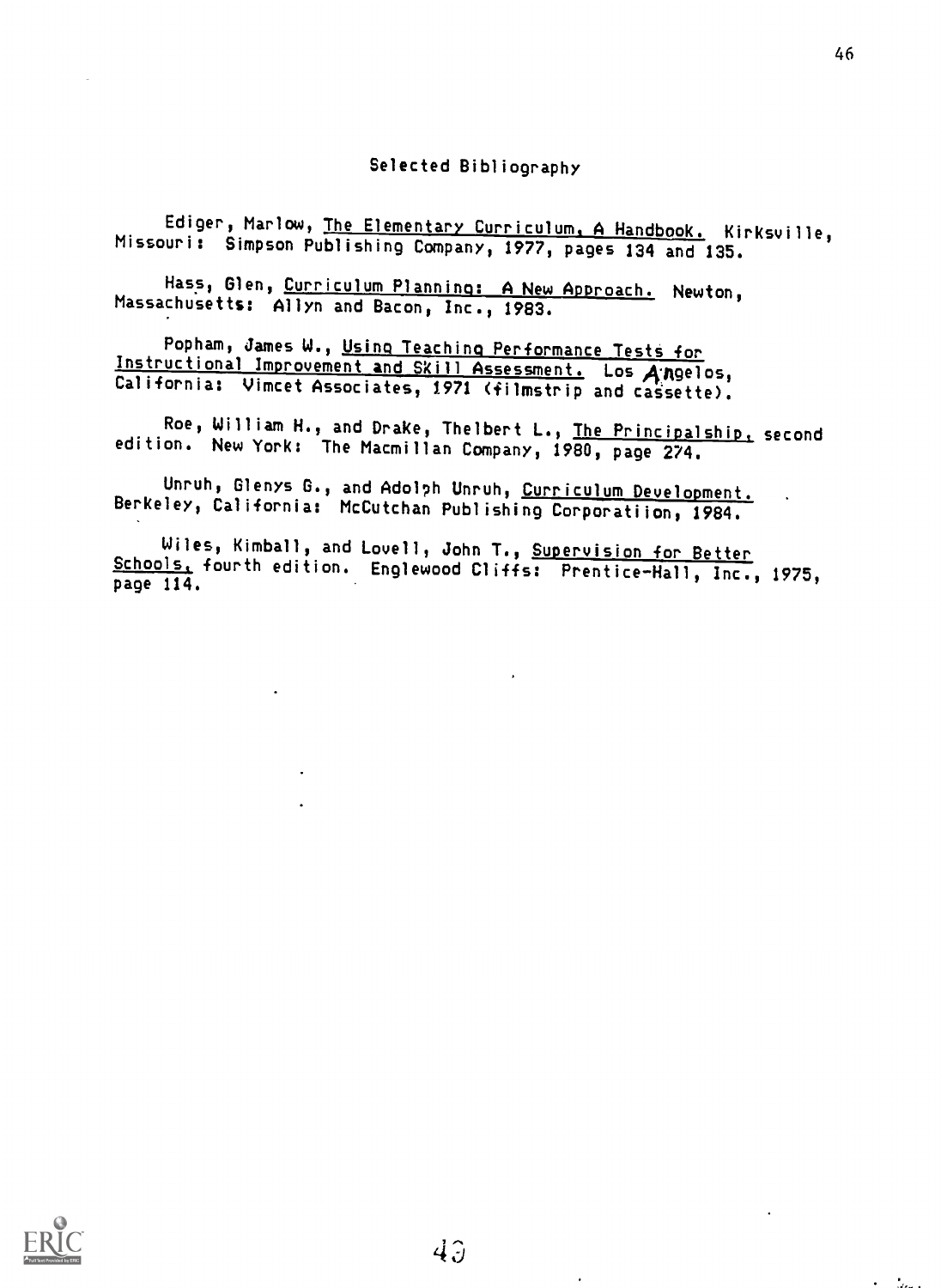## Selected Bibliography

Ediger, Marlow, The Elementary Curriculum, A Handbook. Kirksville, Missouri: Simpson Publishing Company, 1977, pages 134 and 135.

Hass, Glen, Curriculum Planning: A New Approach. Newton, Massachusetts: Allyn and Bacon, Inc., 1983.

Popham, James W., Using Teaching Performance Tests for Instructional Improvement and Skill Assessment. Los Angelos, California: Vimcet Associates, 1971 (filmstrip and cassette).

Roe, William H., and Drake, Thelbert L., The Principalship, second edition. New York: The Macmillan Company, 1980, page 274.

Unruh, Glenys G., and Adolph Unruh, Curriculum Development. Berkeley, California: McCutchan Publishing Corporatiion, 1984.

Wiles, Kimball, and Lovell, John T., Supervision for Better Schools, fourth edition. Englewood Cliffs: Prentice-Hall, Inc., 1975, page 114.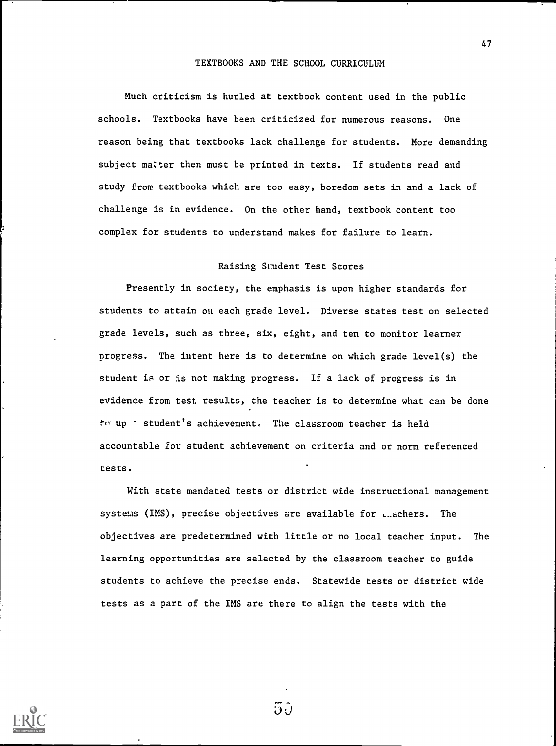# TEXTBOOKS AND THE SCHOOL CURRICULUM

Much criticism is hurled at textbook content used in the public schools. Textbooks have been criticized for numerous reasons. One reason being that textbooks lack challenge for students. More demanding subject matter then must be printed in texts. If students read and study from textbooks which are too easy, boredom sets in and a lack of challenge is in evidence. On the other hand, textbook content too complex for students to understand makes for failure to learn.

## Raising Student Test Scores

Presently in society, the emphasis is upon higher standards for students to attain on each grade level. Diverse states test on selected grade levels, such as three, six, eight, and ten to monitor learner progress. The intent here is to determine on which grade level(s) the student is or is not making progress. If a lack of progress is in evidence from test results, the teacher is to determine what can be done to up - student's achievement. The classroom teacher is held accountable for student achievement on criteria and or norm referenced tests.

With state mandated tests or district wide instructional management systems (IMS), precise objectives are available for teachers. The objectives are predetermined with little or no local teacher input. The learning opportunities are selected by the classroom teacher to guide students to achieve the precise ends. Statewide tests or district wide tests as a part of the IMS are there to align the tests with the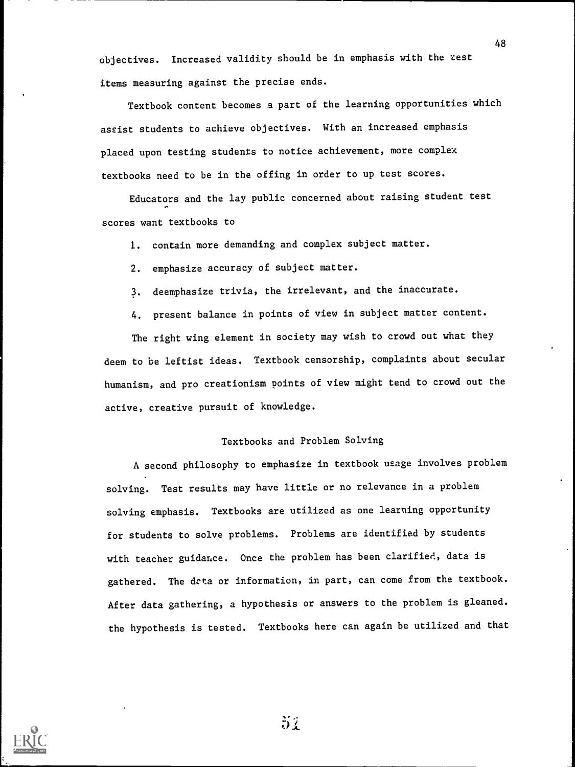objectives. Increased validity should be in emphasis with the test items measuring against the precise ends.

Textbook content becomes a part of the learning opportunities which assist students to achieve objectives. With an increased emphasis placed upon testing students to notice achievement, more complex textbooks need to be in the offing in order to up test scores.

Educators and the lay public concerned about raising student test scores want textbooks to

1. contain more demanding and complex subject matter.
2. emphasize accuracy of subject matter.
3. deemphasize trivia, the irrelevant, and the inaccurate.
4. present balance in points of view in subject matter content.

The right wing element in society may wish to crowd out what they deem to be leftist ideas. Textbook censorship, complaints about secular humanism, and pro creationism points of view might tend to crowd out the active, creative pursuit of knowledge.

## Textbooks and Problem Solving

A second philosophy to emphasize in textbook usage involves problem solving. Test results may have little or no relevance in a problem solving emphasis. Textbooks are utilized as one learning opportunity for students to solve problems. Problems are identified by students with teacher guidance. Once the problem has been clarified, data is gathered. The data or information, in part, can come from the textbook. After data gathering, a hypothesis or answers to the problem is gleaned. the hypothesis is tested. Textbooks here can again be utilized and that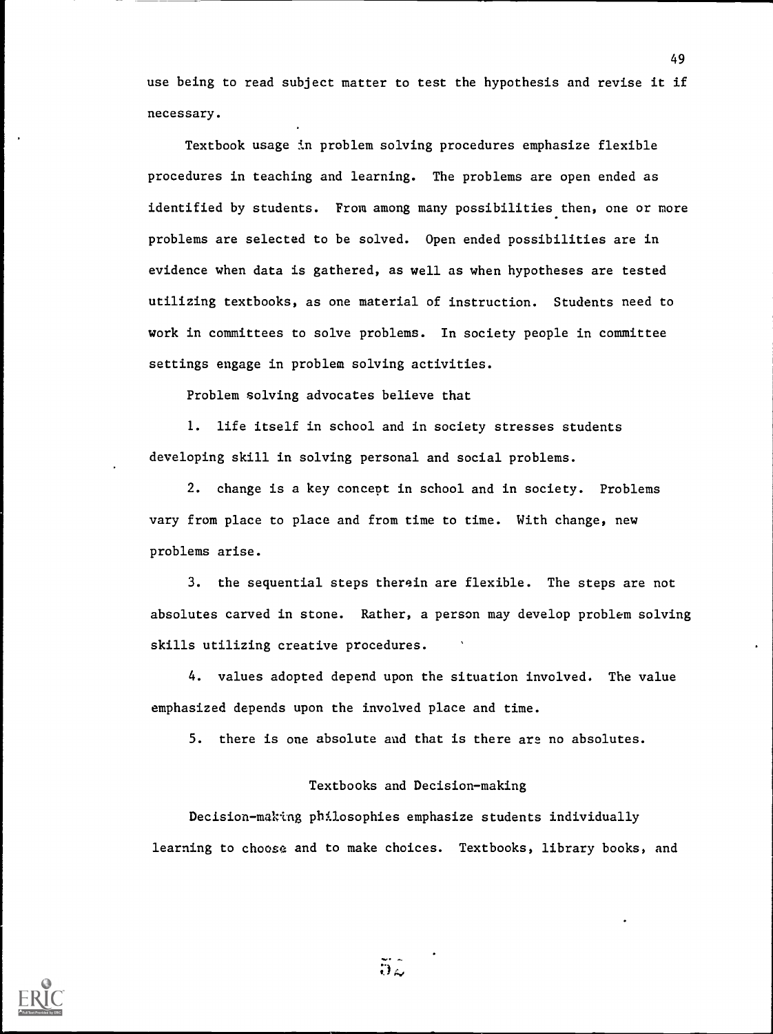use being to read subject matter to test the hypothesis and revise it if necessary.

Textbook usage in problem solving procedures emphasize flexible procedures in teaching and learning. The problems are open ended as identified by students. From among many possibilities then, one or more problems are selected to be solved. Open ended possibilities are in evidence when data is gathered, as well as when hypotheses are tested utilizing textbooks, as one material of instruction. Students need to work in committees to solve problems. In society people in committee settings engage in problem solving activities.

Problem solving advocates believe that

1. life itself in school and in society stresses students developing skill in solving personal and social problems.

2. change is a key concept in school and in society. Problems vary from place to place and from time to time. With change, new problems arise.

3. the sequential steps therein are flexible. The steps are not absolutes carved in stone. Rather, a person may develop problem solving skills utilizing creative procedures.

4. values adopted depend upon the situation involved. The value emphasized depends upon the involved place and time.

5. there is one absolute and that is there are no absolutes.

## Textbooks and Decision-making

Decision-making philosophies emphasize students individually learning to choose and to make choices. Textbooks, library books, and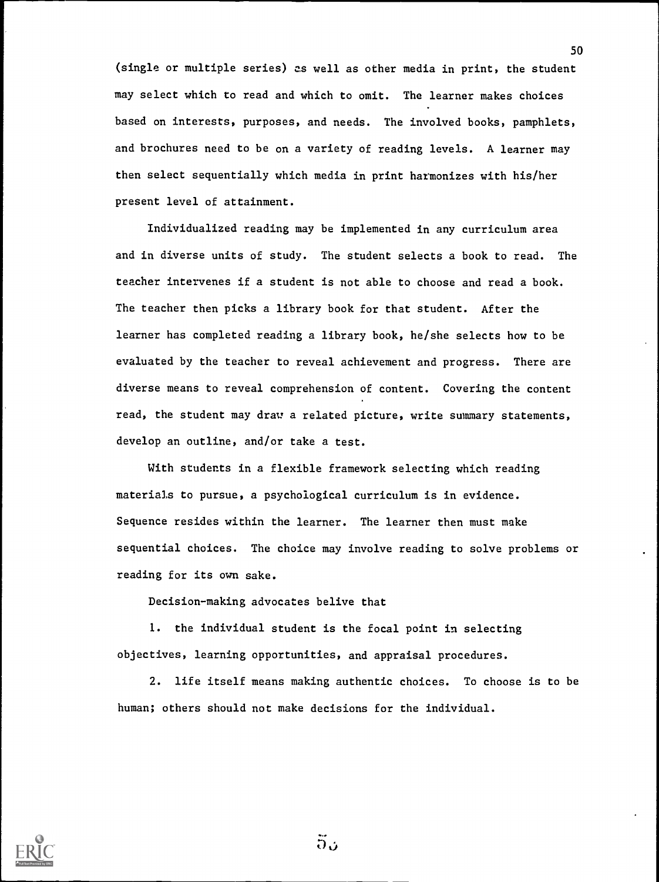(single or multiple series) as well as other media in print, the student may select which to read and which to omit. The learner makes choices based on interests, purposes, and needs. The involved books, pamphlets, and brochures need to be on a variety of reading levels. A learner may then select sequentially which media in print harmonizes with his/her present level of attainment.

Individualized reading may be implemented in any curriculum area and in diverse units of study. The student selects a book to read. The teacher intervenes if a student is not able to choose and read a book. The teacher then picks a library book for that student. After the learner has completed reading a library book, he/she selects how to be evaluated by the teacher to reveal achievement and progress. There are diverse means to reveal comprehension of content. Covering the content read, the student may draw a related picture, write summary statements, develop an outline, and/or take a test.

With students in a flexible framework selecting which reading materials to pursue, a psychological curriculum is in evidence. Sequence resides within the learner. The learner then must make sequential choices. The choice may involve reading to solve problems or reading for its own sake.

Decision-making advocates belive that

1. the individual student is the focal point in selecting objectives, learning opportunities, and appraisal procedures.

2. life itself means making authentic choices. To choose is to be human; others should not make decisions for the individual.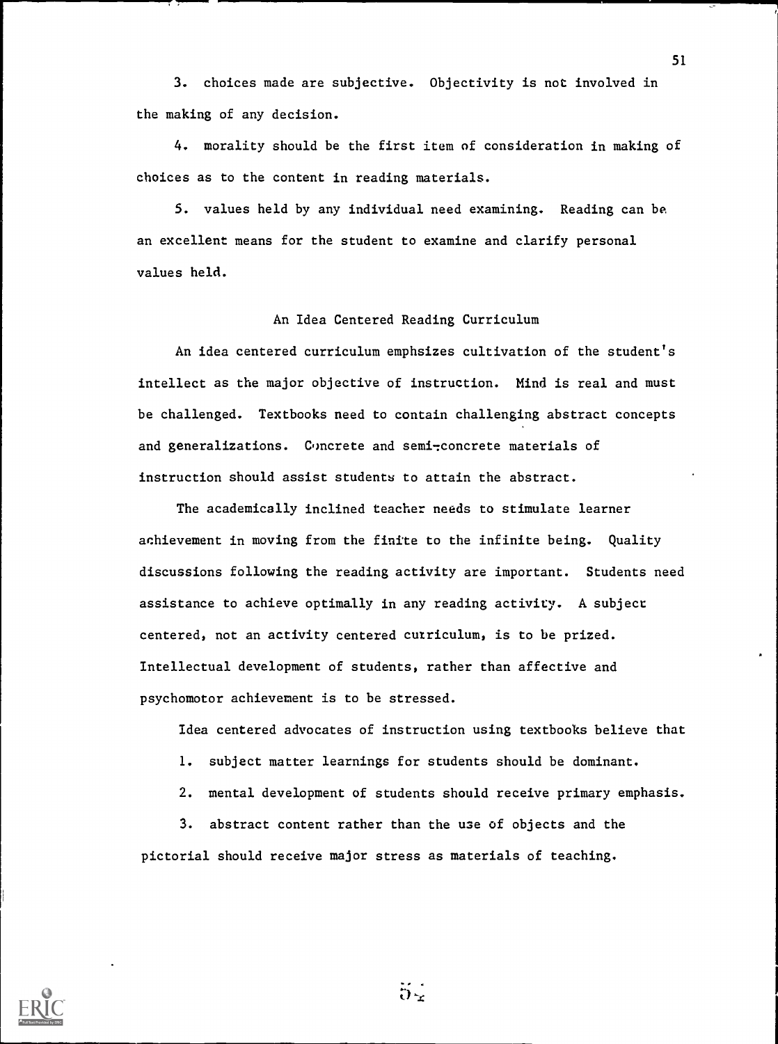3. choices made are subjective. Objectivity is not involved in the making of any decision.

4. morality should be the first item of consideration in making of choices as to the content in reading materials.

5. values held by any individual need examining. Reading can be an excellent means for the student to examine and clarify personal values held.

## An Idea Centered Reading Curriculum

An idea centered curriculum emphsizes cultivation of the student's intellect as the major objective of instruction. Mind is real and must be challenged. Textbooks need to contain challenging abstract concepts and generalizations. Concrete and semi-concrete materials of instruction should assist students to attain the abstract.

The academically inclined teacher needs to stimulate learner achievement in moving from the finite to the infinite being. Quality discussions following the reading activity are important. Students need assistance to achieve optimally in any reading activity. A subject centered, not an activity centered curriculum, is to be prized. Intellectual development of students, rather than affective and psychomotor achievement is to be stressed.

Idea centered advocates of instruction using textbooks believe that

1. subject matter learnings for students should be dominant.

2. mental development of students should receive primary emphasis.

3. abstract content rather than the use of objects and the pictorial should receive major stress as materials of teaching.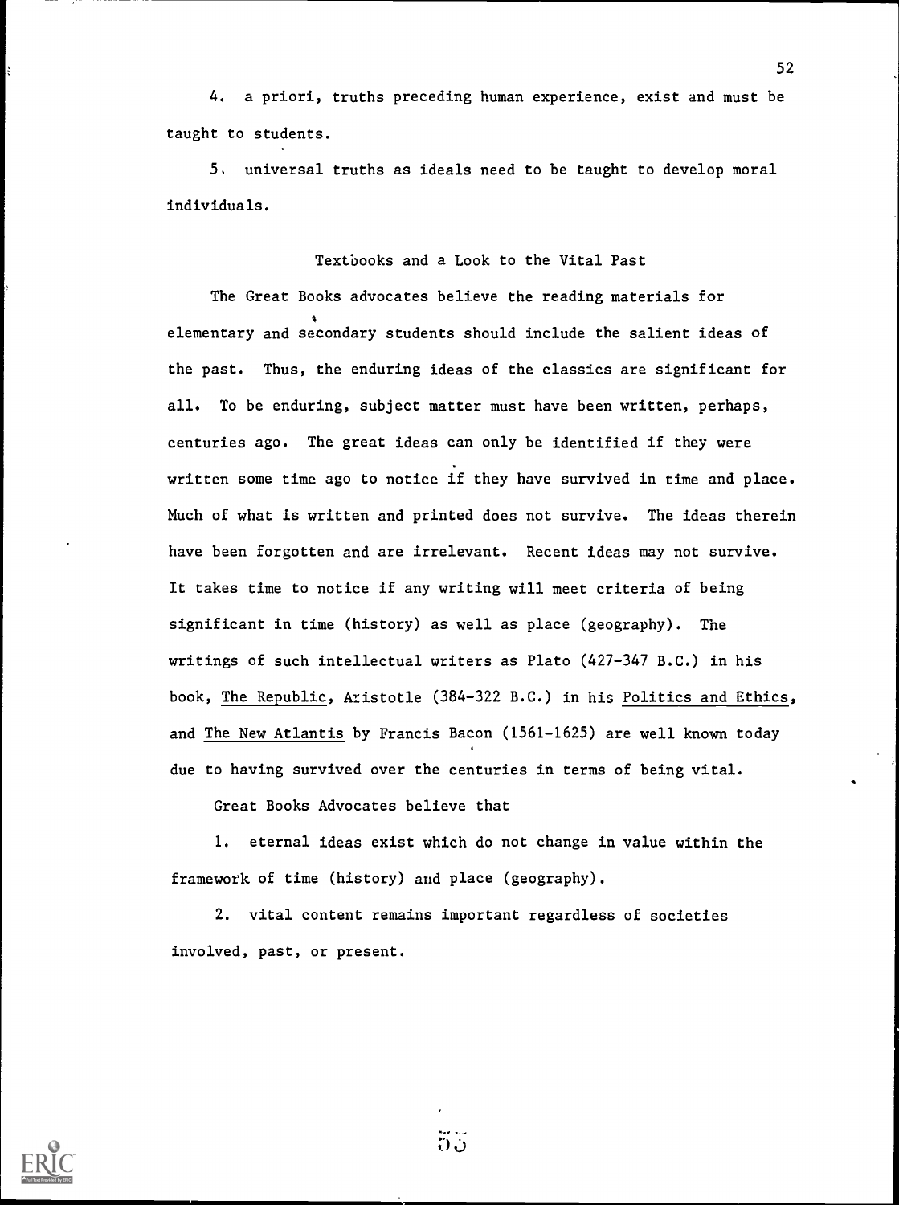4. a priori, truths preceding human experience, exist and must be taught to students.

5. universal truths as ideals need to be taught to develop moral individuals.

## Textbooks and a Look to the Vital Past

The Great Books advocates believe the reading materials for elementary and secondary students should include the salient ideas of the past. Thus, the enduring ideas of the classics are significant for all. To be enduring, subject matter must have been written, perhaps, centuries ago. The great ideas can only be identified if they were written some time ago to notice if they have survived in time and place. Much of what is written and printed does not survive. The ideas therein have been forgotten and are irrelevant. Recent ideas may not survive. It takes time to notice if any writing will meet criteria of being significant in time (history) as well as place (geography). The writings of such intellectual writers as Plato (427-347 B.C.) in his book, The Republic, Aristotle (384-322 B.C.) in his Politics and Ethics, and The New Atlantis by Francis Bacon (1561-1625) are well known today due to having survived over the centuries in terms of being vital.

Great Books Advocates believe that

1. eternal ideas exist which do not change in value within the framework of time (history) and place (geography).

2. vital content remains important regardless of societies involved, past, or present.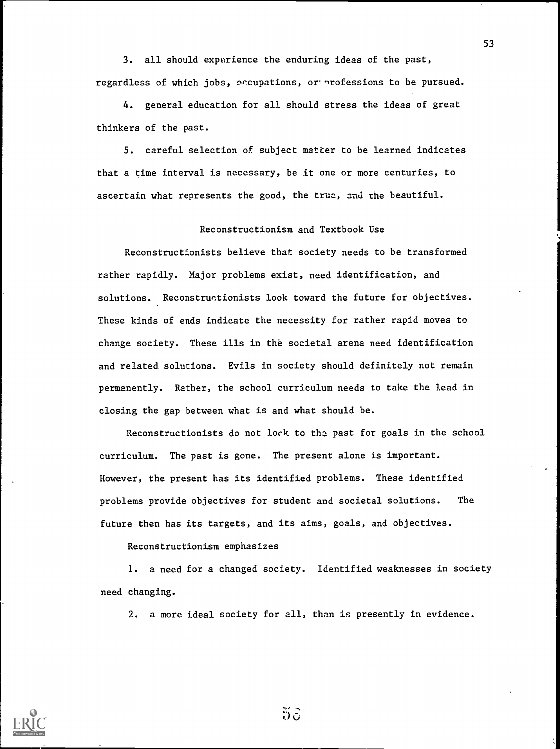3. all should experience the enduring ideas of the past, regardless of which jobs, occupations, or professions to be pursued.

4. general education for all should stress the ideas of great thinkers of the past.

5. careful selection of subject matter to be learned indicates that a time interval is necessary, be it one or more centuries, to ascertain what represents the good, the true, and the beautiful.

## Reconstructionism and Textbook Use

Reconstructionists believe that society needs to be transformed rather rapidly. Major problems exist, need identification, and solutions. Reconstructionists look toward the future for objectives. These kinds of ends indicate the necessity for rather rapid moves to change society. These ills in the societal arena need identification and related solutions. Evils in society should definitely not remain permanently. Rather, the school curriculum needs to take the lead in closing the gap between what is and what should be.

Reconstructionists do not look to the past for goals in the school curriculum. The past is gone. The present alone is important. However, the present has its identified problems. These identified problems provide objectives for student and societal solutions. The future then has its targets, and its aims, goals, and objectives.

Reconstructionism emphasizes

1. a need for a changed society. Identified weaknesses in society need changing.

2. a more ideal society for all, than is presently in evidence.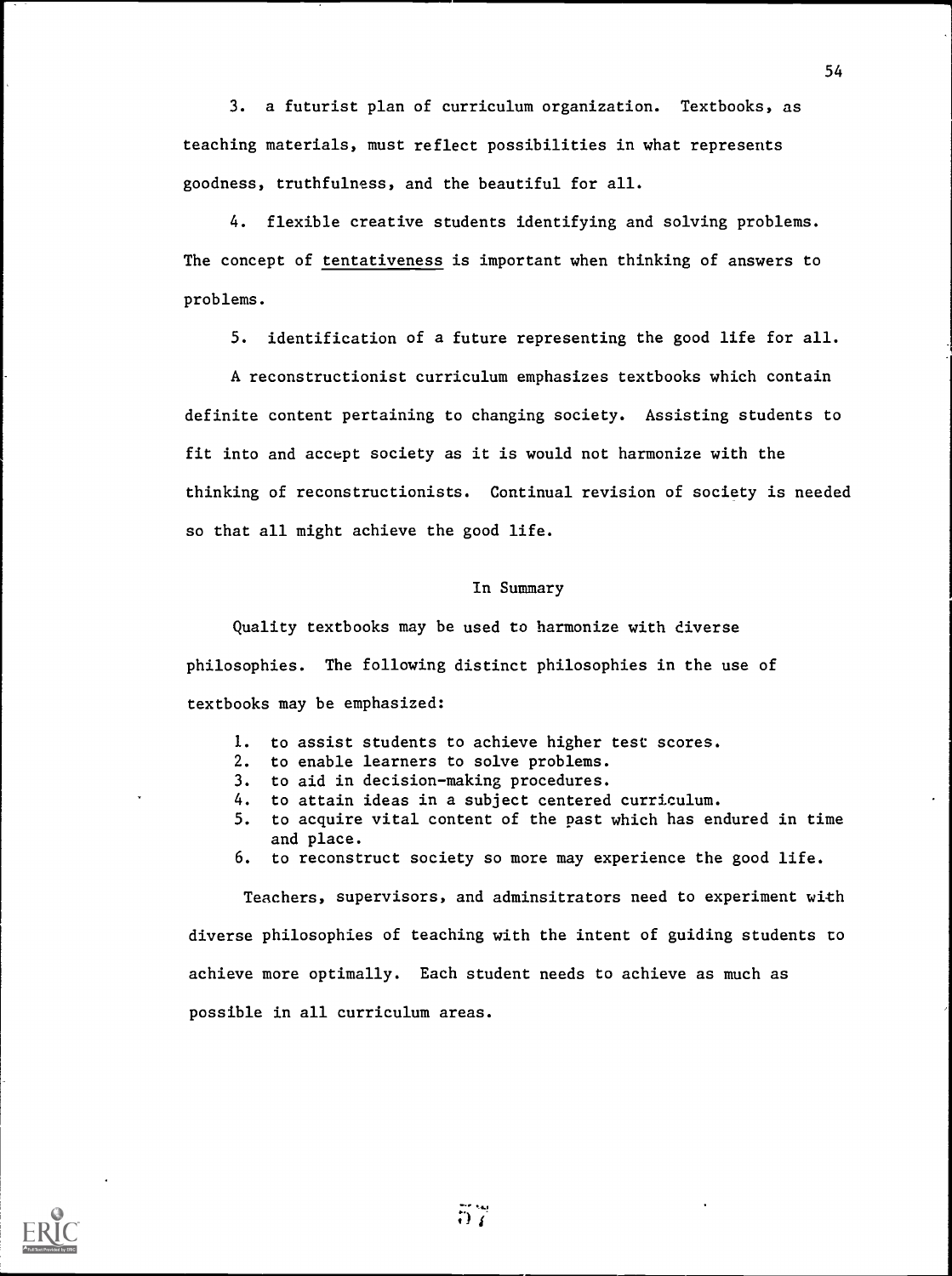3. a futurist plan of curriculum organization. Textbooks, as teaching materials, must reflect possibilities in what represents goodness, truthfulness, and the beautiful for all.

4. flexible creative students identifying and solving problems. The concept of tentativeness is important when thinking of answers to problems.

5. identification of a future representing the good life for all.

A reconstructionist curriculum emphasizes textbooks which contain definite content pertaining to changing society. Assisting students to fit into and accept society as it is would not harmonize with the thinking of reconstructionists. Continual revision of society is needed so that all might achieve the good life.

## In Summary

Quality textbooks may be used to harmonize with diverse philosophies. The following distinct philosophies in the use of textbooks may be emphasized:

1. to assist students to achieve higher test scores.
2. to enable learners to solve problems.
3. to aid in decision-making procedures.
4. to attain ideas in a subject centered curriculum.
5. to acquire vital content of the past which has endured in time and place.
6. to reconstruct society so more may experience the good life.

Teachers, supervisors, and adminsitrators need to experiment with diverse philosophies of teaching with the intent of guiding students to achieve more optimally. Each student needs to achieve as much as possible in all curriculum areas.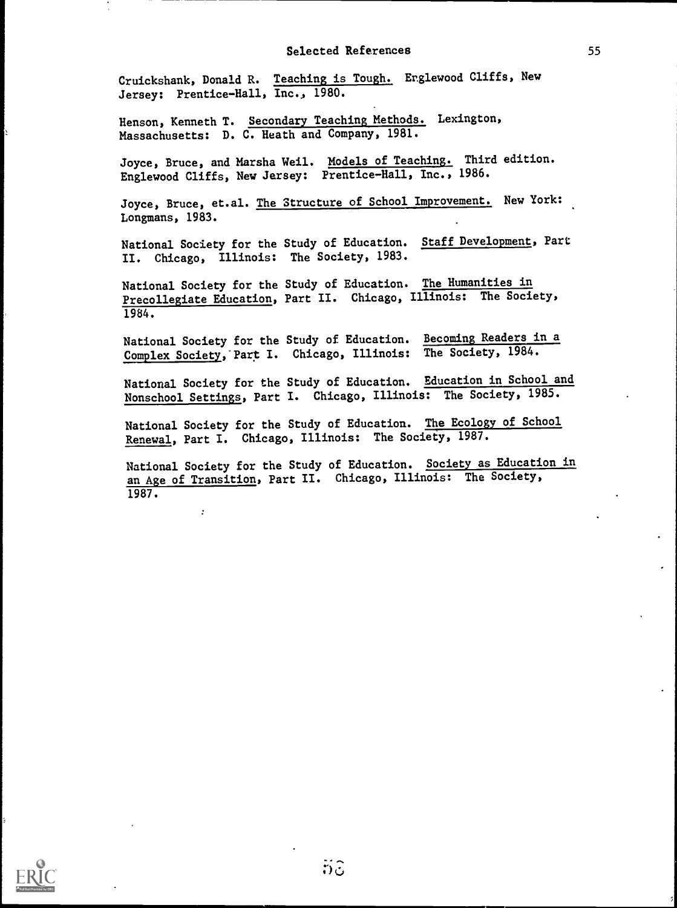## Selected References

Cruickshank, Donald R. Teaching is Tough. Englewood Cliffs, New Jersey: Prentice-Hall, Inc., 1980.

Henson, Kenneth T. Secondary Teaching Methods. Lexington, Massachusetts: D. C. Heath and Company, 1981.

Joyce, Bruce, and Marsha Weil. Models of Teaching. Third edition. Englewood Cliffs, New Jersey: Prentice-Hall, Inc., 1986.

Joyce, Bruce, et.al. The Structure of School Improvement. New York: Longmans, 1983.

National Society for the Study of Education. Staff Development, Part II. Chicago, Illinois: The Society, 1983.

National Society for the Study of Education. The Humanities in Precollegiate Education, Part II. Chicago, Illinois: The Society, 1984.

National Society for the Study of Education. Becoming Readers in a Complex Society, Part I. Chicago, Illinois: The Society, 1984.

National Society for the Study of Education. Education in School and Nonschool Settings, Part I. Chicago, Illinois: The Society, 1985.

National Society for the Study of Education. The Ecology of School Renewal, Part I. Chicago, Illinois: The Society, 1987.

National Society for the Study of Education. Society as Education in an Age of Transition, Part II. Chicago, Illinois: The Society, 1987.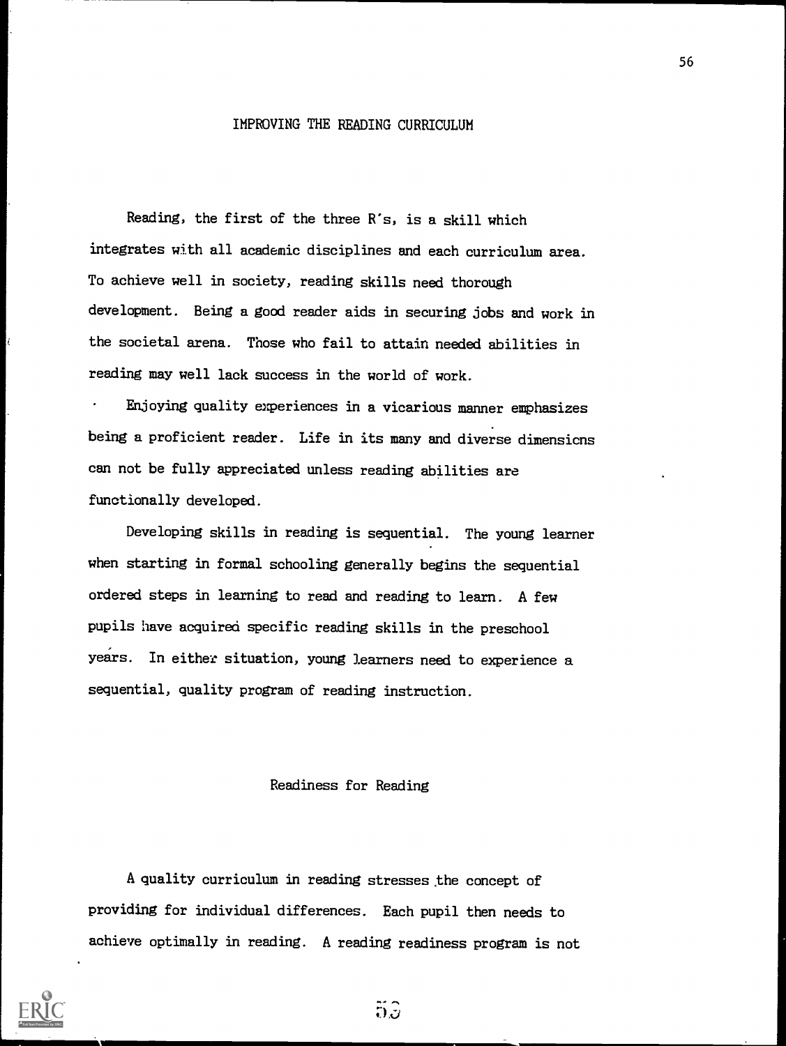# IMPROVING THE READING CURRICULUM

Reading, the first of the three R's, is a skill which integrates with all academic disciplines and each curriculum area. To achieve well in society, reading skills need thorough development. Being a good reader aids in securing jobs and work in the societal arena. Those who fail to attain needed abilities in reading may well lack success in the world of work.

Enjoying quality experiences in a vicarious manner emphasizes being a proficient reader. Life in its many and diverse dimensions can not be fully appreciated unless reading abilities are functionally developed.

Developing skills in reading is sequential. The young learner when starting in formal schooling generally begins the sequential ordered steps in learning to read and reading to learn. A few pupils have acquired specific reading skills in the preschool years. In either situation, young learners need to experience a sequential, quality program of reading instruction.

## Readiness for Reading

A quality curriculum in reading stresses the concept of providing for individual differences. Each pupil then needs to achieve optimally in reading. A reading readiness program is not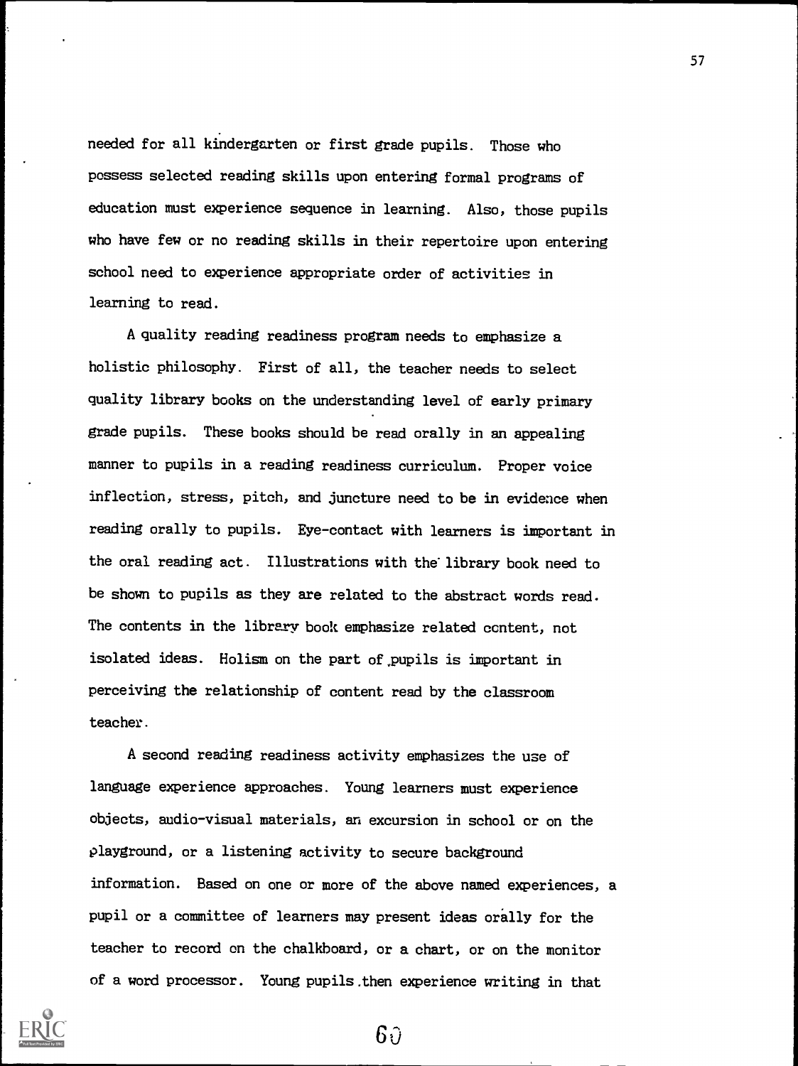needed for all kindergarten or first grade pupils. Those who possess selected reading skills upon entering formal programs of education must experience sequence in learning. Also, those pupils who have few or no reading skills in their repertoire upon entering school need to experience appropriate order of activities in learning to read.

A quality reading readiness program needs to emphasize a holistic philosophy. First of all, the teacher needs to select quality library books on the understanding level of early primary grade pupils. These books should be read orally in an appealing manner to pupils in a reading readiness curriculum. Proper voice inflection, stress, pitch, and juncture need to be in evidence when reading orally to pupils. Eye-contact with learners is important in the oral reading act. Illustrations with the library book need to be shown to pupils as they are related to the abstract words read. The contents in the library book emphasize related content, not isolated ideas. Holism on the part of pupils is important in perceiving the relationship of content read by the classroom teacher.

A second reading readiness activity emphasizes the use of language experience approaches. Young learners must experience objects, audio-visual materials, an excursion in school or on the playground, or a listening activity to secure background information. Based on one or more of the above named experiences, a pupil or a committee of learners may present ideas orally for the teacher to record on the chalkboard, or a chart, or on the monitor of a word processor. Young pupils then experience writing in that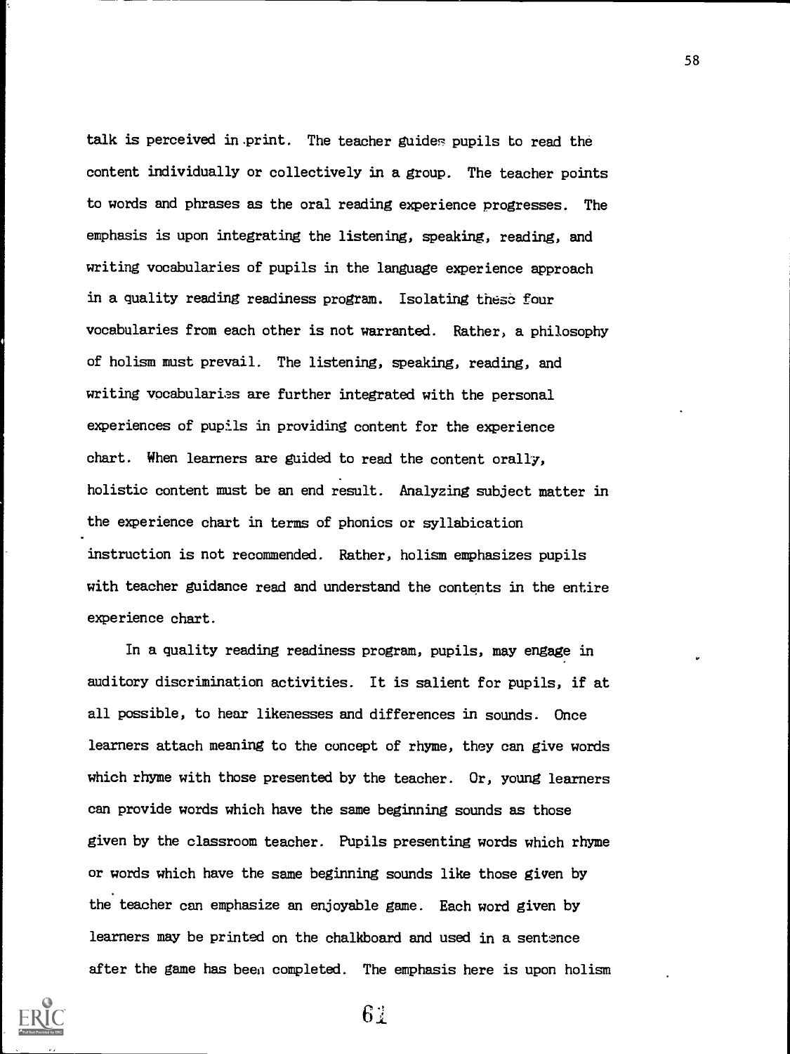talk is perceived in print. The teacher guides pupils to read the content individually or collectively in a group. The teacher points to words and phrases as the oral reading experience progresses. The emphasis is upon integrating the listening, speaking, reading, and writing vocabularies of pupils in the language experience approach in a quality reading readiness program. Isolating these four vocabularies from each other is not warranted. Rather, a philosophy of holism must prevail. The listening, speaking, reading, and writing vocabularies are further integrated with the personal experiences of pupils in providing content for the experience chart. When learners are guided to read the content orally, holistic content must be an end result. Analyzing subject matter in the experience chart in terms of phonics or syllabication instruction is not recommended. Rather, holism emphasizes pupils with teacher guidance read and understand the contents in the entire experience chart.

In a quality reading readiness program, pupils, may engage in auditory discrimination activities. It is salient for pupils, if at all possible, to hear likenesses and differences in sounds. Once learners attach meaning to the concept of rhyme, they can give words which rhyme with those presented by the teacher. Or, young learners can provide words which have the same beginning sounds as those given by the classroom teacher. Pupils presenting words which rhyme or words which have the same beginning sounds like those given by the teacher can emphasize an enjoyable game. Each word given by learners may be printed on the chalkboard and used in a sentence after the game has been completed. The emphasis here is upon holism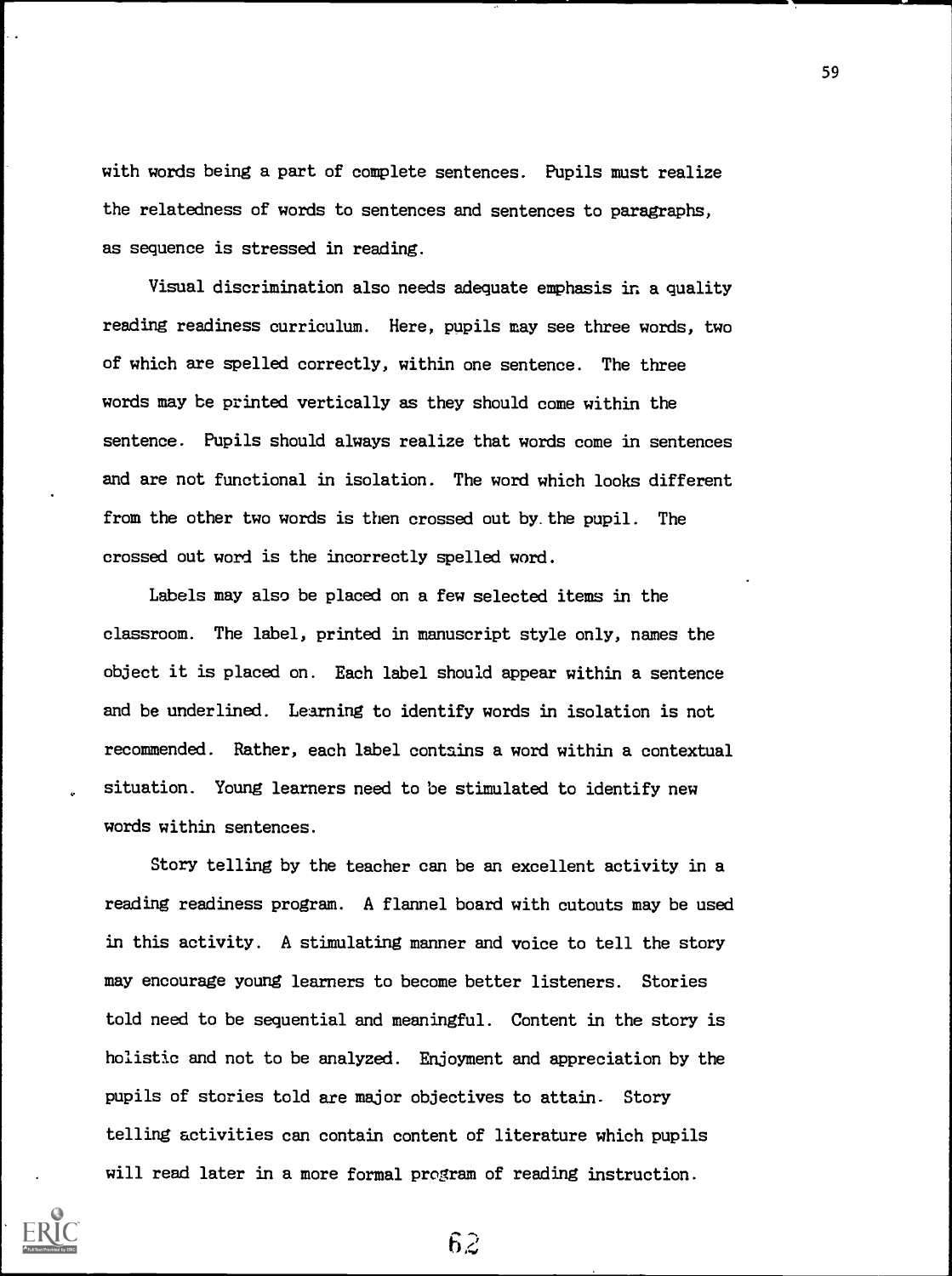with words being a part of complete sentences. Pupils must realize the relatedness of words to sentences and sentences to paragraphs, as sequence is stressed in reading.

Visual discrimination also needs adequate emphasis in a quality reading readiness curriculum. Here, pupils may see three words, two of which are spelled correctly, within one sentence. The three words may be printed vertically as they should come within the sentence. Pupils should always realize that words come in sentences and are not functional in isolation. The word which looks different from the other two words is then crossed out by the pupil. The crossed out word is the incorrectly spelled word.

Labels may also be placed on a few selected items in the classroom. The label, printed in manuscript style only, names the object it is placed on. Each label should appear within a sentence and be underlined. Learning to identify words in isolation is not recommended. Rather, each label contains a word within a contextual situation. Young learners need to be stimulated to identify new words within sentences.

Story telling by the teacher can be an excellent activity in a reading readiness program. A flannel board with cutouts may be used in this activity. A stimulating manner and voice to tell the story may encourage young learners to become better listeners. Stories told need to be sequential and meaningful. Content in the story is holistic and not to be analyzed. Enjoyment and appreciation by the pupils of stories told are major objectives to attain. Story telling activities can contain content of literature which pupils will read later in a more formal program of reading instruction.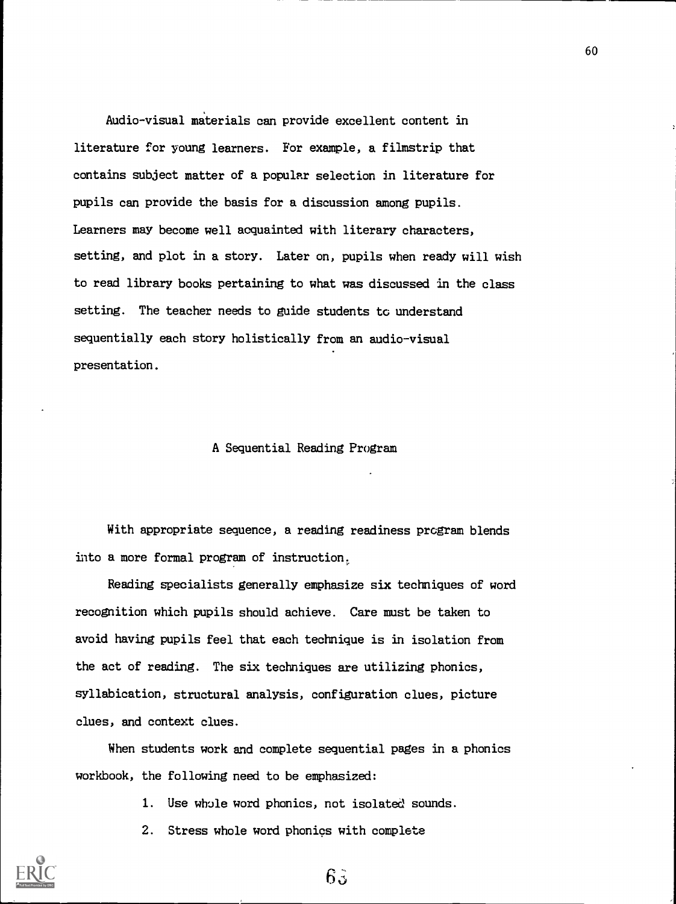Audio-visual materials can provide excellent content in literature for young learners. For example, a filmstrip that contains subject matter of a popular selection in literature for pupils can provide the basis for a discussion among pupils. Learners may become well acquainted with literary characters, setting, and plot in a story. Later on, pupils when ready will wish to read library books pertaining to what was discussed in the class setting. The teacher needs to guide students to understand sequentially each story holistically from an audio-visual presentation.

## A Sequential Reading Program

With appropriate sequence, a reading readiness program blends into a more formal program of instruction.

Reading specialists generally emphasize six techniques of word recognition which pupils should achieve. Care must be taken to avoid having pupils feel that each technique is in isolation from the act of reading. The six techniques are utilizing phonics, syllabication, structural analysis, configuration clues, picture clues, and context clues.

When students work and complete sequential pages in a phonics workbook, the following need to be emphasized:

1. Use whole word phonics, not isolated sounds.
2. Stress whole word phonics with complete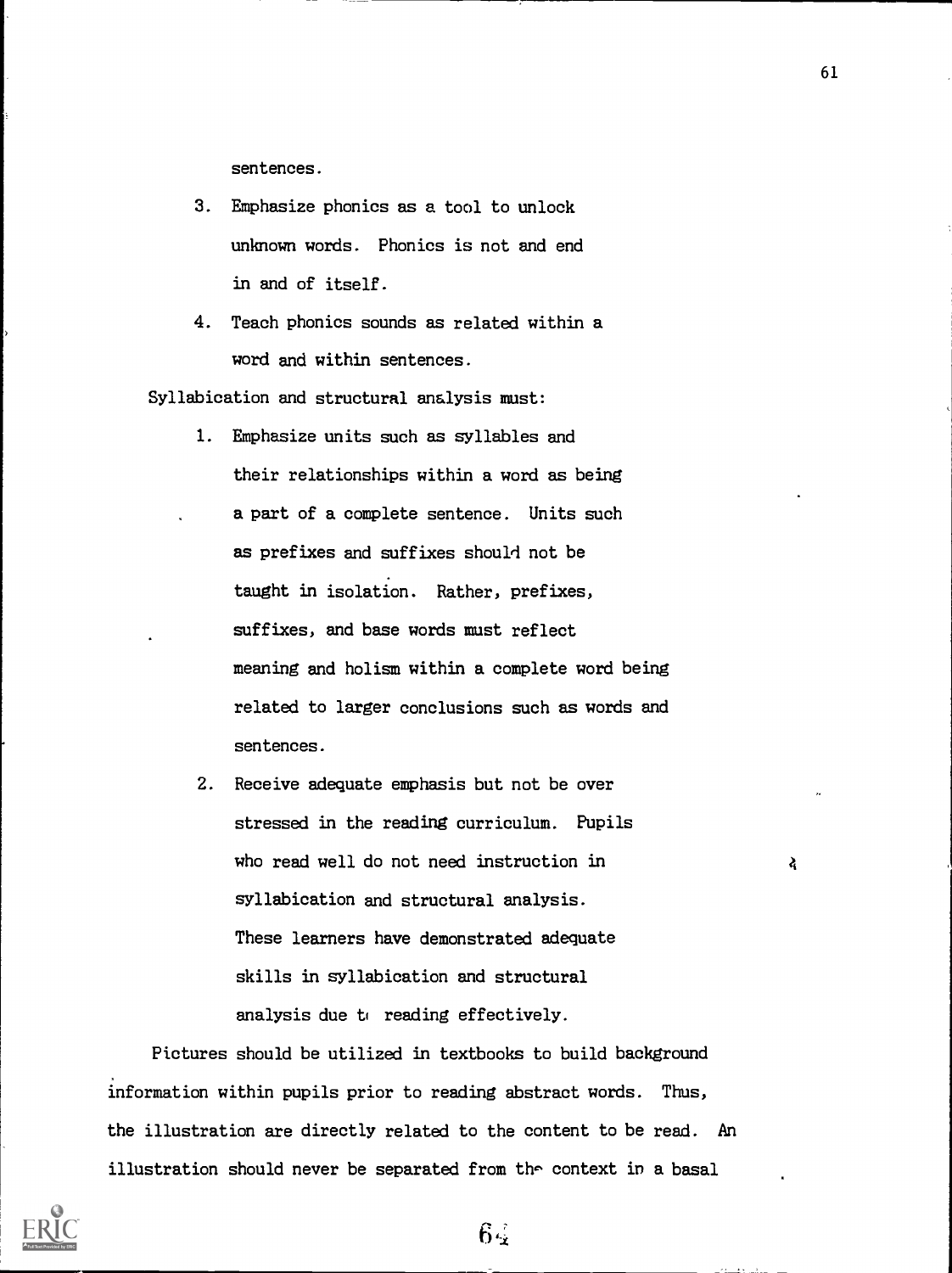sentences.

3. Emphasize phonics as a tool to unlock unknown words. Phonics is not and end in and of itself.

4. Teach phonics sounds as related within a word and within sentences.

Syllabication and structural analysis must:

1. Emphasize units such as syllables and their relationships within a word as being a part of a complete sentence. Units such as prefixes and suffixes should not be taught in isolation. Rather, prefixes, suffixes, and base words must reflect meaning and holism within a complete word being related to larger conclusions such as words and sentences.

2. Receive adequate emphasis but not be over stressed in the reading curriculum. Pupils who read well do not need instruction in syllabication and structural analysis. These learners have demonstrated adequate skills in syllabication and structural analysis due to reading effectively.

Pictures should be utilized in textbooks to build background information within pupils prior to reading abstract words. Thus, the illustration are directly related to the content to be read. An illustration should never be separated from the context in a basal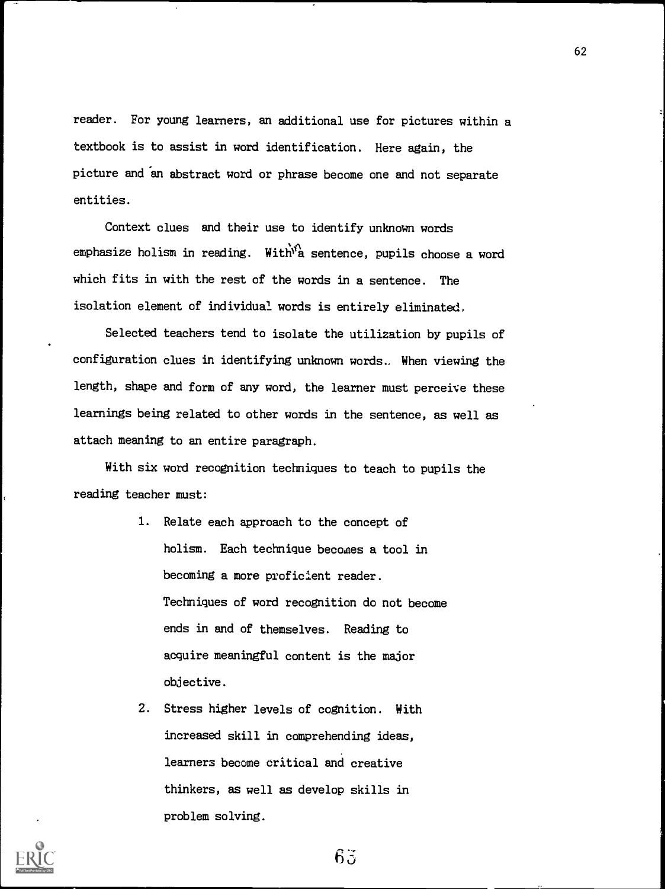reader. For young learners, an additional use for pictures within a textbook is to assist in word identification. Here again, the picture and an abstract word or phrase become one and not separate entities.

Context clues and their use to identify unknown words emphasize holism in reading. Within a sentence, pupils choose a word which fits in with the rest of the words in a sentence. The isolation element of individual words is entirely eliminated.

Selected teachers tend to isolate the utilization by pupils of configuration clues in identifying unknown words. When viewing the length, shape and form of any word, the learner must perceive these learnings being related to other words in the sentence, as well as attach meaning to an entire paragraph.

With six word recognition techniques to teach to pupils the reading teacher must:

1. Relate each approach to the concept of holism. Each technique becomes a tool in becoming a more proficient reader. Techniques of word recognition do not become ends in and of themselves. Reading to acquire meaningful content is the major objective.
2. Stress higher levels of cognition. With increased skill in comprehending ideas, learners become critical and creative thinkers, as well as develop skills in problem solving.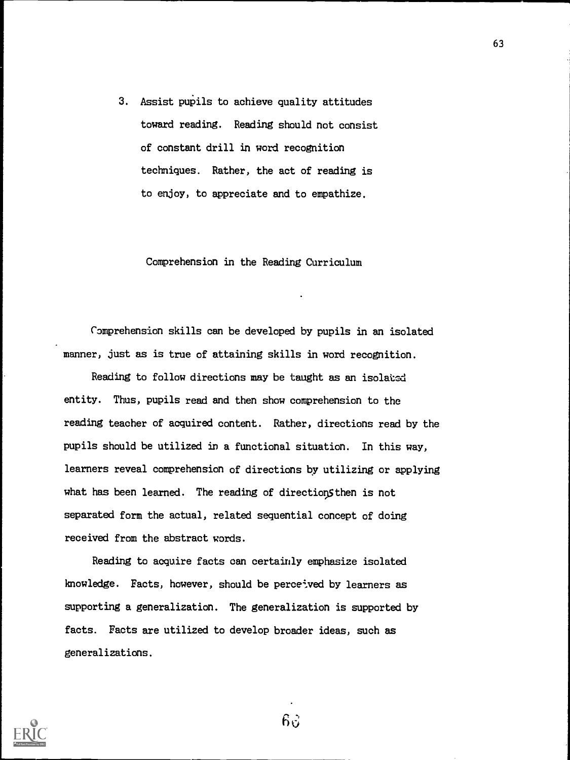3. Assist pupils to achieve quality attitudes toward reading. Reading should not consist of constant drill in word recognition techniques. Rather, the act of reading is to enjoy, to appreciate and to empathize.

## Comprehension in the Reading Curriculum

Comprehension skills can be developed by pupils in an isolated manner, just as is true of attaining skills in word recognition.

Reading to follow directions may be taught as an isolated entity. Thus, pupils read and then show comprehension to the reading teacher of acquired content. Rather, directions read by the pupils should be utilized in a functional situation. In this way, learners reveal comprehension of directions by utilizing or applying what has been learned. The reading of directions then is not separated form the actual, related sequential concept of doing received from the abstract words.

Reading to acquire facts can certainly emphasize isolated knowledge. Facts, however, should be perceived by learners as supporting a generalization. The generalization is supported by facts. Facts are utilized to develop broader ideas, such as generalizations.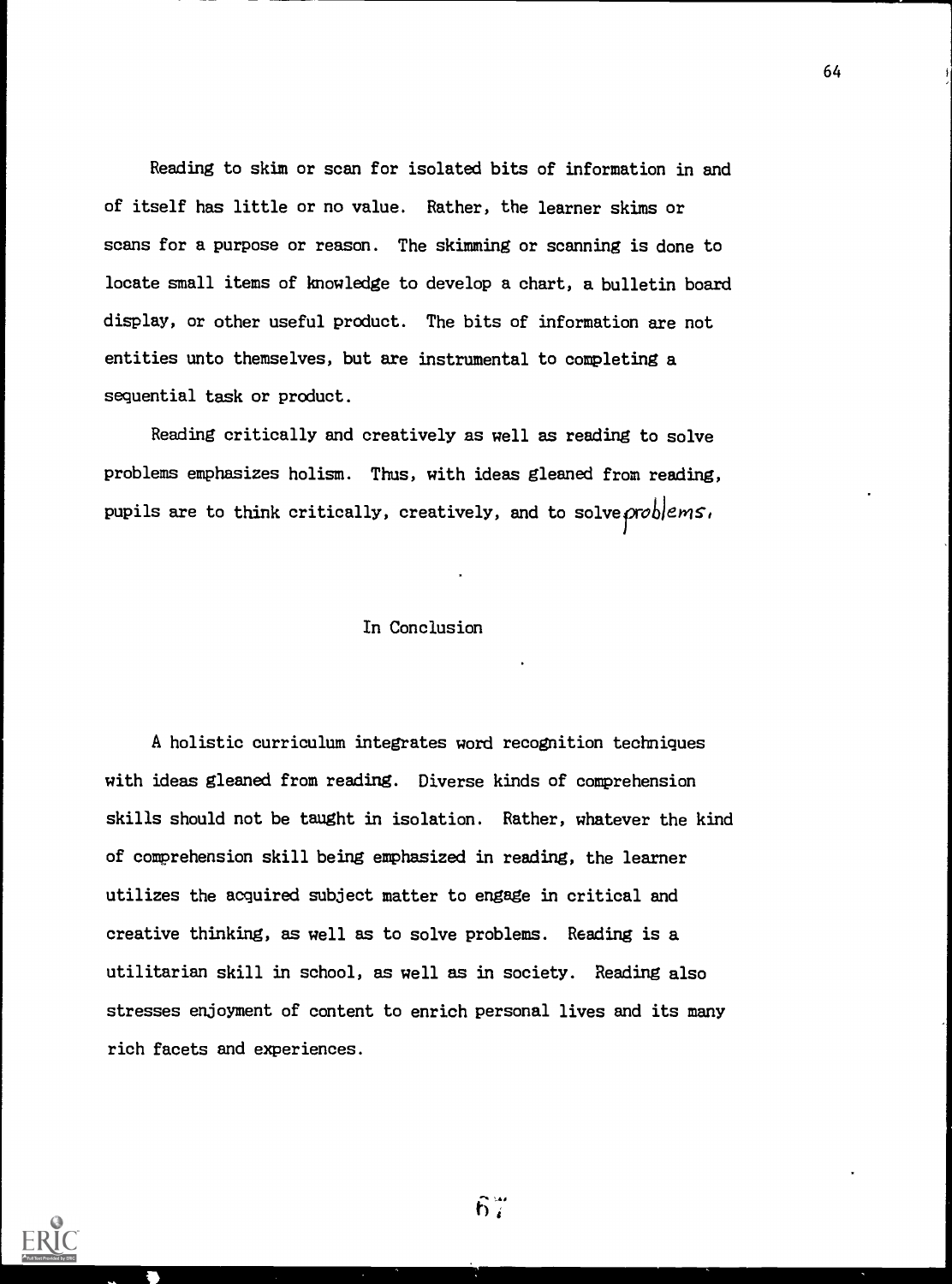Reading to skim or scan for isolated bits of information in and of itself has little or no value. Rather, the learner skims or scans for a purpose or reason. The skimming or scanning is done to locate small items of knowledge to develop a chart, a bulletin board display, or other useful product. The bits of information are not entities unto themselves, but are instrumental to completing a sequential task or product.

Reading critically and creatively as well as reading to solve problems emphasizes holism. Thus, with ideas gleaned from reading, pupils are to think critically, creatively, and to solve problems.

## In Conclusion

A holistic curriculum integrates word recognition techniques with ideas gleaned from reading. Diverse kinds of comprehension skills should not be taught in isolation. Rather, whatever the kind of comprehension skill being emphasized in reading, the learner utilizes the acquired subject matter to engage in critical and creative thinking, as well as to solve problems. Reading is a utilitarian skill in school, as well as in society. Reading also stresses enjoyment of content to enrich personal lives and its many rich facets and experiences.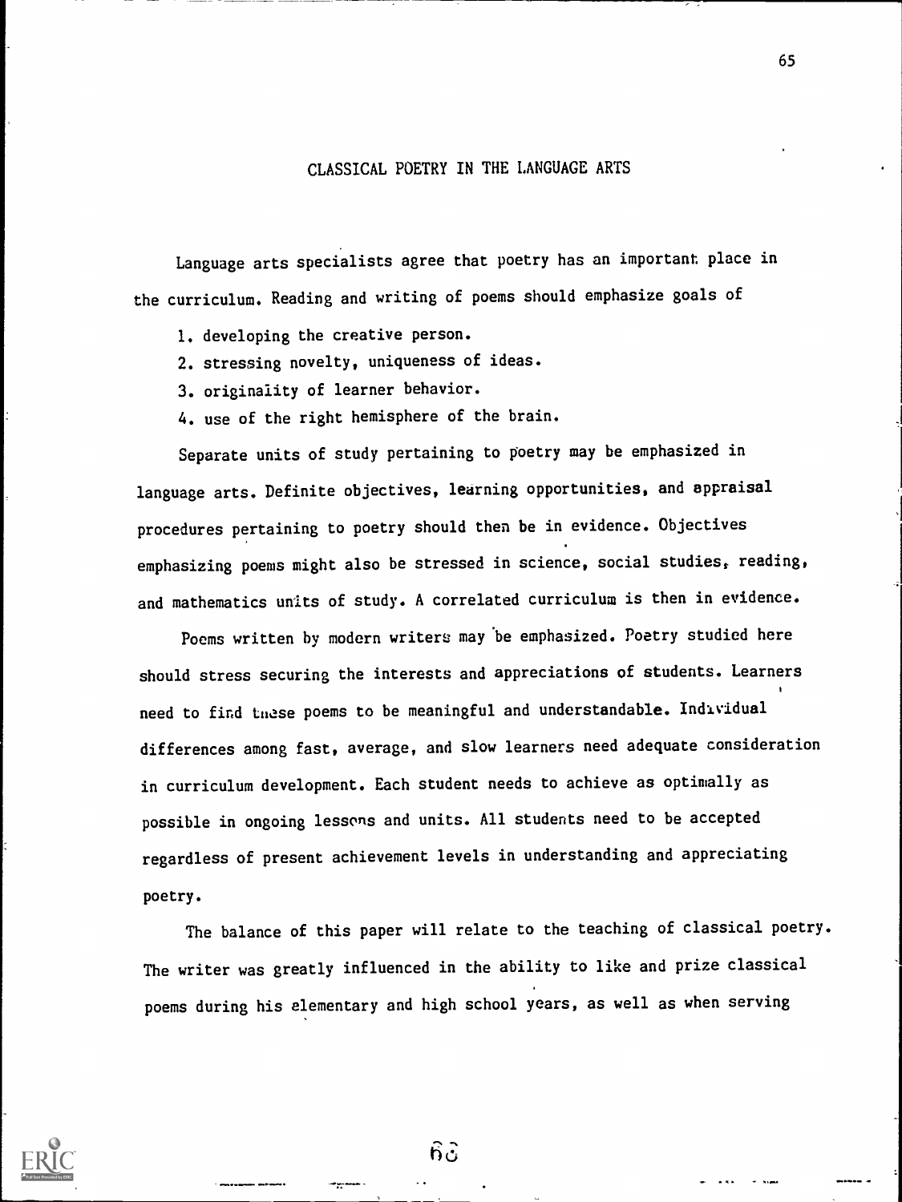## CLASSICAL POETRY IN THE LANGUAGE ARTS

Language arts specialists agree that poetry has an important place in the curriculum. Reading and writing of poems should emphasize goals of

1. developing the creative person.
2. stressing novelty, uniqueness of ideas.
3. originality of learner behavior.
4. use of the right hemisphere of the brain.

Separate units of study pertaining to poetry may be emphasized in language arts. Definite objectives, learning opportunities, and appraisal procedures pertaining to poetry should then be in evidence. Objectives emphasizing poems might also be stressed in science, social studies, reading, and mathematics units of study. A correlated curriculum is then in evidence.

Poems written by modern writers may be emphasized. Poetry studied here should stress securing the interests and appreciations of students. Learners need to find these poems to be meaningful and understandable. Individual differences among fast, average, and slow learners need adequate consideration in curriculum development. Each student needs to achieve as optimally as possible in ongoing lessons and units. All students need to be accepted regardless of present achievement levels in understanding and appreciating poetry.

The balance of this paper will relate to the teaching of classical poetry. The writer was greatly influenced in the ability to like and prize classical poems during his elementary and high school years, as well as when serving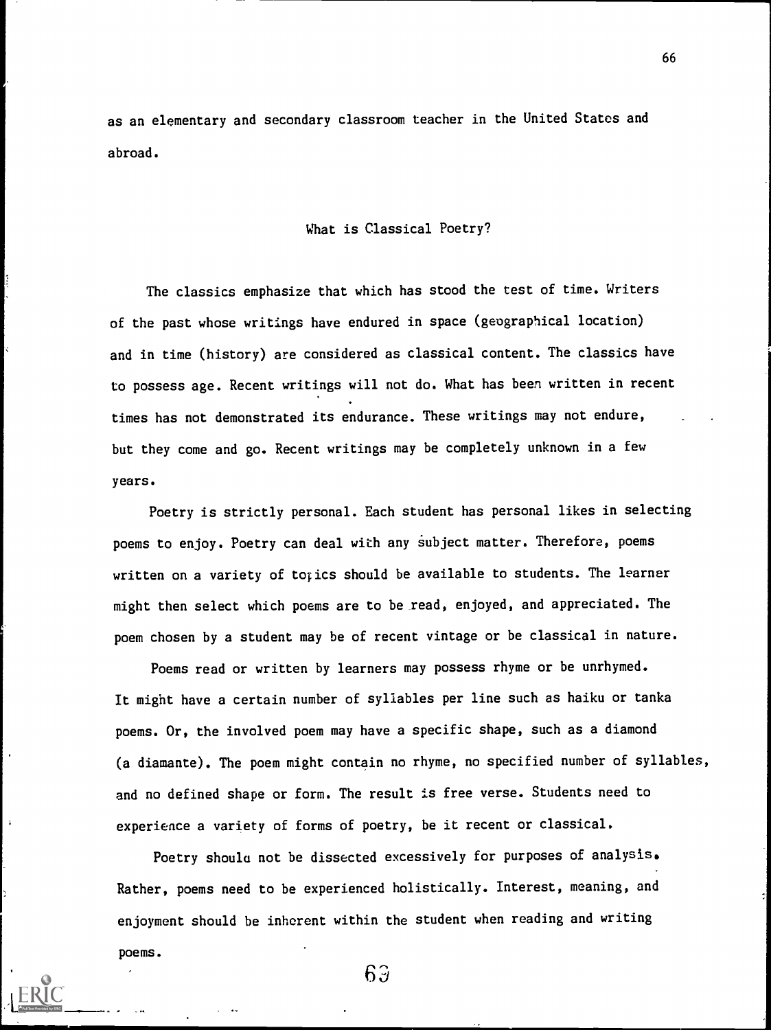as an elementary and secondary classroom teacher in the United States and abroad.

## What is Classical Poetry?

The classics emphasize that which has stood the test of time. Writers of the past whose writings have endured in space (geographical location) and in time (history) are considered as classical content. The classics have to possess age. Recent writings will not do. What has been written in recent times has not demonstrated its endurance. These writings may not endure, but they come and go. Recent writings may be completely unknown in a few years.

Poetry is strictly personal. Each student has personal likes in selecting poems to enjoy. Poetry can deal with any subject matter. Therefore, poems written on a variety of topics should be available to students. The learner might then select which poems are to be read, enjoyed, and appreciated. The poem chosen by a student may be of recent vintage or be classical in nature.

Poems read or written by learners may possess rhyme or be unrhymed. It might have a certain number of syllables per line such as haiku or tanka poems. Or, the involved poem may have a specific shape, such as a diamond (a diamante). The poem might contain no rhyme, no specified number of syllables, and no defined shape or form. The result is free verse. Students need to experience a variety of forms of poetry, be it recent or classical.

Poetry should not be dissected excessively for purposes of analysis. Rather, poems need to be experienced holistically. Interest, meaning, and enjoyment should be inherent within the student when reading and writing poems.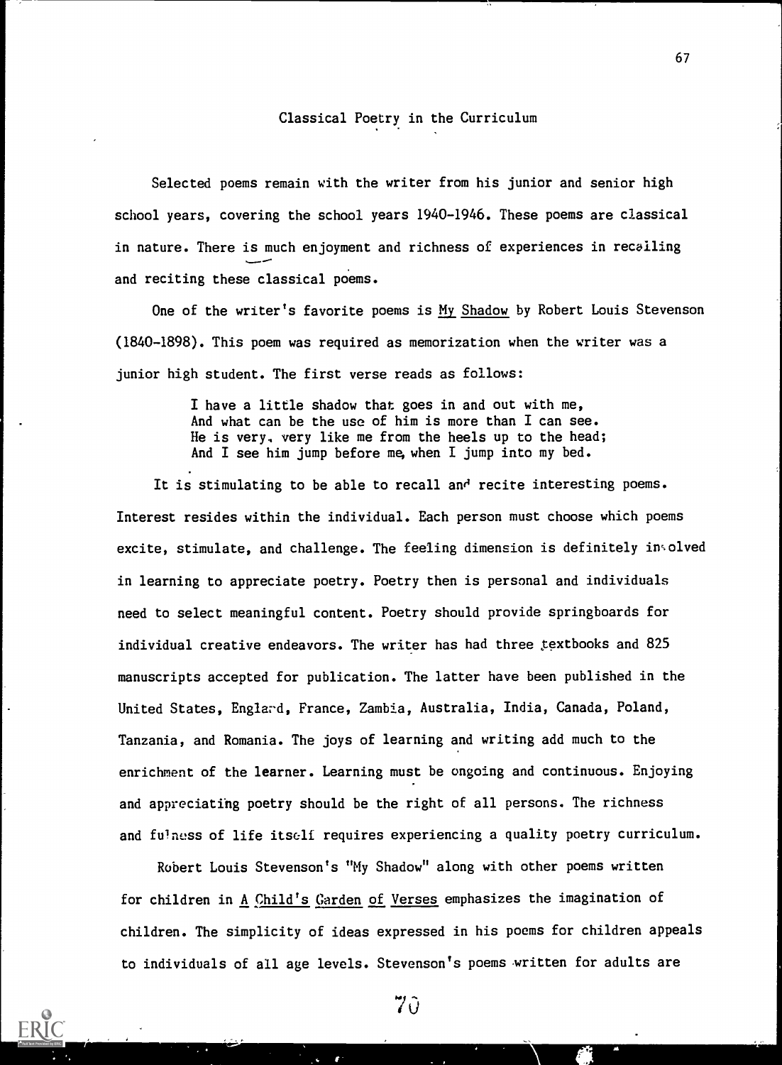## Classical Poetry in the Curriculum

Selected poems remain with the writer from his junior and senior high school years, covering the school years 1940-1946. These poems are classical in nature. There is much enjoyment and richness of experiences in recalling and reciting these classical poems.

One of the writer's favorite poems is My Shadow by Robert Louis Stevenson (1840-1898). This poem was required as memorization when the writer was a junior high student. The first verse reads as follows:

> I have a little shadow that goes in and out with me,
> And what can be the use of him is more than I can see.
> He is very, very like me from the heels up to the head;
> And I see him jump before me, when I jump into my bed.

It is stimulating to be able to recall and recite interesting poems. Interest resides within the individual. Each person must choose which poems excite, stimulate, and challenge. The feeling dimension is definitely involved in learning to appreciate poetry. Poetry then is personal and individuals need to select meaningful content. Poetry should provide springboards for individual creative endeavors. The writer has had three textbooks and 825 manuscripts accepted for publication. The latter have been published in the United States, England, France, Zambia, Australia, India, Canada, Poland, Tanzania, and Romania. The joys of learning and writing add much to the enrichment of the learner. Learning must be ongoing and continuous. Enjoying and appreciating poetry should be the right of all persons. The richness and fulness of life itself requires experiencing a quality poetry curriculum.

Robert Louis Stevenson's "My Shadow" along with other poems written for children in A Child's Garden of Verses emphasizes the imagination of children. The simplicity of ideas expressed in his poems for children appeals to individuals of all age levels. Stevenson's poems written for adults are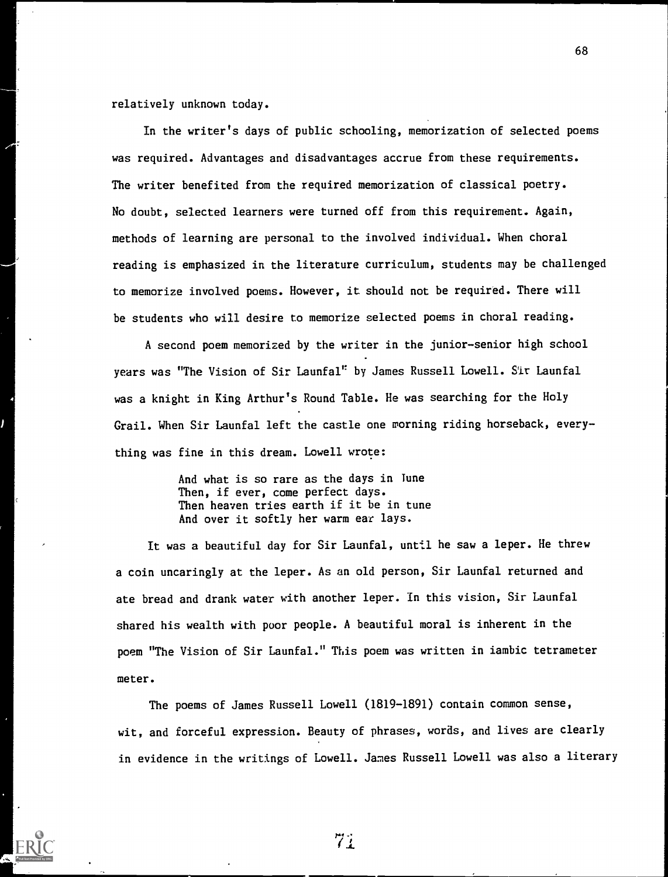relatively unknown today.

In the writer's days of public schooling, memorization of selected poems was required. Advantages and disadvantages accrue from these requirements. The writer benefited from the required memorization of classical poetry. No doubt, selected learners were turned off from this requirement. Again, methods of learning are personal to the involved individual. When choral reading is emphasized in the literature curriculum, students may be challenged to memorize involved poems. However, it should not be required. There will be students who will desire to memorize selected poems in choral reading.

A second poem memorized by the writer in the junior-senior high school years was "The Vision of Sir Launfal" by James Russell Lowell. Sir Launfal was a knight in King Arthur's Round Table. He was searching for the Holy Grail. When Sir Launfal left the castle one morning riding horseback, everything was fine in this dream. Lowell wrote:

> And what is so rare as the days in June
> Then, if ever, come perfect days.
> Then heaven tries earth if it be in tune
> And over it softly her warm ear lays.

It was a beautiful day for Sir Launfal, until he saw a leper. He threw a coin uncaringly at the leper. As an old person, Sir Launfal returned and ate bread and drank water with another leper. In this vision, Sir Launfal shared his wealth with poor people. A beautiful moral is inherent in the poem "The Vision of Sir Launfal." This poem was written in iambic tetrameter meter.

The poems of James Russell Lowell (1819-1891) contain common sense, wit, and forceful expression. Beauty of phrases, words, and lives are clearly in evidence in the writings of Lowell. James Russell Lowell was also a literary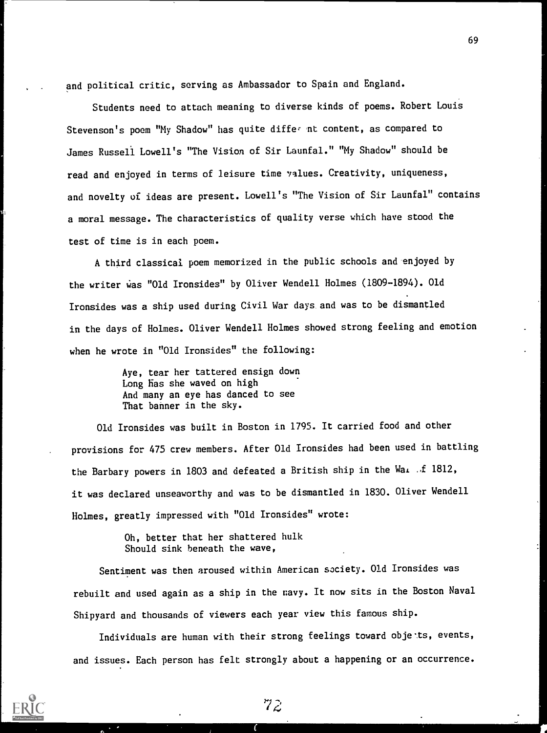and political critic, serving as Ambassador to Spain and England.

Students need to attach meaning to diverse kinds of poems. Robert Louis Stevenson's poem "My Shadow" has quite different content, as compared to James Russell Lowell's "The Vision of Sir Launfal." "My Shadow" should be read and enjoyed in terms of leisure time values. Creativity, uniqueness, and novelty of ideas are present. Lowell's "The Vision of Sir Launfal" contains a moral message. The characteristics of quality verse which have stood the test of time is in each poem.

A third classical poem memorized in the public schools and enjoyed by the writer was "Old Ironsides" by Oliver Wendell Holmes (1809-1894). Old Ironsides was a ship used during Civil War days and was to be dismantled in the days of Holmes. Oliver Wendell Holmes showed strong feeling and emotion when he wrote in "Old Ironsides" the following:

> Aye, tear her tattered ensign down
> Long has she waved on high
> And many an eye has danced to see
> That banner in the sky.

Old Ironsides was built in Boston in 1795. It carried food and other provisions for 475 crew members. After Old Ironsides had been used in battling the Barbary powers in 1803 and defeated a British ship in the War of 1812, it was declared unseaworthy and was to be dismantled in 1830. Oliver Wendell Holmes, greatly impressed with "Old Ironsides" wrote:

> Oh, better that her shattered hulk
> Should sink beneath the wave,

Sentiment was then aroused within American society. Old Ironsides was rebuilt and used again as a ship in the navy. It now sits in the Boston Naval Shipyard and thousands of viewers each year view this famous ship.

Individuals are human with their strong feelings toward objects, events, and issues. Each person has felt strongly about a happening or an occurrence.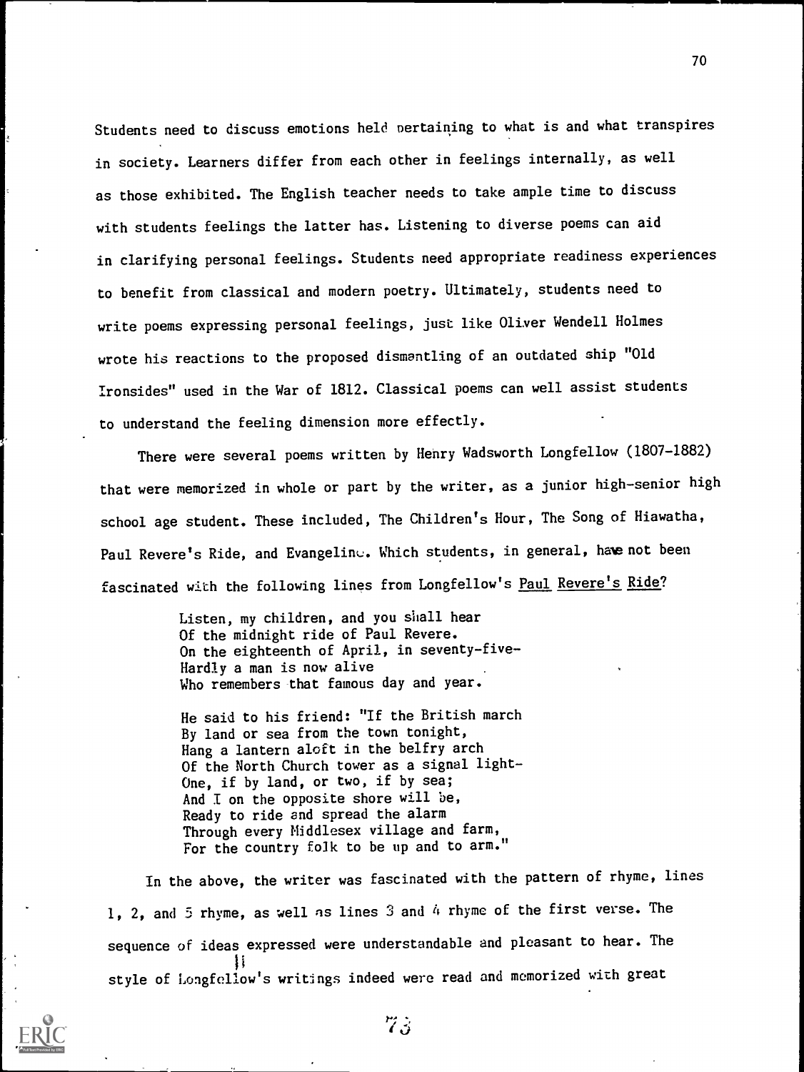Students need to discuss emotions held pertaining to what is and what transpires in society. Learners differ from each other in feelings internally, as well as those exhibited. The English teacher needs to take ample time to discuss with students feelings the latter has. Listening to diverse poems can aid in clarifying personal feelings. Students need appropriate readiness experiences to benefit from classical and modern poetry. Ultimately, students need to write poems expressing personal feelings, just like Oliver Wendell Holmes wrote his reactions to the proposed dismantling of an outdated ship "Old Ironsides" used in the War of 1812. Classical poems can well assist students to understand the feeling dimension more effectly.

There were several poems written by Henry Wadsworth Longfellow (1807-1882) that were memorized in whole or part by the writer, as a junior high-senior high school age student. These included, The Children's Hour, The Song of Hiawatha, Paul Revere's Ride, and Evangeline. Which students, in general, have not been fascinated with the following lines from Longfellow's Paul Revere's Ride?

> Listen, my children, and you shall hear
> Of the midnight ride of Paul Revere.
> On the eighteenth of April, in seventy-five-
> Hardly a man is now alive
> Who remembers that famous day and year.
>
> He said to his friend: "If the British march
> By land or sea from the town tonight,
> Hang a lantern aloft in the belfry arch
> Of the North Church tower as a signal light-
> One, if by land, or two, if by sea;
> And I on the opposite shore will be,
> Ready to ride and spread the alarm
> Through every Middlesex village and farm,
> For the country folk to be up and to arm."

In the above, the writer was fascinated with the pattern of rhyme, lines 1, 2, and 5 rhyme, as well as lines 3 and 4 rhyme of the first verse. The sequence of ideas expressed were understandable and pleasant to hear. The style of Longfellow's writings indeed were read and memorized with great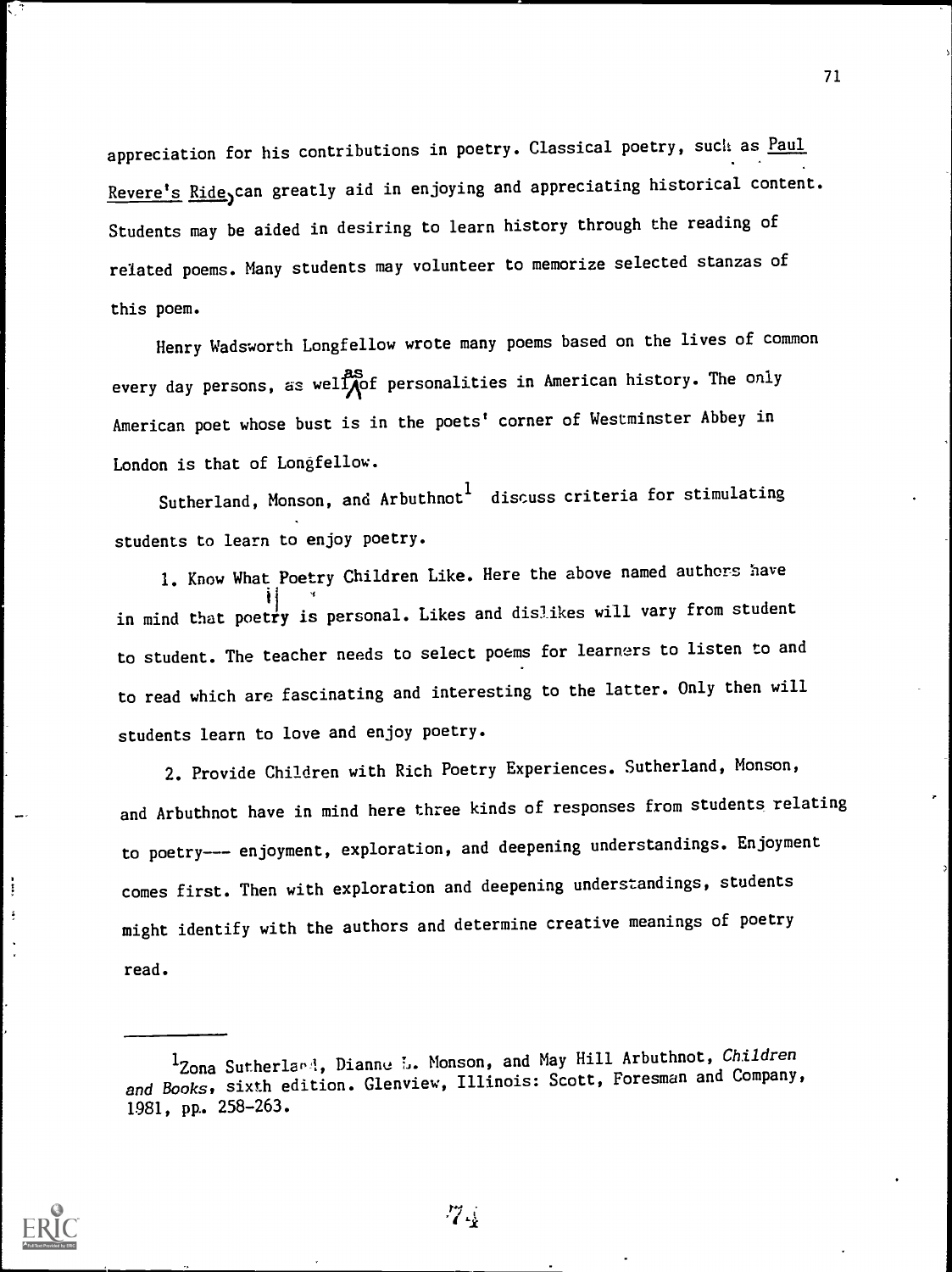appreciation for his contributions in poetry. Classical poetry, such as Paul Revere's Ride, can greatly aid in enjoying and appreciating historical content. Students may be aided in desiring to learn history through the reading of related poems. Many students may volunteer to memorize selected stanzas of this poem.

Henry Wadsworth Longfellow wrote many poems based on the lives of common every day persons, as well as of personalities in American history. The only American poet whose bust is in the poets' corner of Westminster Abbey in London is that of Longfellow.

Sutherland, Monson, and Arbuthnot[1] discuss criteria for stimulating students to learn to enjoy poetry.

1. Know What Poetry Children Like. Here the above named authors have in mind that poetry is personal. Likes and dislikes will vary from student to student. The teacher needs to select poems for learners to listen to and to read which are fascinating and interesting to the latter. Only then will students learn to love and enjoy poetry.

2. Provide Children with Rich Poetry Experiences. Sutherland, Monson, and Arbuthnot have in mind here three kinds of responses from students relating to poetry--- enjoyment, exploration, and deepening understandings. Enjoyment comes first. Then with exploration and deepening understandings, students might identify with the authors and determine creative meanings of poetry read.

---

[1]Zona Sutherland, Dianne L. Monson, and May Hill Arbuthnot, *Children and Books*, sixth edition. Glenview, Illinois: Scott, Foresman and Company, 1981, pp. 258-263.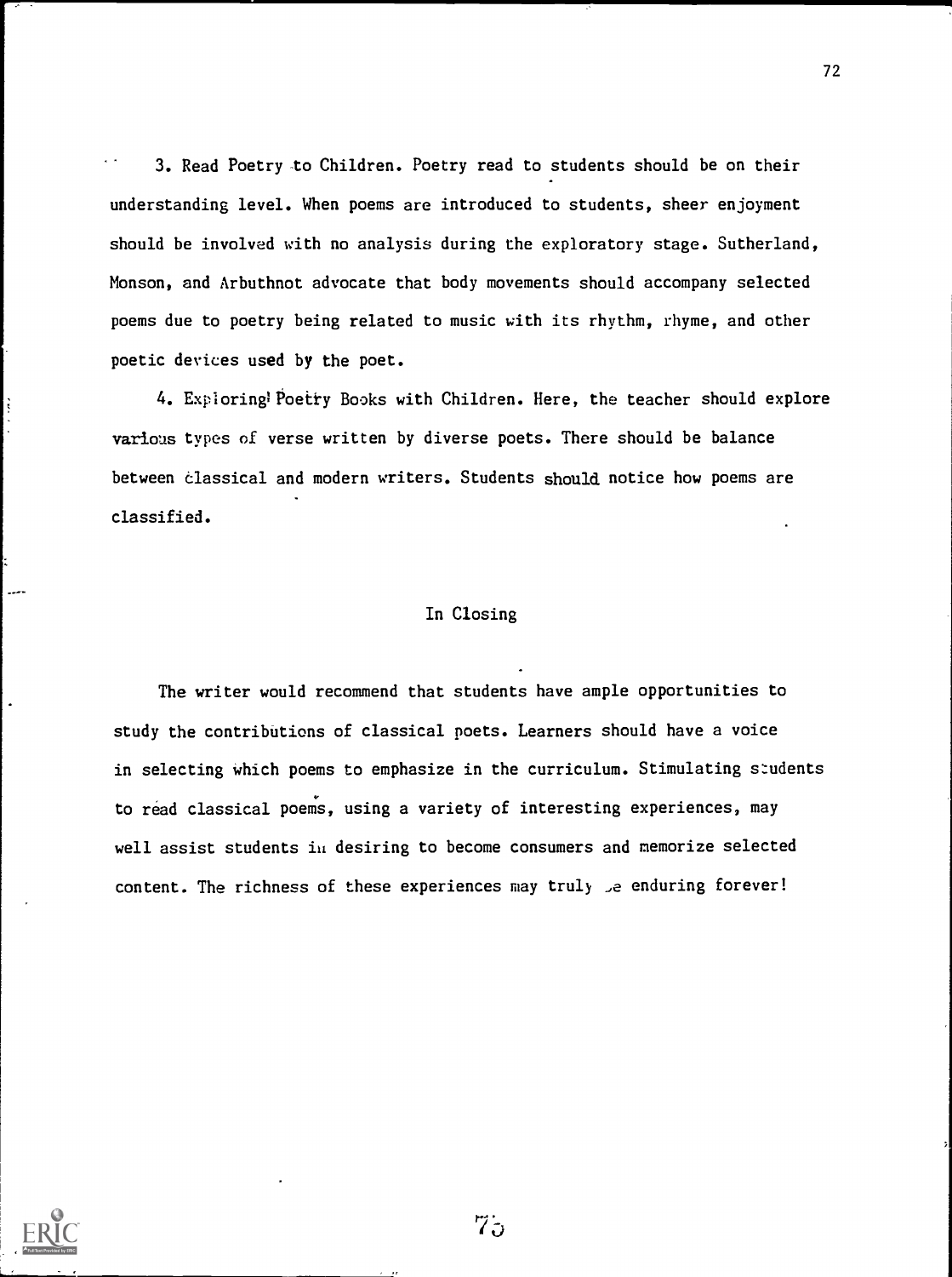3. Read Poetry to Children. Poetry read to students should be on their understanding level. When poems are introduced to students, sheer enjoyment should be involved with no analysis during the exploratory stage. Sutherland, Monson, and Arbuthnot advocate that body movements should accompany selected poems due to poetry being related to music with its rhythm, rhyme, and other poetic devices used by the poet.

4. Exploring Poetry Books with Children. Here, the teacher should explore various types of verse written by diverse poets. There should be balance between classical and modern writers. Students should notice how poems are classified.

## In Closing

The writer would recommend that students have ample opportunities to study the contributions of classical poets. Learners should have a voice in selecting which poems to emphasize in the curriculum. Stimulating students to read classical poems, using a variety of interesting experiences, may well assist students in desiring to become consumers and memorize selected content. The richness of these experiences may truly be enduring forever!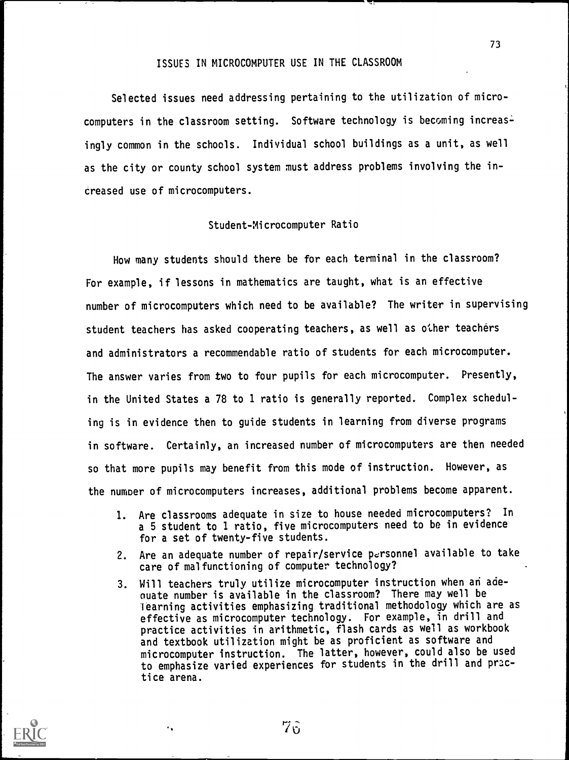## ISSUES IN MICROCOMPUTER USE IN THE CLASSROOM

Selected issues need addressing pertaining to the utilization of microcomputers in the classroom setting. Software technology is becoming increasingly common in the schools. Individual school buildings as a unit, as well as the city or county school system must address problems involving the increased use of microcomputers.

### Student-Microcomputer Ratio

How many students should there be for each terminal in the classroom? For example, if lessons in mathematics are taught, what is an effective number of microcomputers which need to be available? The writer in supervising student teachers has asked cooperating teachers, as well as other teachers and administrators a recommendable ratio of students for each microcomputer. The answer varies from two to four pupils for each microcomputer. Presently, in the United States a 78 to 1 ratio is generally reported. Complex scheduling is in evidence then to guide students in learning from diverse programs in software. Certainly, an increased number of microcomputers are then needed so that more pupils may benefit from this mode of instruction. However, as the number of microcomputers increases, additional problems become apparent.

1. Are classrooms adequate in size to house needed microcomputers? In a 5 student to 1 ratio, five microcomputers need to be in evidence for a set of twenty-five students.
2. Are an adequate number of repair/service personnel available to take care of malfunctioning of computer technology?
3. Will teachers truly utilize microcomputer instruction when an adequate number is available in the classroom? There may well be learning activities emphasizing traditional methodology which are as effective as microcomputer technology. For example, in drill and practice activities in arithmetic, flash cards as well as workbook and textbook utilization might be as proficient as software and microcomputer instruction. The latter, however, could also be used to emphasize varied experiences for students in the drill and practice arena.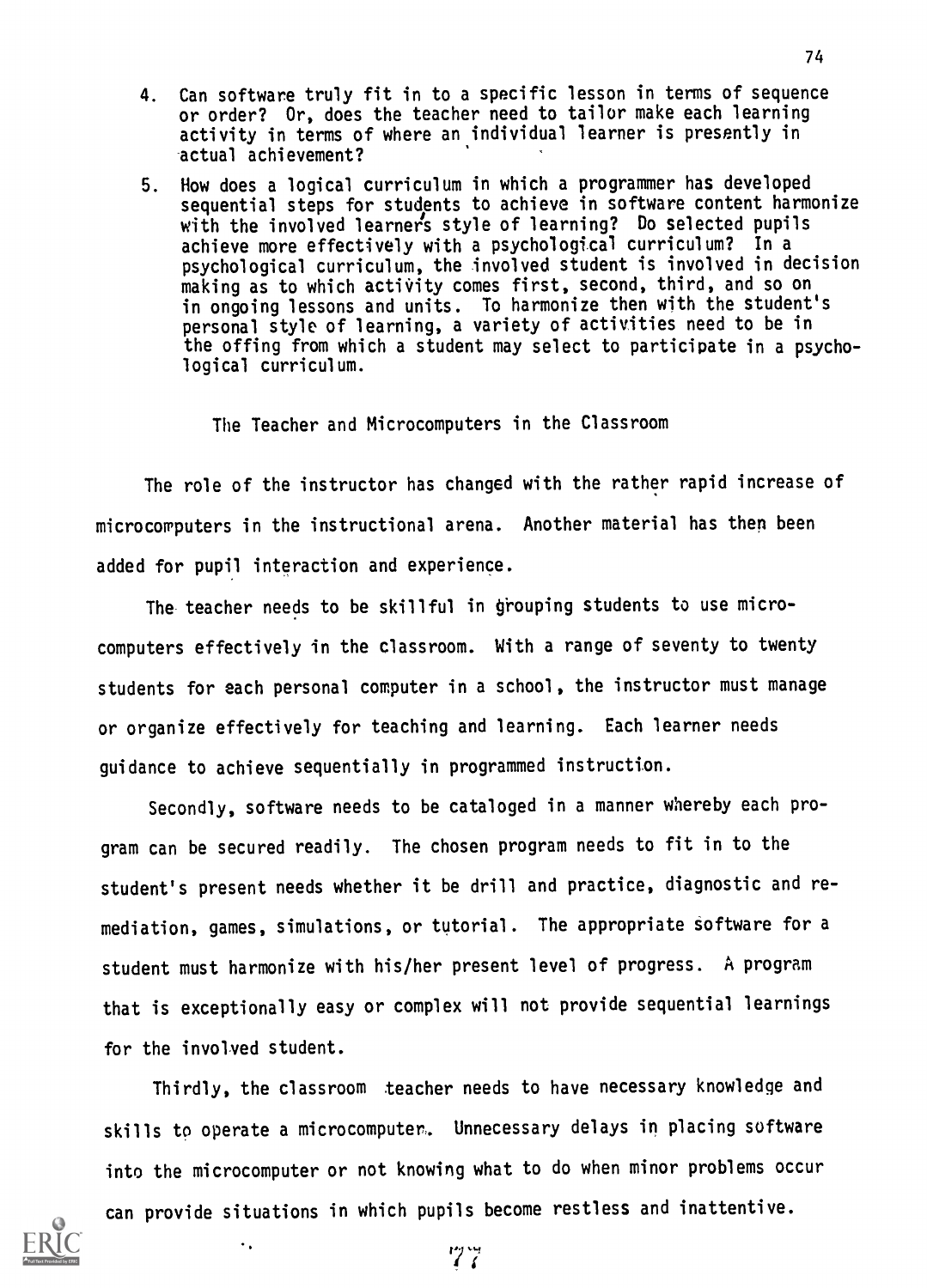4. Can software truly fit in to a specific lesson in terms of sequence or order? Or, does the teacher need to tailor make each learning activity in terms of where an individual learner is presently in actual achievement?

5. How does a logical curriculum in which a programmer has developed sequential steps for students to achieve in software content harmonize with the involved learner's style of learning? Do selected pupils achieve more effectively with a psychological curriculum? In a psychological curriculum, the involved student is involved in decision making as to which activity comes first, second, third, and so on in ongoing lessons and units. To harmonize then with the student's personal style of learning, a variety of activities need to be in the offing from which a student may select to participate in a psychological curriculum.

## The Teacher and Microcomputers in the Classroom

The role of the instructor has changed with the rather rapid increase of microcomputers in the instructional arena. Another material has then been added for pupil interaction and experience.

The teacher needs to be skillful in grouping students to use microcomputers effectively in the classroom. With a range of seventy to twenty students for each personal computer in a school, the instructor must manage or organize effectively for teaching and learning. Each learner needs guidance to achieve sequentially in programmed instruction.

Secondly, software needs to be cataloged in a manner whereby each program can be secured readily. The chosen program needs to fit in to the student's present needs whether it be drill and practice, diagnostic and remediation, games, simulations, or tutorial. The appropriate software for a student must harmonize with his/her present level of progress. A program that is exceptionally easy or complex will not provide sequential learnings for the involved student.

Thirdly, the classroom teacher needs to have necessary knowledge and skills to operate a microcomputer. Unnecessary delays in placing software into the microcomputer or not knowing what to do when minor problems occur can provide situations in which pupils become restless and inattentive.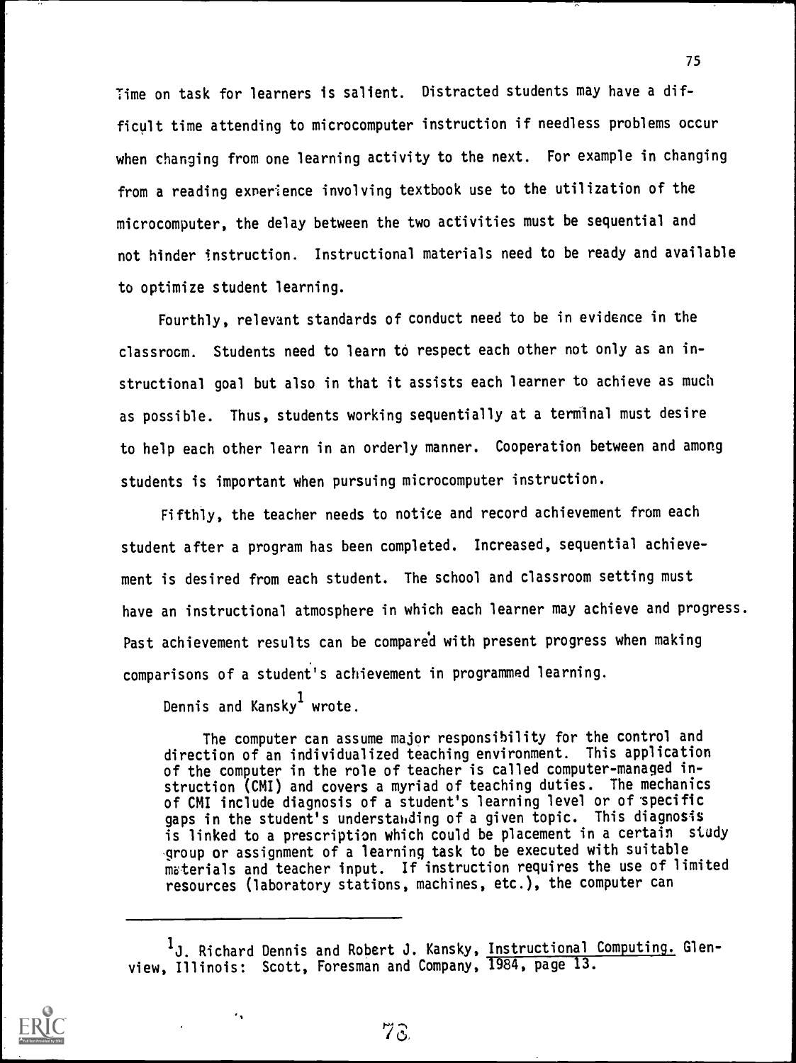Time on task for learners is salient. Distracted students may have a difficult time attending to microcomputer instruction if needless problems occur when changing from one learning activity to the next. For example in changing from a reading experience involving textbook use to the utilization of the microcomputer, the delay between the two activities must be sequential and not hinder instruction. Instructional materials need to be ready and available to optimize student learning.

Fourthly, relevant standards of conduct need to be in evidence in the classroom. Students need to learn to respect each other not only as an instructional goal but also in that it assists each learner to achieve as much as possible. Thus, students working sequentially at a terminal must desire to help each other learn in an orderly manner. Cooperation between and among students is important when pursuing microcomputer instruction.

Fifthly, the teacher needs to notice and record achievement from each student after a program has been completed. Increased, sequential achievement is desired from each student. The school and classroom setting must have an instructional atmosphere in which each learner may achieve and progress. Past achievement results can be compared with present progress when making comparisons of a student's achievement in programmed learning.

Dennis and Kansky[1] wrote.

> The computer can assume major responsibility for the control and direction of an individualized teaching environment. This application of the computer in the role of teacher is called computer-managed instruction (CMI) and covers a myriad of teaching duties. The mechanics of CMI include diagnosis of a student's learning level or of specific gaps in the student's understanding of a given topic. This diagnosis is linked to a prescription which could be placement in a certain study group or assignment of a learning task to be executed with suitable materials and teacher input. If instruction requires the use of limited resources (laboratory stations, machines, etc.), the computer can

---

[1] J. Richard Dennis and Robert J. Kansky, Instructional Computing. Glenview, Illinois: Scott, Foresman and Company, 1984, page 13.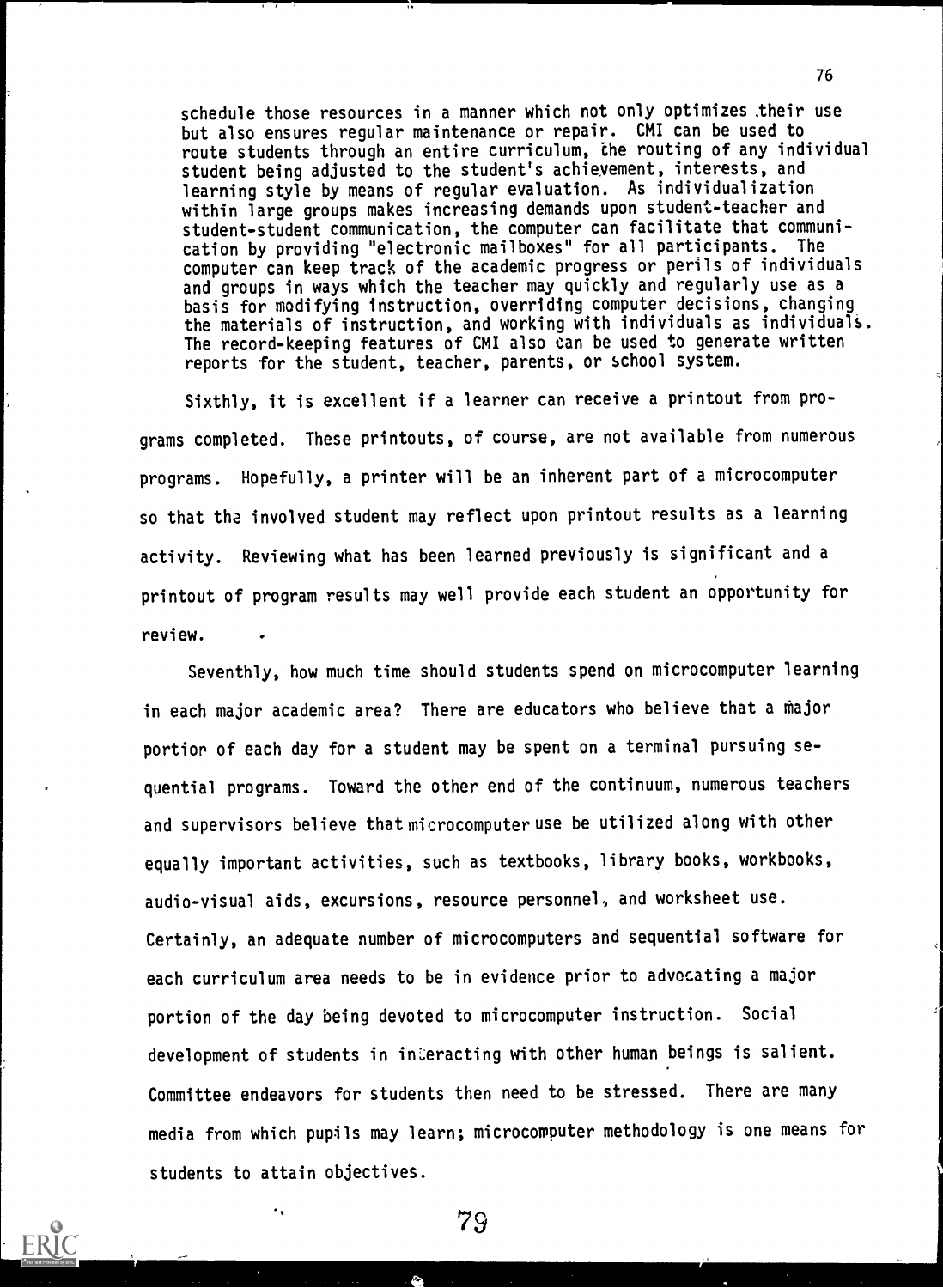> schedule those resources in a manner which not only optimizes their use but also ensures regular maintenance or repair. CMI can be used to route students through an entire curriculum, the routing of any individual student being adjusted to the student's achievement, interests, and learning style by means of regular evaluation. As individualization within large groups makes increasing demands upon student-teacher and student-student communication, the computer can facilitate that communication by providing "electronic mailboxes" for all participants. The computer can keep track of the academic progress or perils of individuals and groups in ways which the teacher may quickly and regularly use as a basis for modifying instruction, overriding computer decisions, changing the materials of instruction, and working with individuals as individuals. The record-keeping features of CMI also can be used to generate written reports for the student, teacher, parents, or school system.

Sixthly, it is excellent if a learner can receive a printout from programs completed. These printouts, of course, are not available from numerous programs. Hopefully, a printer will be an inherent part of a microcomputer so that the involved student may reflect upon printout results as a learning activity. Reviewing what has been learned previously is significant and a printout of program results may well provide each student an opportunity for review.

Seventhly, how much time should students spend on microcomputer learning in each major academic area? There are educators who believe that a major portion of each day for a student may be spent on a terminal pursuing sequential programs. Toward the other end of the continuum, numerous teachers and supervisors believe that microcomputer use be utilized along with other equally important activities, such as textbooks, library books, workbooks, audio-visual aids, excursions, resource personnel, and worksheet use. Certainly, an adequate number of microcomputers and sequential software for each curriculum area needs to be in evidence prior to advocating a major portion of the day being devoted to microcomputer instruction. Social development of students in interacting with other human beings is salient. Committee endeavors for students then need to be stressed. There are many media from which pupils may learn; microcomputer methodology is one means for students to attain objectives.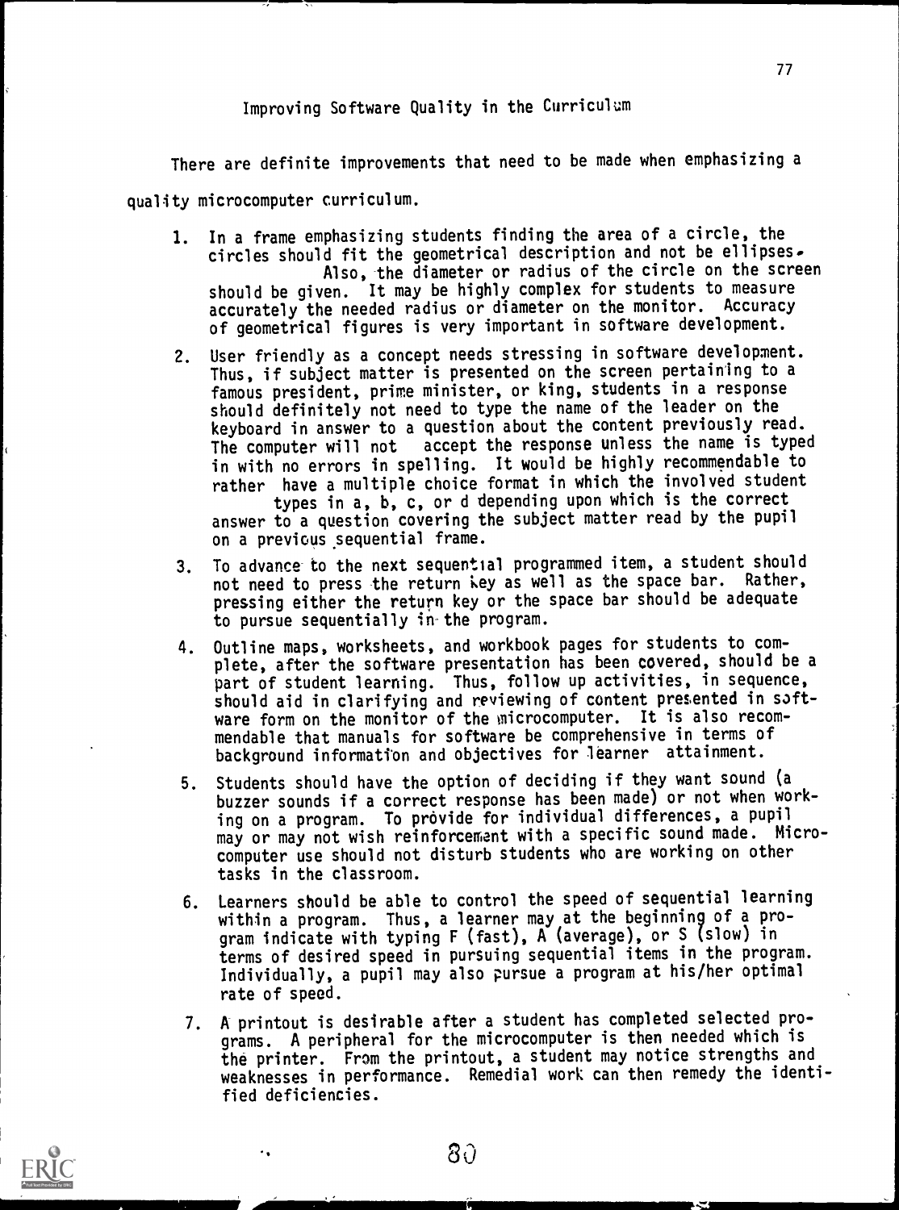## Improving Software Quality in the Curriculum

There are definite improvements that need to be made when emphasizing a quality microcomputer curriculum.

1. In a frame emphasizing students finding the area of a circle, the circles should fit the geometrical description and not be ellipses. Also, the diameter or radius of the circle on the screen should be given. It may be highly complex for students to measure accurately the needed radius or diameter on the monitor. Accuracy of geometrical figures is very important in software development.
2. User friendly as a concept needs stressing in software development. Thus, if subject matter is presented on the screen pertaining to a famous president, prime minister, or king, students in a response should definitely not need to type the name of the leader on the keyboard in answer to a question about the content previously read. The computer will not accept the response unless the name is typed in with no errors in spelling. It would be highly recommendable to rather have a multiple choice format in which the involved student types in a, b, c, or d depending upon which is the correct answer to a question covering the subject matter read by the pupil on a previous sequential frame.
3. To advance to the next sequential programmed item, a student should not need to press the return key as well as the space bar. Rather, pressing either the return key or the space bar should be adequate to pursue sequentially in the program.
4. Outline maps, worksheets, and workbook pages for students to complete, after the software presentation has been covered, should be a part of student learning. Thus, follow up activities, in sequence, should aid in clarifying and reviewing of content presented in software form on the monitor of the microcomputer. It is also recommendable that manuals for software be comprehensive in terms of background information and objectives for learner attainment.
5. Students should have the option of deciding if they want sound (a buzzer sounds if a correct response has been made) or not when working on a program. To provide for individual differences, a pupil may or may not wish reinforcement with a specific sound made. Microcomputer use should not disturb students who are working on other tasks in the classroom.
6. Learners should be able to control the speed of sequential learning within a program. Thus, a learner may at the beginning of a program indicate with typing F (fast), A (average), or S (slow) in terms of desired speed in pursuing sequential items in the program. Individually, a pupil may also pursue a program at his/her optimal rate of speed.
7. A printout is desirable after a student has completed selected programs. A peripheral for the microcomputer is then needed which is the printer. From the printout, a student may notice strengths and weaknesses in performance. Remedial work can then remedy the identified deficiencies.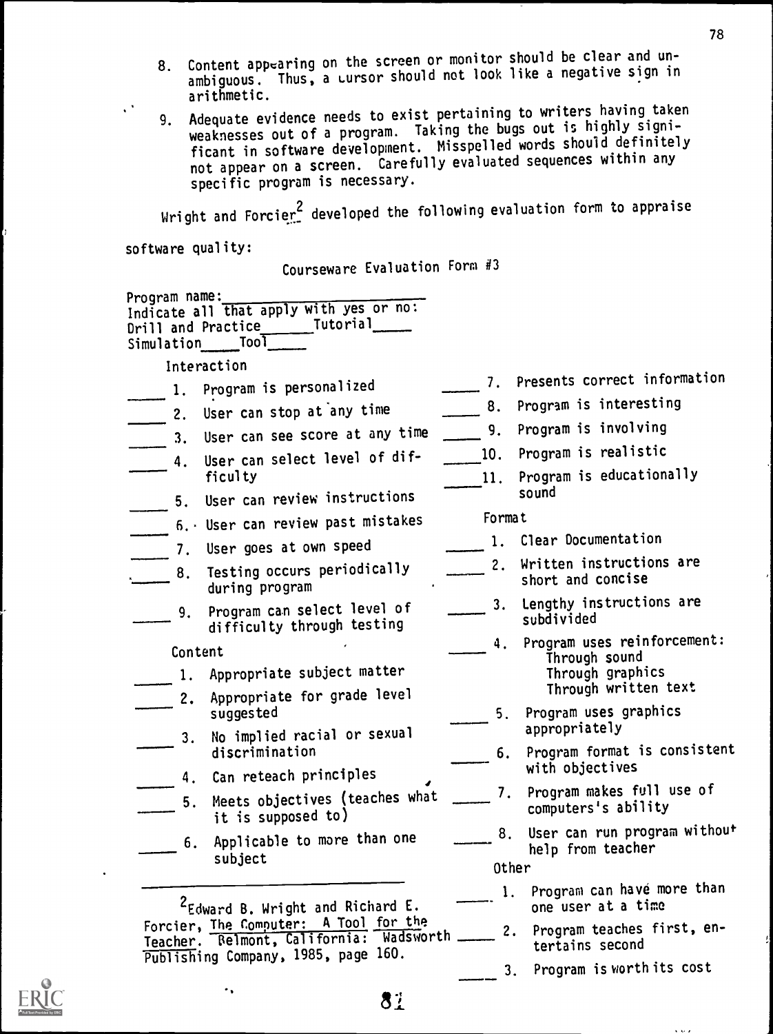8. Content appearing on the screen or monitor should be clear and unambiguous. Thus, a cursor should not look like a negative sign in arithmetic.

9. Adequate evidence needs to exist pertaining to writers having taken weaknesses out of a program. Taking the bugs out is highly significant in software development. Misspelled words should definitely not appear on a screen. Carefully evaluated sequences within any specific program is necessary.

Wright and Forcier[2] developed the following evaluation form to appraise software quality:

Courseware Evaluation Form #3

Program name: ____________________
Indicate all that apply with yes or no:
Drill and Practice ______ Tutorial _____
Simulation _____ Tool _____

Interaction

_____ 1. Program is personalized
_____ 2. User can stop at any time
_____ 3. User can see score at any time
_____ 4. User can select level of difficulty
_____ 5. User can review instructions
_____ 6. User can review past mistakes
_____ 7. User goes at own speed
_____ 8. Testing occurs periodically during program
_____ 9. Program can select level of difficulty through testing

Content

_____ 1. Appropriate subject matter
_____ 2. Appropriate for grade level suggested
_____ 3. No implied racial or sexual discrimination
_____ 4. Can reteach principles
_____ 5. Meets objectives (teaches what it is supposed to)
_____ 6. Applicable to more than one subject
_____ 7. Presents correct information
_____ 8. Program is interesting
_____ 9. Program is involving
_____ 10. Program is realistic
_____ 11. Program is educationally sound

Format

_____ 1. Clear Documentation
_____ 2. Written instructions are short and concise
_____ 3. Lengthy instructions are subdivided
_____ 4. Program uses reinforcement:
Through sound
Through graphics
Through written text
_____ 5. Program uses graphics appropriately
_____ 6. Program format is consistent with objectives
_____ 7. Program makes full use of computers's ability
_____ 8. User can run program without help from teacher

Other

_____ 1. Program can have more than one user at a time
_____ 2. Program teaches first, entertains second
_____ 3. Program is worth its cost

---

[2] Edward B. Wright and Richard E. Forcier, *The Computer: A Tool for the Teacher*. Belmont, California: Wadsworth Publishing Company, 1985, page 160.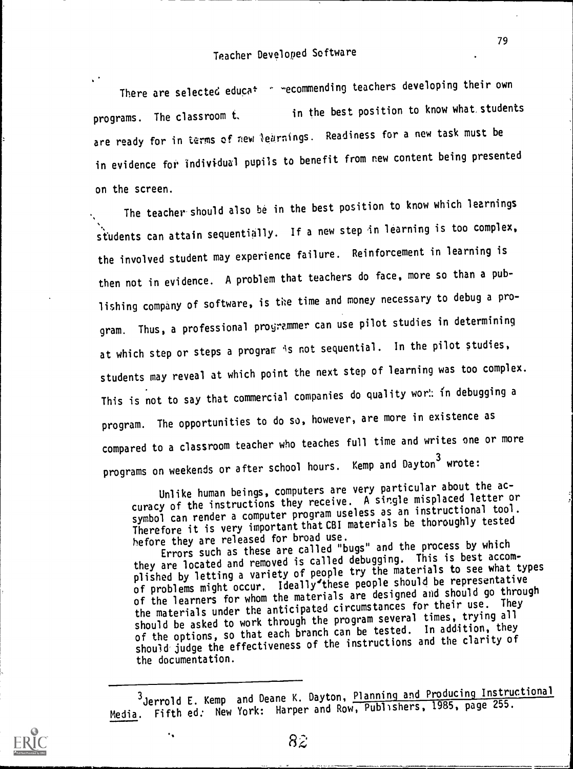## Teacher Developed Software

There are selected educat - -ecommending teachers developing their own programs. The classroom t. in the best position to know what students are ready for in terms of new learnings. Readiness for a new task must be in evidence for individual pupils to benefit from new content being presented on the screen.

The teacher should also be in the best position to know which learnings students can attain sequentially. If a new step in learning is too complex, the involved student may experience failure. Reinforcement in learning is then not in evidence. A problem that teachers do face, more so than a publishing company of software, is the time and money necessary to debug a program. Thus, a professional programmer can use pilot studies in determining at which step or steps a program is not sequential. In the pilot studies, students may reveal at which point the next step of learning was too complex. This is not to say that commercial companies do quality work in debugging a program. The opportunities to do so, however, are more in existence as compared to a classroom teacher who teaches full time and writes one or more programs on weekends or after school hours. Kemp and Dayton[3] wrote:

> Unlike human beings, computers are very particular about the accuracy of the instructions they receive. A single misplaced letter or symbol can render a computer program useless as an instructional tool. Therefore it is very important that CBI materials be thoroughly tested before they are released for broad use.
>
> Errors such as these are called "bugs" and the process by which they are located and removed is called debugging. This is best accomplished by letting a variety of people try the materials to see what types of problems might occur. Ideally these people should be representative of the learners for whom the materials are designed and should go through the materials under the anticipated circumstances for their use. They should be asked to work through the program several times, trying all of the options, so that each branch can be tested. In addition, they should judge the effectiveness of the instructions and the clarity of the documentation.

---

[3]Jerrold E. Kemp and Deane K. Dayton, Planning and Producing Instructional Media. Fifth ed. New York: Harper and Row, Publishers, 1985, page 255.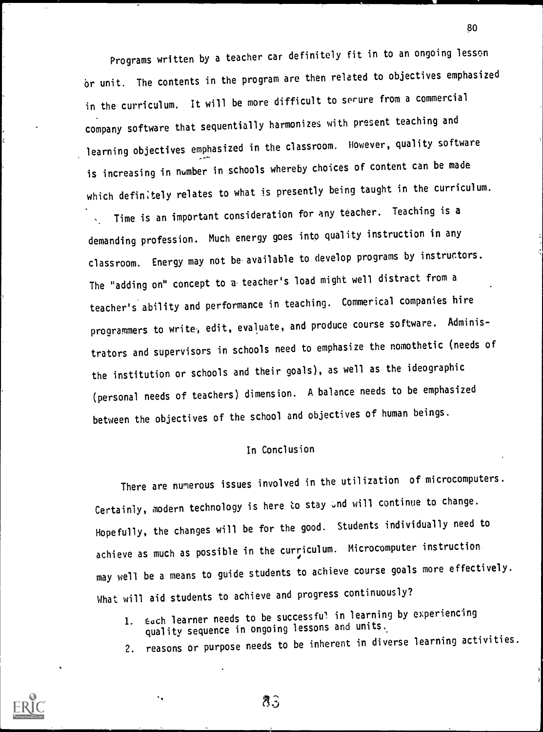Programs written by a teacher car definitely fit in to an ongoing lesson or unit. The contents in the program are then related to objectives emphasized in the curriculum. It will be more difficult to secure from a commercial company software that sequentially harmonizes with present teaching and learning objectives emphasized in the classroom. However, quality software is increasing in number in schools whereby choices of content can be made which definitely relates to what is presently being taught in the curriculum.

Time is an important consideration for any teacher. Teaching is a demanding profession. Much energy goes into quality instruction in any classroom. Energy may not be available to develop programs by instructors. The "adding on" concept to a teacher's load might well distract from a teacher's ability and performance in teaching. Commerical companies hire programmers to write, edit, evaluate, and produce course software. Administrators and supervisors in schools need to emphasize the nomothetic (needs of the institution or schools and their goals), as well as the ideographic (personal needs of teachers) dimension. A balance needs to be emphasized between the objectives of the school and objectives of human beings.

## In Conclusion

There are numerous issues involved in the utilization of microcomputers. Certainly, modern technology is here to stay and will continue to change. Hopefully, the changes will be for the good. Students individually need to achieve as much as possible in the curriculum. Microcomputer instruction may well be a means to guide students to achieve course goals more effectively. What will aid students to achieve and progress continuously?

1. Each learner needs to be successful in learning by experiencing quality sequence in ongoing lessons and units.
2. reasons or purpose needs to be inherent in diverse learning activities.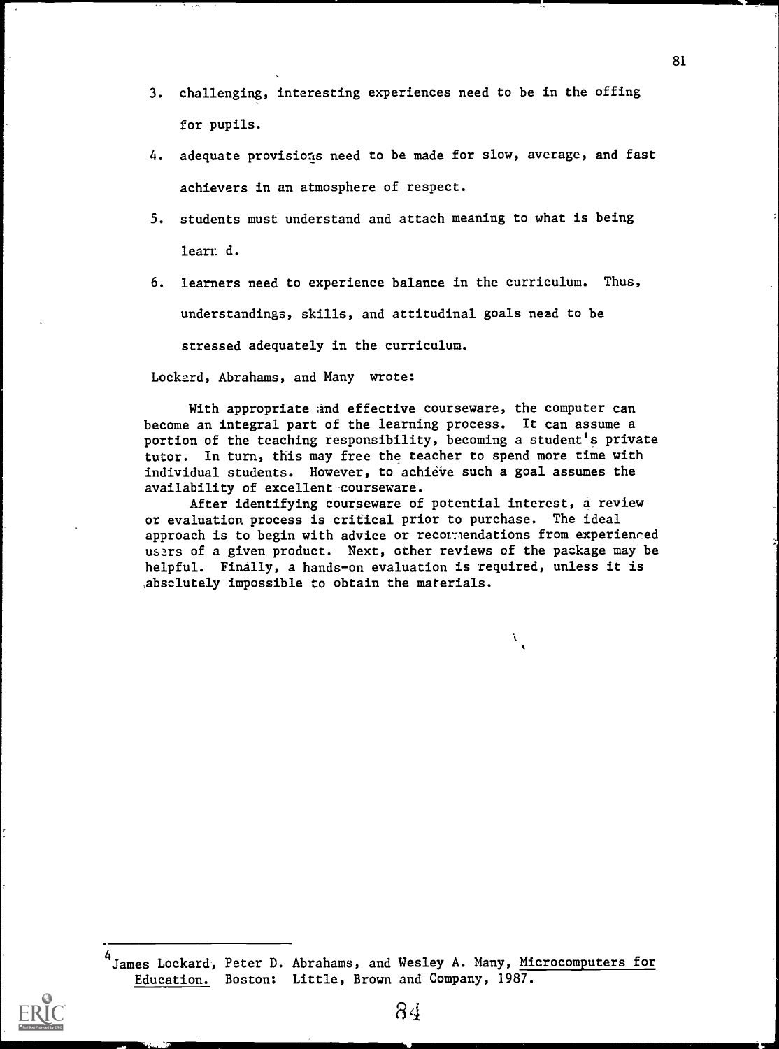3. challenging, interesting experiences need to be in the offing for pupils.
4. adequate provisions need to be made for slow, average, and fast achievers in an atmosphere of respect.
5. students must understand and attach meaning to what is being learned.
6. learners need to experience balance in the curriculum. Thus, understandings, skills, and attitudinal goals need to be stressed adequately in the curriculum.

Lockard, Abrahams, and Many wrote:

> With appropriate and effective courseware, the computer can become an integral part of the learning process. It can assume a portion of the teaching responsibility, becoming a student's private tutor. In turn, this may free the teacher to spend more time with individual students. However, to achieve such a goal assumes the availability of excellent courseware.
>
> After identifying courseware of potential interest, a review or evaluation process is critical prior to purchase. The ideal approach is to begin with advice or recommendations from experienced users of a given product. Next, other reviews of the package may be helpful. Finally, a hands-on evaluation is required, unless it is absolutely impossible to obtain the materials.

---

[4] James Lockard, Peter D. Abrahams, and Wesley A. Many, Microcomputers for Education. Boston: Little, Brown and Company, 1987.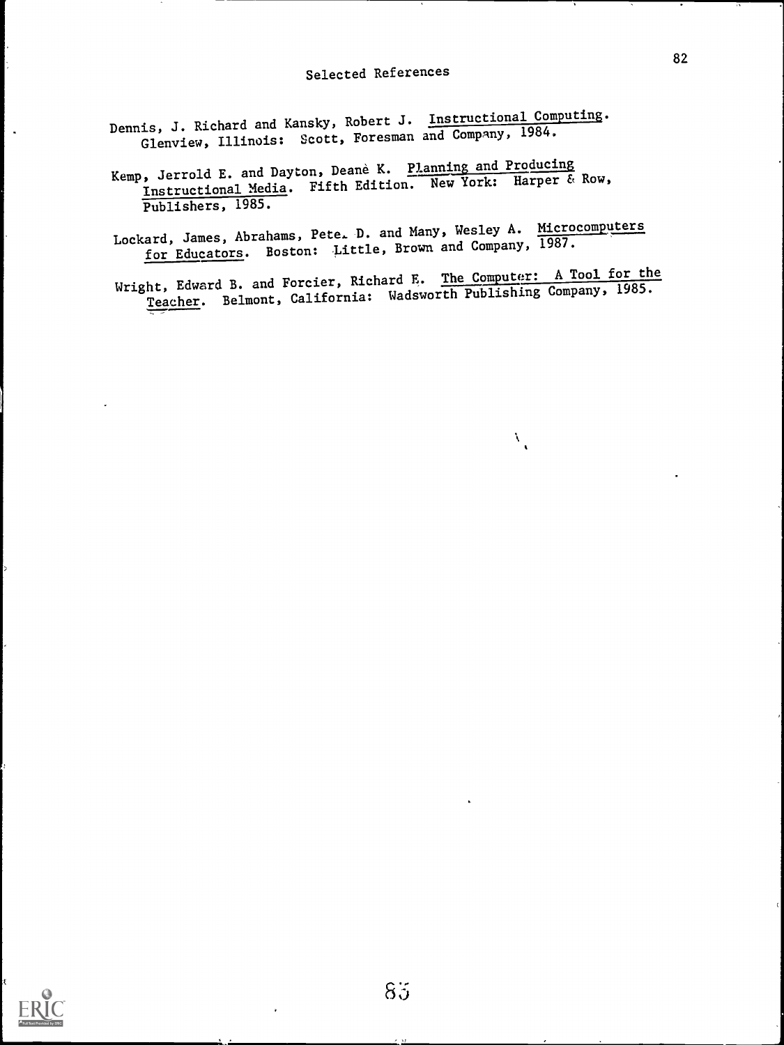## Selected References

Dennis, J. Richard and Kansky, Robert J. Instructional Computing. Glenview, Illinois: Scott, Foresman and Company, 1984.

Kemp, Jerrold E. and Dayton, Deanè K. Planning and Producing Instructional Media. Fifth Edition. New York: Harper & Row, Publishers, 1985.

Lockard, James, Abrahams, Pete. D. and Many, Wesley A. Microcomputers for Educators. Boston: Little, Brown and Company, 1987.

Wright, Edward B. and Forcier, Richard E. The Computer: A Tool for the Teacher. Belmont, California: Wadsworth Publishing Company, 1985.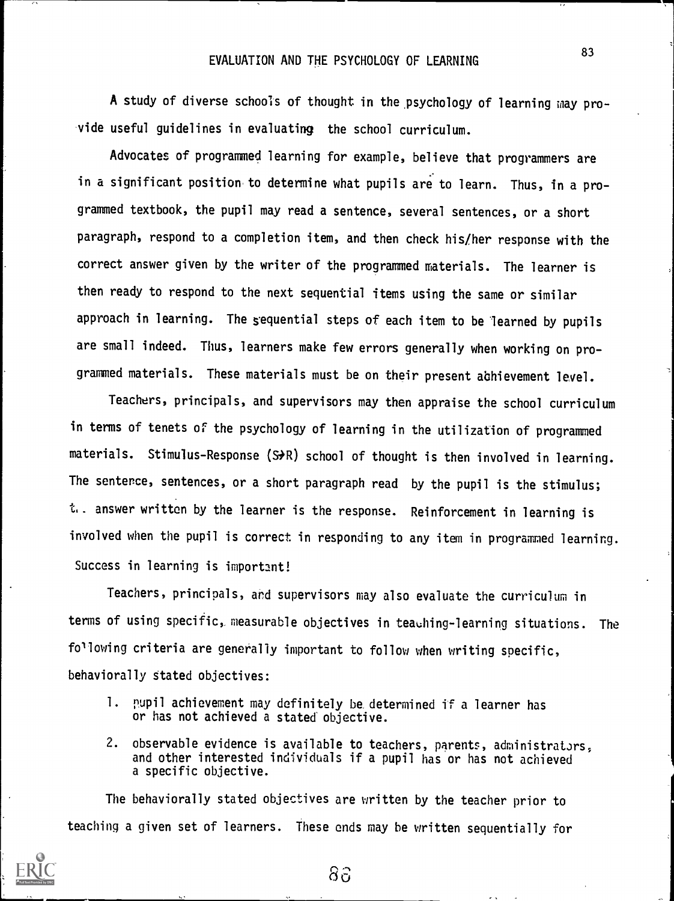## EVALUATION AND THE PSYCHOLOGY OF LEARNING

A study of diverse schools of thought in the psychology of learning may provide useful guidelines in evaluating the school curriculum.

Advocates of programmed learning for example, believe that programmers are in a significant position to determine what pupils are to learn. Thus, in a programmed textbook, the pupil may read a sentence, several sentences, or a short paragraph, respond to a completion item, and then check his/her response with the correct answer given by the writer of the programmed materials. The learner is then ready to respond to the next sequential items using the same or similar approach in learning. The sequential steps of each item to be learned by pupils are small indeed. Thus, learners make few errors generally when working on programmed materials. These materials must be on their present achievement level.

Teachers, principals, and supervisors may then appraise the school curriculum in terms of tenets of the psychology of learning in the utilization of programmed materials. Stimulus-Response (S→R) school of thought is then involved in learning. The sentence, sentences, or a short paragraph read by the pupil is the stimulus; the answer written by the learner is the response. Reinforcement in learning is involved when the pupil is correct in responding to any item in programmed learning. Success in learning is important!

Teachers, principals, and supervisors may also evaluate the curriculum in terms of using specific, measurable objectives in teaching-learning situations. The following criteria are generally important to follow when writing specific, behaviorally stated objectives:

1. pupil achievement may definitely be determined if a learner has or has not achieved a stated objective.
2. observable evidence is available to teachers, parents, administrators, and other interested individuals if a pupil has or has not achieved a specific objective.

The behaviorally stated objectives are written by the teacher prior to teaching a given set of learners. These ends may be written sequentially for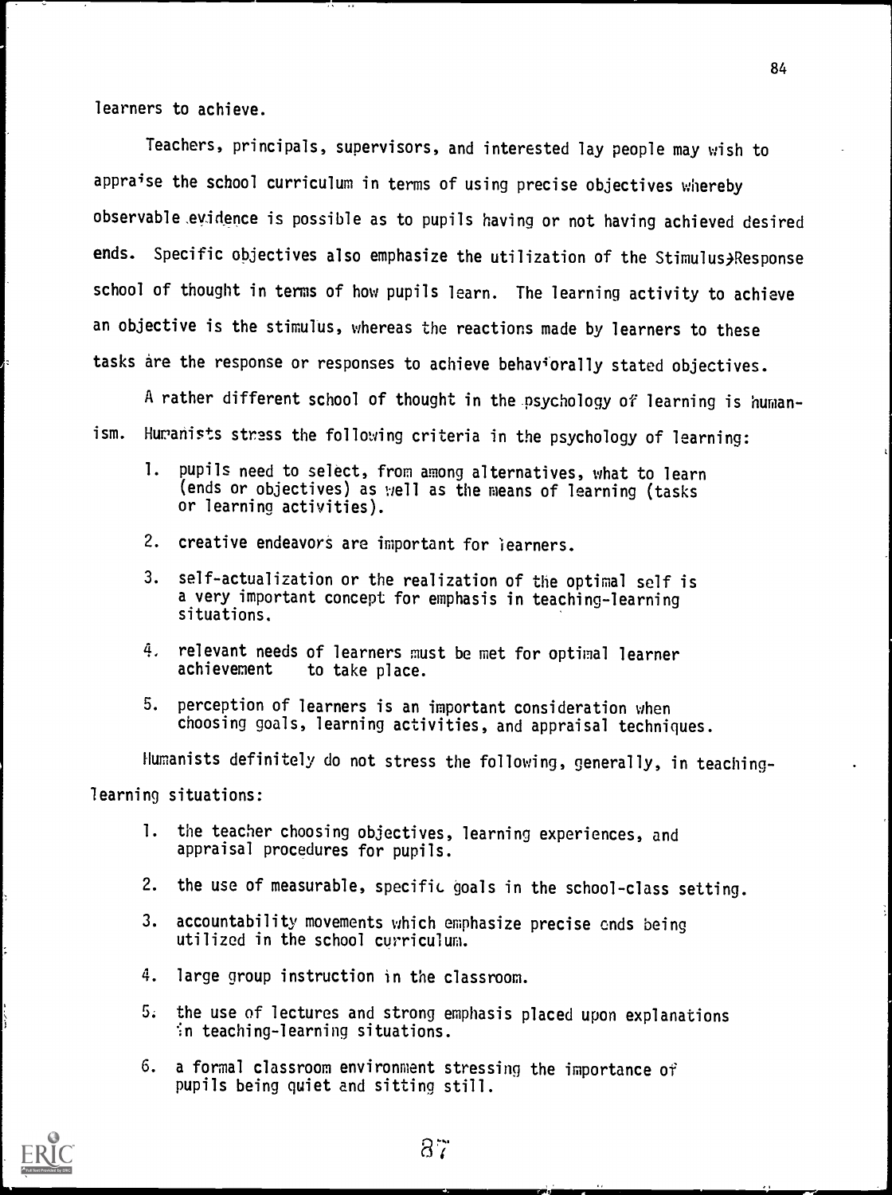learners to achieve.

Teachers, principals, supervisors, and interested lay people may wish to appraise the school curriculum in terms of using precise objectives whereby observable evidence is possible as to pupils having or not having achieved desired ends. Specific objectives also emphasize the utilization of the Stimulus-Response school of thought in terms of how pupils learn. The learning activity to achieve an objective is the stimulus, whereas the reactions made by learners to these tasks are the response or responses to achieve behaviorally stated objectives.

A rather different school of thought in the psychology of learning is humanism. Humanists stress the following criteria in the psychology of learning:

1. pupils need to select, from among alternatives, what to learn (ends or objectives) as well as the means of learning (tasks or learning activities).

2. creative endeavors are important for learners.

3. self-actualization or the realization of the optimal self is a very important concept for emphasis in teaching-learning situations.

4. relevant needs of learners must be met for optimal learner achievement to take place.

5. perception of learners is an important consideration when choosing goals, learning activities, and appraisal techniques.

Humanists definitely do not stress the following, generally, in teaching-learning situations:

1. the teacher choosing objectives, learning experiences, and appraisal procedures for pupils.

2. the use of measurable, specific goals in the school-class setting.

3. accountability movements which emphasize precise ends being utilized in the school curriculum.

4. large group instruction in the classroom.

5. the use of lectures and strong emphasis placed upon explanations in teaching-learning situations.

6. a formal classroom environment stressing the importance of pupils being quiet and sitting still.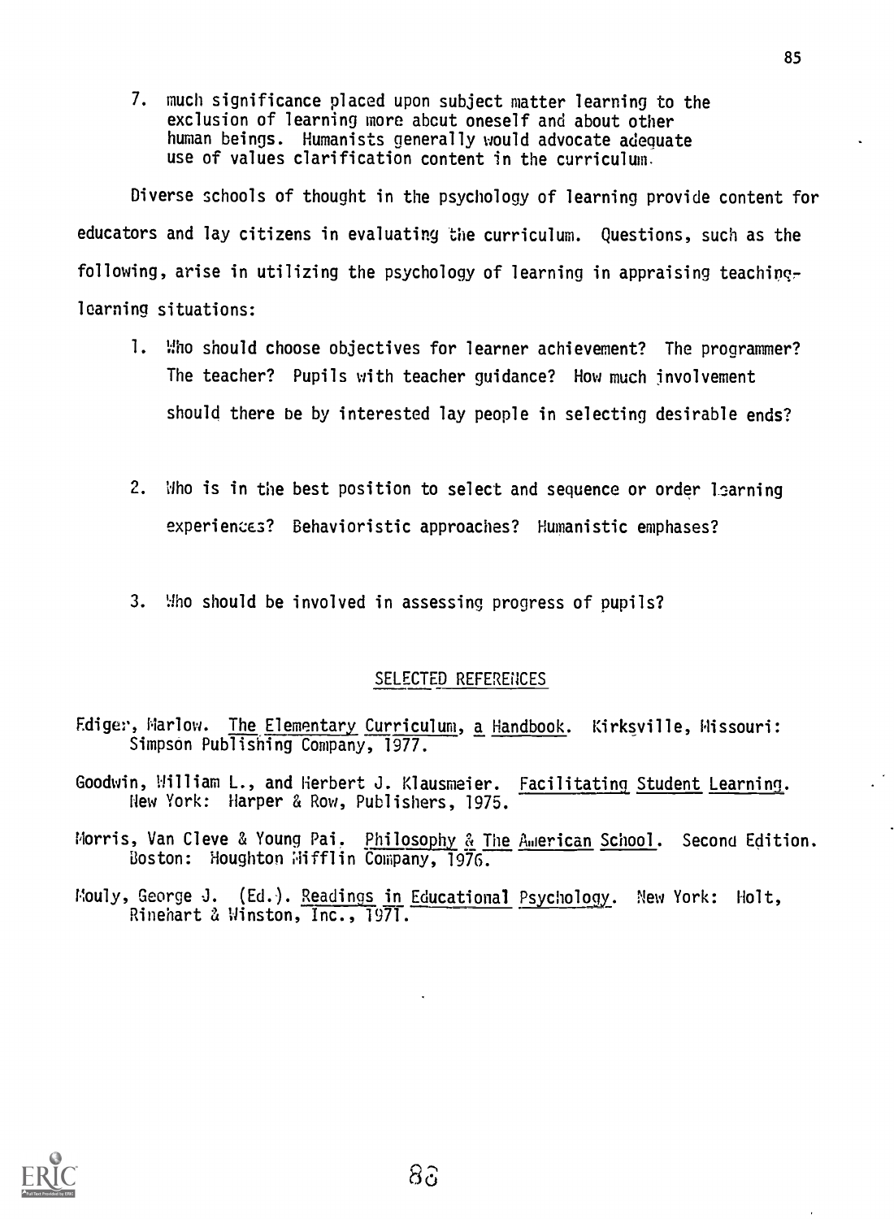7. much significance placed upon subject matter learning to the exclusion of learning more about oneself and about other human beings. Humanists generally would advocate adequate use of values clarification content in the curriculum.

Diverse schools of thought in the psychology of learning provide content for educators and lay citizens in evaluating the curriculum. Questions, such as the following, arise in utilizing the psychology of learning in appraising teaching-learning situations:

1. Who should choose objectives for learner achievement? The programmer? The teacher? Pupils with teacher guidance? How much involvement should there be by interested lay people in selecting desirable ends?

2. Who is in the best position to select and sequence or order learning experiences? Behavioristic approaches? Humanistic emphases?

3. Who should be involved in assessing progress of pupils?

## SELECTED REFERENCES

Ediger, Marlow. The Elementary Curriculum, a Handbook. Kirksville, Missouri: Simpson Publishing Company, 1977.

Goodwin, William L., and Herbert J. Klausmeier. Facilitating Student Learning. New York: Harper & Row, Publishers, 1975.

Morris, Van Cleve & Young Pai. Philosophy & The American School. Second Edition. Boston: Houghton Mifflin Company, 1976.

Mouly, George J. (Ed.). Readings in Educational Psychology. New York: Holt, Rinehart & Winston, Inc., 1971.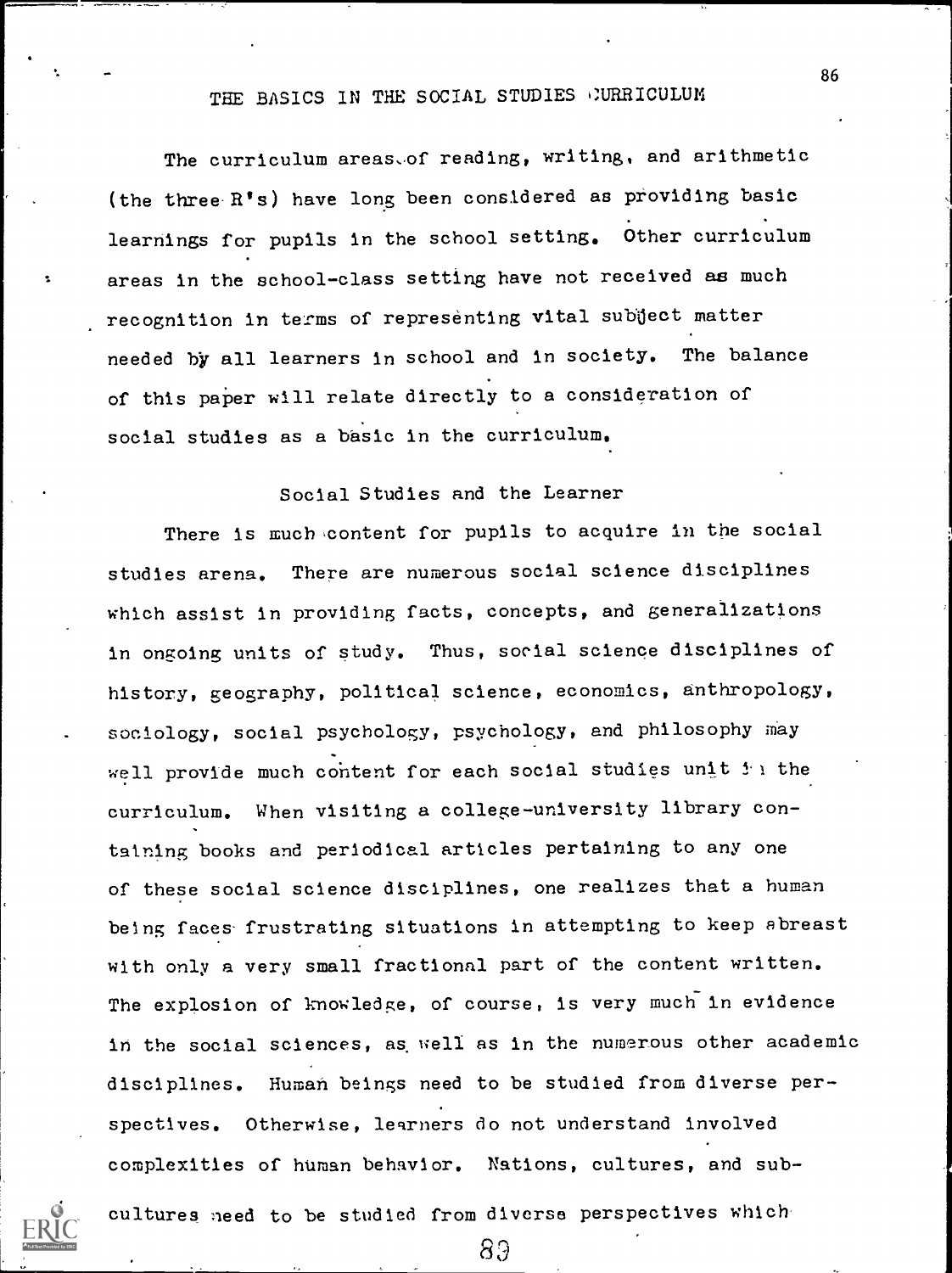# THE BASICS IN THE SOCIAL STUDIES CURRICULUM

The curriculum areas of reading, writing, and arithmetic (the three R's) have long been considered as providing basic learnings for pupils in the school setting. Other curriculum areas in the school-class setting have not received as much recognition in terms of representing vital subject matter needed by all learners in school and in society. The balance of this paper will relate directly to a consideration of social studies as a basic in the curriculum.

## Social Studies and the Learner

There is much content for pupils to acquire in the social studies arena. There are numerous social science disciplines which assist in providing facts, concepts, and generalizations in ongoing units of study. Thus, social science disciplines of history, geography, political science, economics, anthropology, sociology, social psychology, psychology, and philosophy may well provide much content for each social studies unit in the curriculum. When visiting a college-university library containing books and periodical articles pertaining to any one of these social science disciplines, one realizes that a human being faces frustrating situations in attempting to keep abreast with only a very small fractional part of the content written. The explosion of knowledge, of course, is very much in evidence in the social sciences, as well as in the numerous other academic disciplines. Human beings need to be studied from diverse perspectives. Otherwise, learners do not understand involved complexities of human behavior. Nations, cultures, and subcultures need to be studied from diverse perspectives which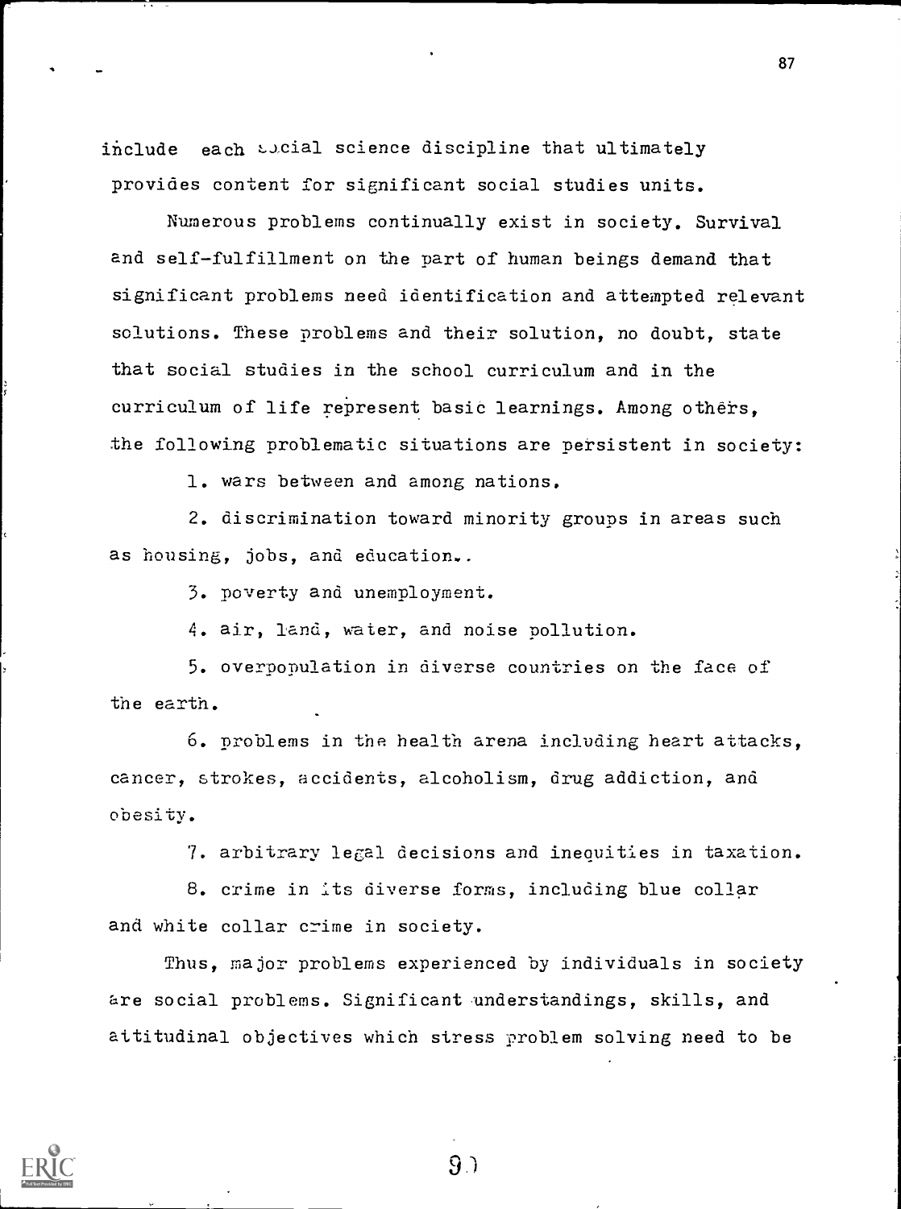include each social science discipline that ultimately provides content for significant social studies units.

Numerous problems continually exist in society. Survival and self-fulfillment on the part of human beings demand that significant problems need identification and attempted relevant solutions. These problems and their solution, no doubt, state that social studies in the school curriculum and in the curriculum of life represent basic learnings. Among others, the following problematic situations are persistent in society:

1. wars between and among nations.

2. discrimination toward minority groups in areas such as housing, jobs, and education..

3. poverty and unemployment.

4. air, land, water, and noise pollution.

5. overpopulation in diverse countries on the face of the earth.

6. problems in the health arena including heart attacks, cancer, strokes, accidents, alcoholism, drug addiction, and obesity.

7. arbitrary legal decisions and inequities in taxation.

8. crime in its diverse forms, including blue collar and white collar crime in society.

Thus, major problems experienced by individuals in society are social problems. Significant understandings, skills, and attitudinal objectives which stress problem solving need to be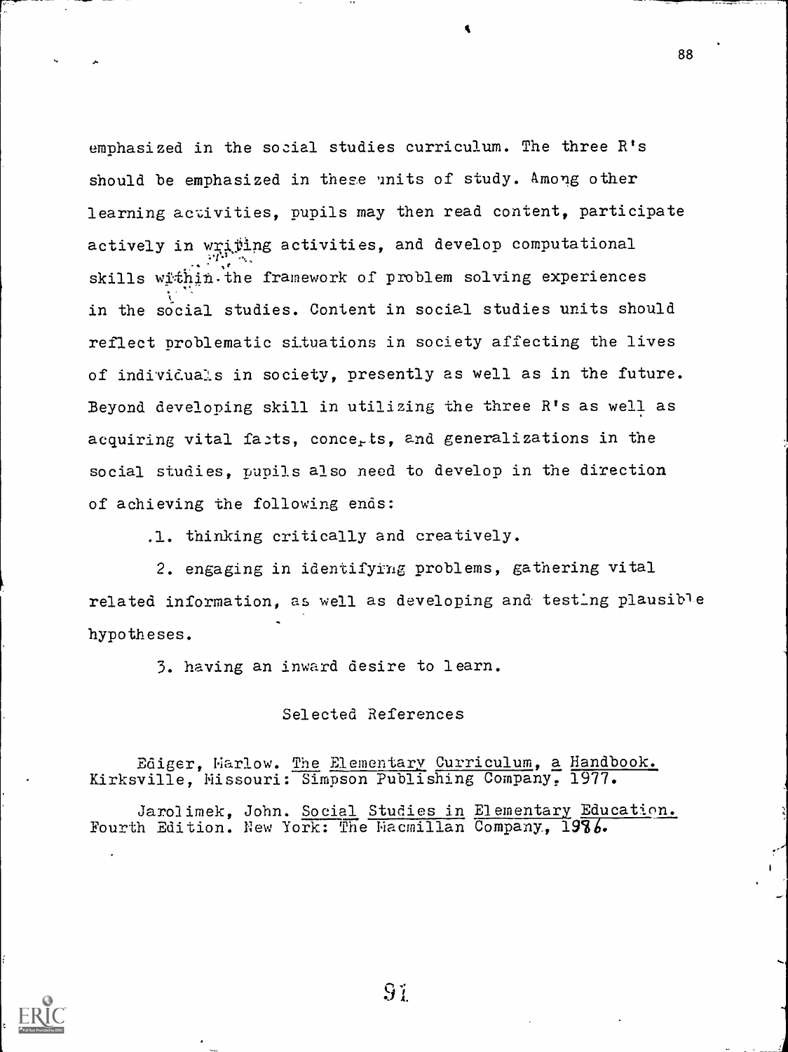emphasized in the social studies curriculum. The three R's should be emphasized in these units of study. Among other learning activities, pupils may then read content, participate actively in writing activities, and develop computational skills within the framework of problem solving experiences in the social studies. Content in social studies units should reflect problematic situations in society affecting the lives of individuals in society, presently as well as in the future. Beyond developing skill in utilizing the three R's as well as acquiring vital facts, concepts, and generalizations in the social studies, pupils also need to develop in the direction of achieving the following ends:

1. thinking critically and creatively.

2. engaging in identifying problems, gathering vital related information, as well as developing and testing plausible hypotheses.

3. having an inward desire to learn.

## Selected References

Ediger, Marlow. The Elementary Curriculum, a Handbook. Kirksville, Missouri: Simpson Publishing Company, 1977.

Jarolimek, John. Social Studies in Elementary Education. Fourth Edition. New York: The Macmillan Company, 1986.